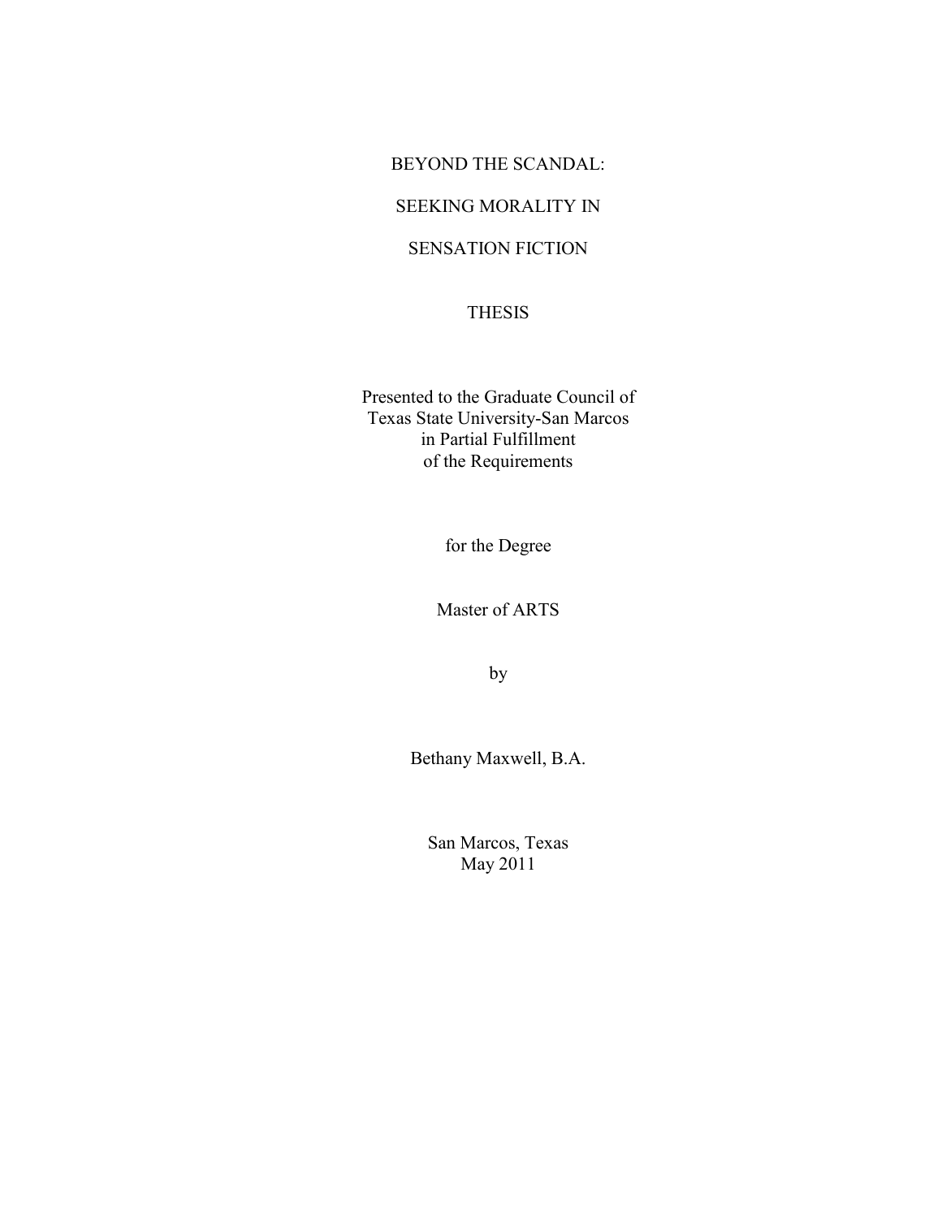# BEYOND THE SCANDAL:

# SEEKING MORALITY IN

# SENSATION FICTION

## THESIS

Presented to the Graduate Council of
Texas State University-San Marcos
in Partial Fulfillment
of the Requirements

for the Degree

Master of ARTS

by

Bethany Maxwell, B.A.

San Marcos, Texas
May 2011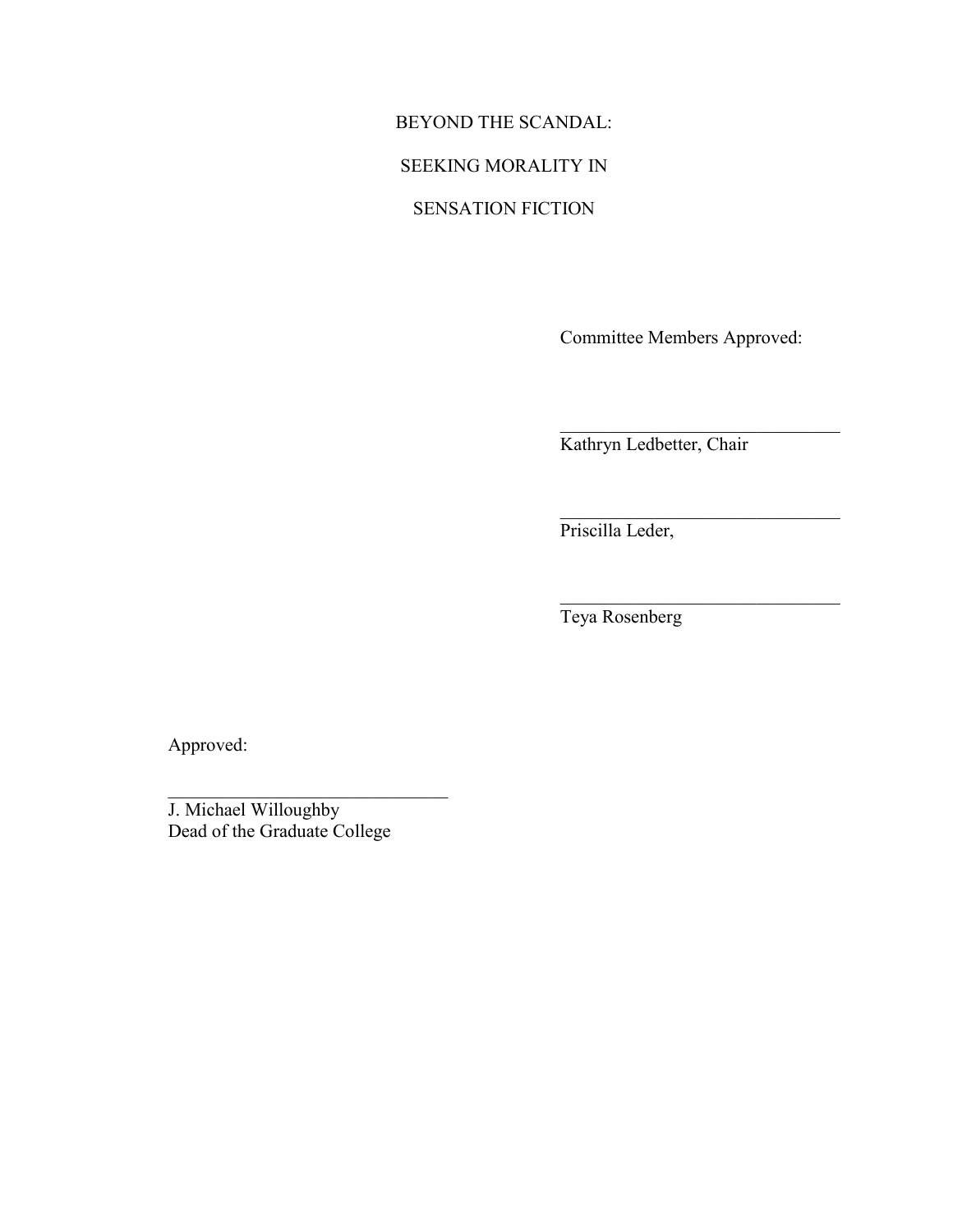BEYOND THE SCANDAL:

SEEKING MORALITY IN

SENSATION FICTION

Committee Members Approved:

\_\_\_\_\_\_\_\_\_\_\_\_\_\_\_\_\_\_\_\_\_\_\_\_\_\_\_\_\_\_\_
Kathryn Ledbetter, Chair

\_\_\_\_\_\_\_\_\_\_\_\_\_\_\_\_\_\_\_\_\_\_\_\_\_\_\_\_\_\_\_
Priscilla Leder,

\_\_\_\_\_\_\_\_\_\_\_\_\_\_\_\_\_\_\_\_\_\_\_\_\_\_\_\_\_\_\_
Teya Rosenberg

Approved:

\_\_\_\_\_\_\_\_\_\_\_\_\_\_\_\_\_\_\_\_\_\_\_\_\_\_\_\_\_\_\_
J. Michael Willoughby
Dead of the Graduate College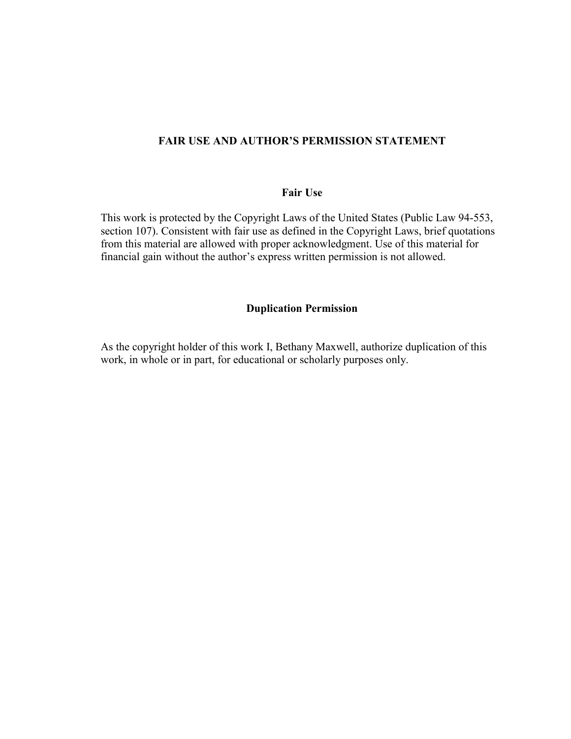# FAIR USE AND AUTHOR'S PERMISSION STATEMENT

## Fair Use

This work is protected by the Copyright Laws of the United States (Public Law 94-553, section 107). Consistent with fair use as defined in the Copyright Laws, brief quotations from this material are allowed with proper acknowledgment. Use of this material for financial gain without the author's express written permission is not allowed.

## Duplication Permission

As the copyright holder of this work I, Bethany Maxwell, authorize duplication of this work, in whole or in part, for educational or scholarly purposes only.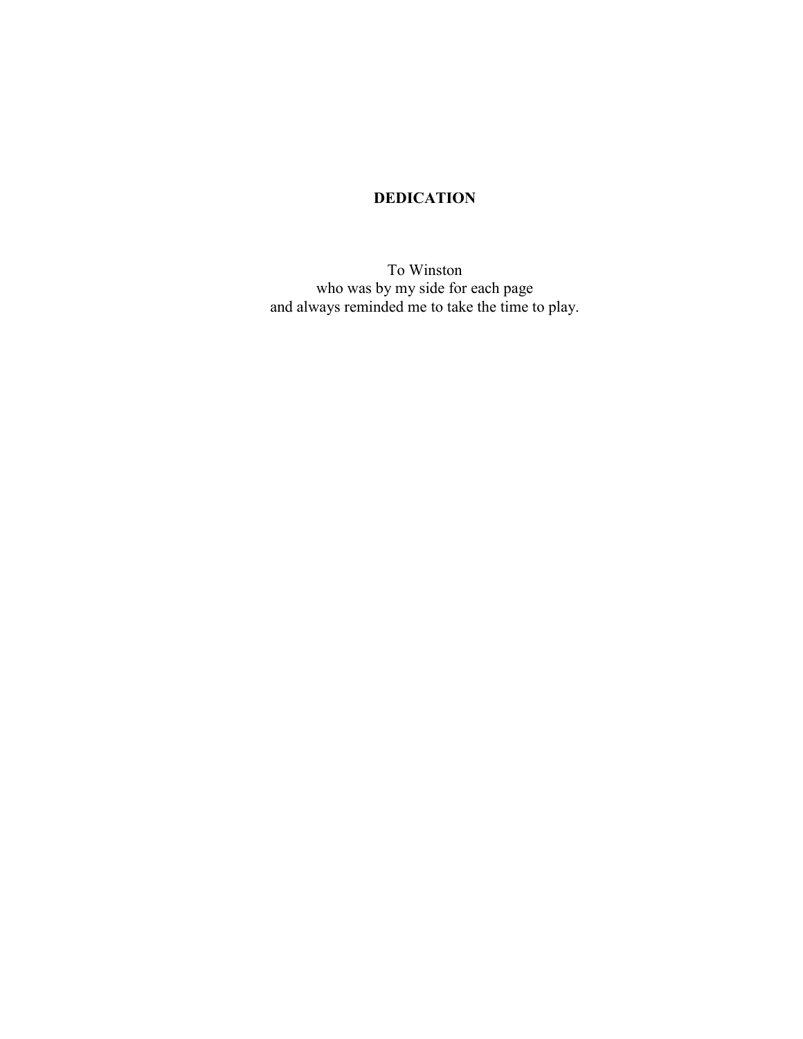**DEDICATION**

To Winston
who was by my side for each page
and always reminded me to take the time to play.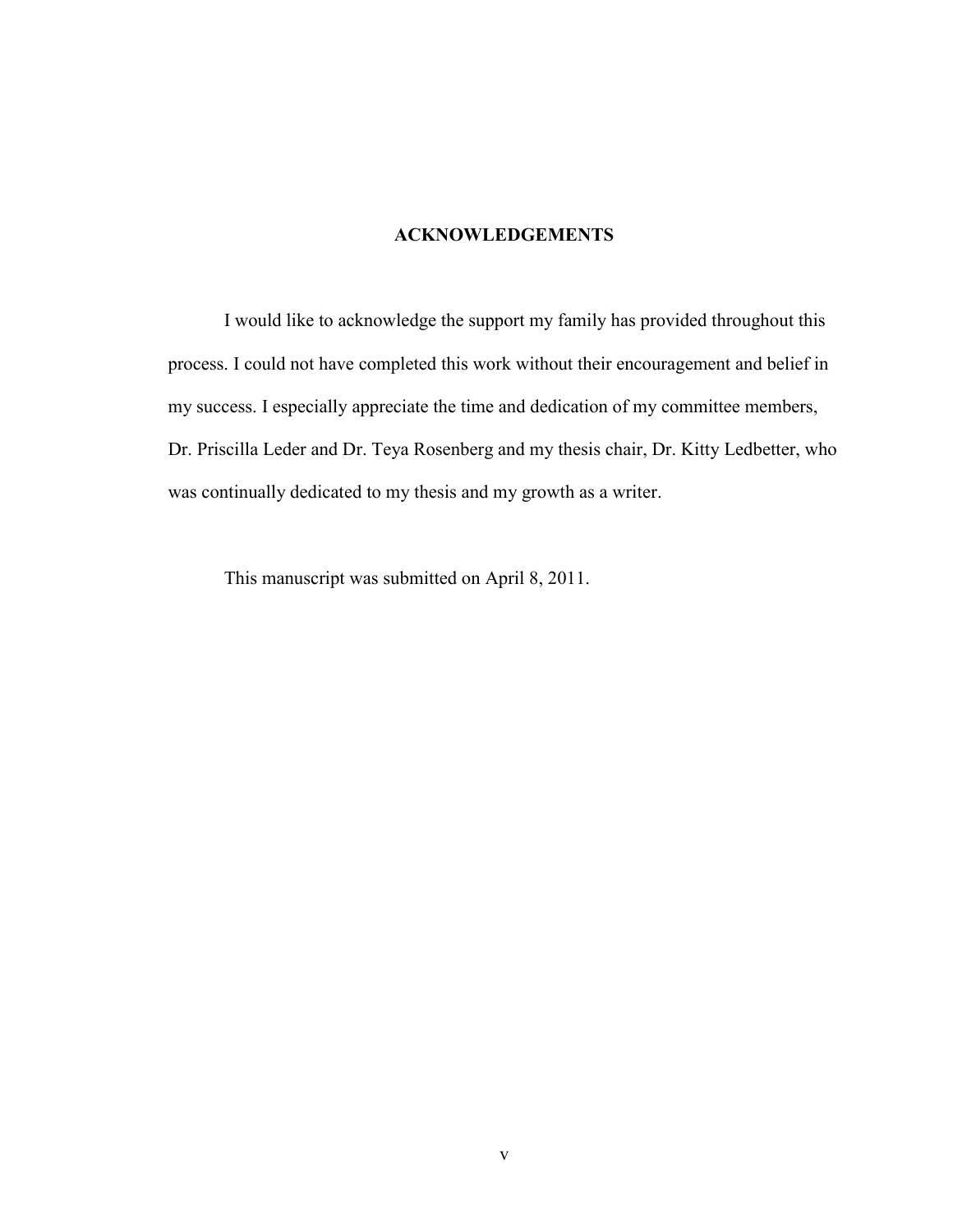# ACKNOWLEDGEMENTS

I would like to acknowledge the support my family has provided throughout this process. I could not have completed this work without their encouragement and belief in my success. I especially appreciate the time and dedication of my committee members, Dr. Priscilla Leder and Dr. Teya Rosenberg and my thesis chair, Dr. Kitty Ledbetter, who was continually dedicated to my thesis and my growth as a writer.

This manuscript was submitted on April 8, 2011.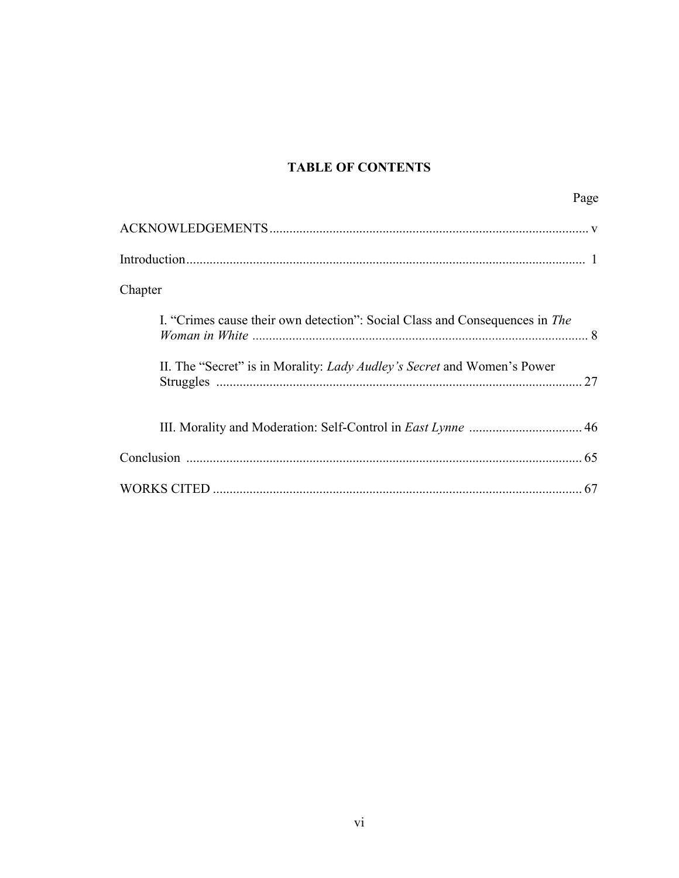# TABLE OF CONTENTS

Page

ACKNOWLEDGEMENTS ........................................................................................ v

Introduction ........................................................................................................ 1

Chapter

I. "Crimes cause their own detection": Social Class and Consequences in *The Woman in White* ........................................................................................ 8

II. The "Secret" is in Morality: *Lady Audley's Secret* and Women's Power Struggles ........................................................................................................ 27

III. Morality and Moderation: Self-Control in *East Lynne* .................................. 46

Conclusion ........................................................................................................ 65

WORKS CITED ................................................................................................ 67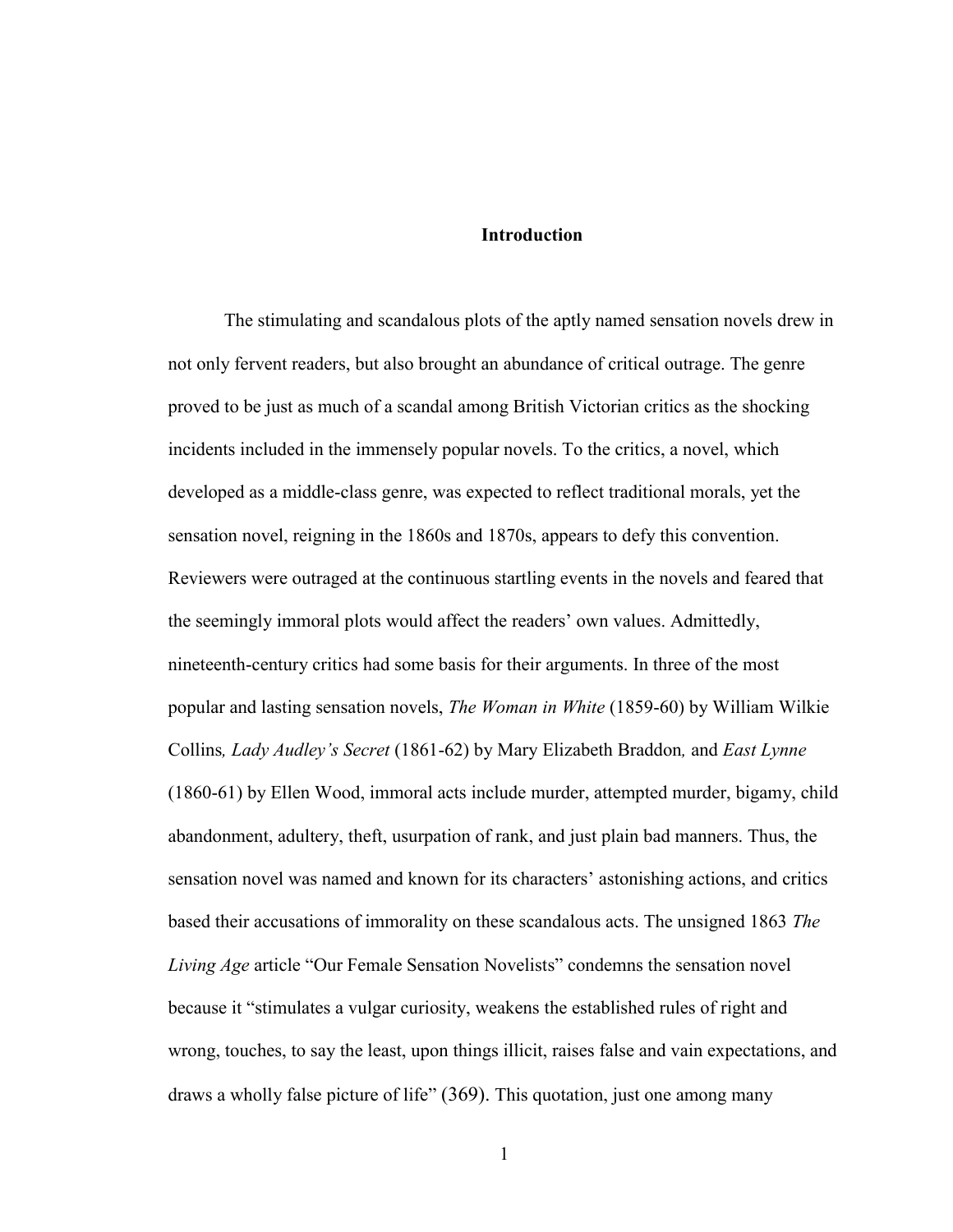# Introduction

The stimulating and scandalous plots of the aptly named sensation novels drew in not only fervent readers, but also brought an abundance of critical outrage. The genre proved to be just as much of a scandal among British Victorian critics as the shocking incidents included in the immensely popular novels. To the critics, a novel, which developed as a middle-class genre, was expected to reflect traditional morals, yet the sensation novel, reigning in the 1860s and 1870s, appears to defy this convention. Reviewers were outraged at the continuous startling events in the novels and feared that the seemingly immoral plots would affect the readers' own values. Admittedly, nineteenth-century critics had some basis for their arguments. In three of the most popular and lasting sensation novels, *The Woman in White* (1859-60) by William Wilkie Collins, *Lady Audley's Secret* (1861-62) by Mary Elizabeth Braddon, and *East Lynne* (1860-61) by Ellen Wood, immoral acts include murder, attempted murder, bigamy, child abandonment, adultery, theft, usurpation of rank, and just plain bad manners. Thus, the sensation novel was named and known for its characters' astonishing actions, and critics based their accusations of immorality on these scandalous acts. The unsigned 1863 *The Living Age* article "Our Female Sensation Novelists" condemns the sensation novel because it "stimulates a vulgar curiosity, weakens the established rules of right and wrong, touches, to say the least, upon things illicit, raises false and vain expectations, and draws a wholly false picture of life" (369). This quotation, just one among many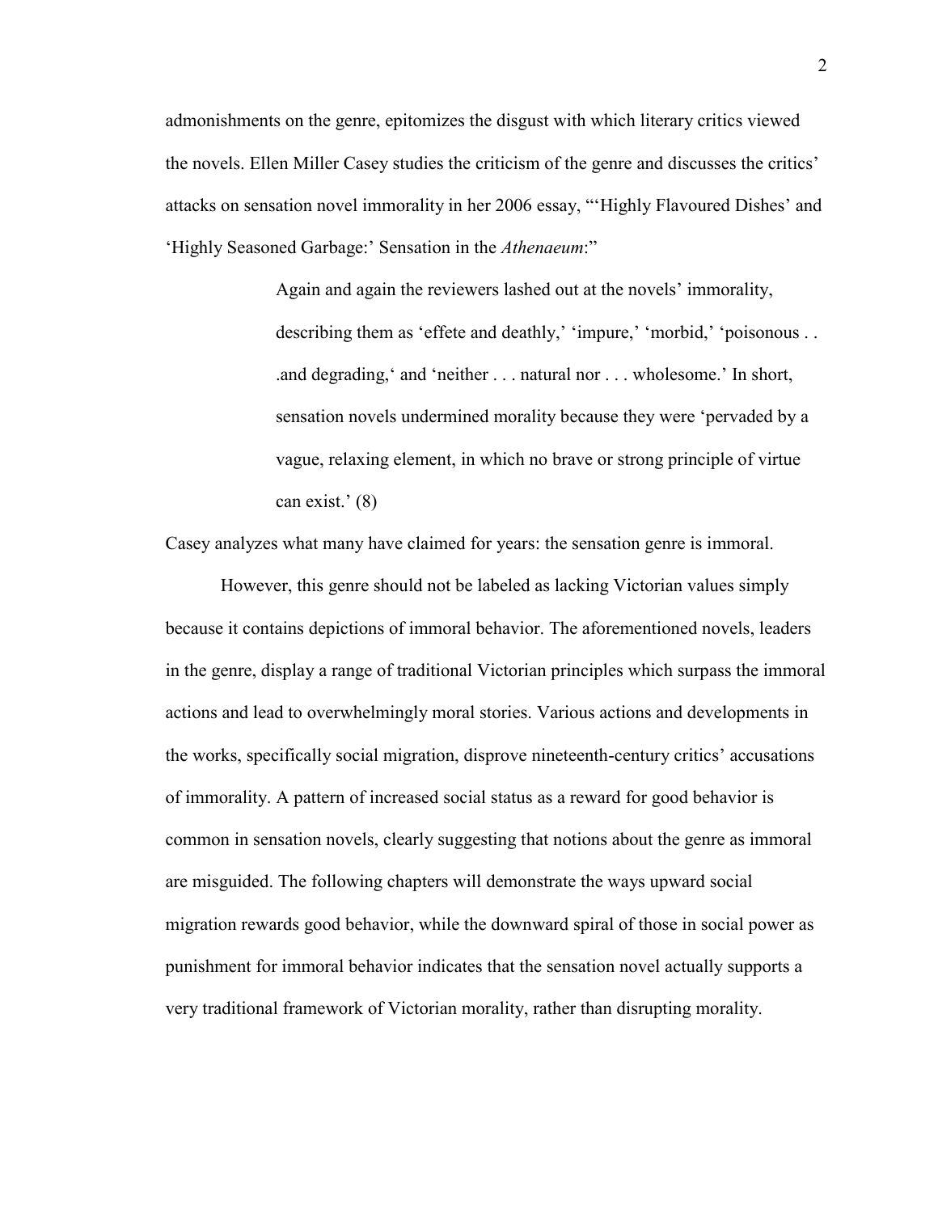admonishments on the genre, epitomizes the disgust with which literary critics viewed the novels. Ellen Miller Casey studies the criticism of the genre and discusses the critics' attacks on sensation novel immorality in her 2006 essay, "'Highly Flavoured Dishes' and 'Highly Seasoned Garbage:' Sensation in the *Athenaeum*:"

> Again and again the reviewers lashed out at the novels' immorality, describing them as 'effete and deathly,' 'impure,' 'morbid,' 'poisonous . . .and degrading,' and 'neither . . . natural nor . . . wholesome.' In short, sensation novels undermined morality because they were 'pervaded by a vague, relaxing element, in which no brave or strong principle of virtue can exist.' (8)

Casey analyzes what many have claimed for years: the sensation genre is immoral.

However, this genre should not be labeled as lacking Victorian values simply because it contains depictions of immoral behavior. The aforementioned novels, leaders in the genre, display a range of traditional Victorian principles which surpass the immoral actions and lead to overwhelmingly moral stories. Various actions and developments in the works, specifically social migration, disprove nineteenth-century critics' accusations of immorality. A pattern of increased social status as a reward for good behavior is common in sensation novels, clearly suggesting that notions about the genre as immoral are misguided. The following chapters will demonstrate the ways upward social migration rewards good behavior, while the downward spiral of those in social power as punishment for immoral behavior indicates that the sensation novel actually supports a very traditional framework of Victorian morality, rather than disrupting morality.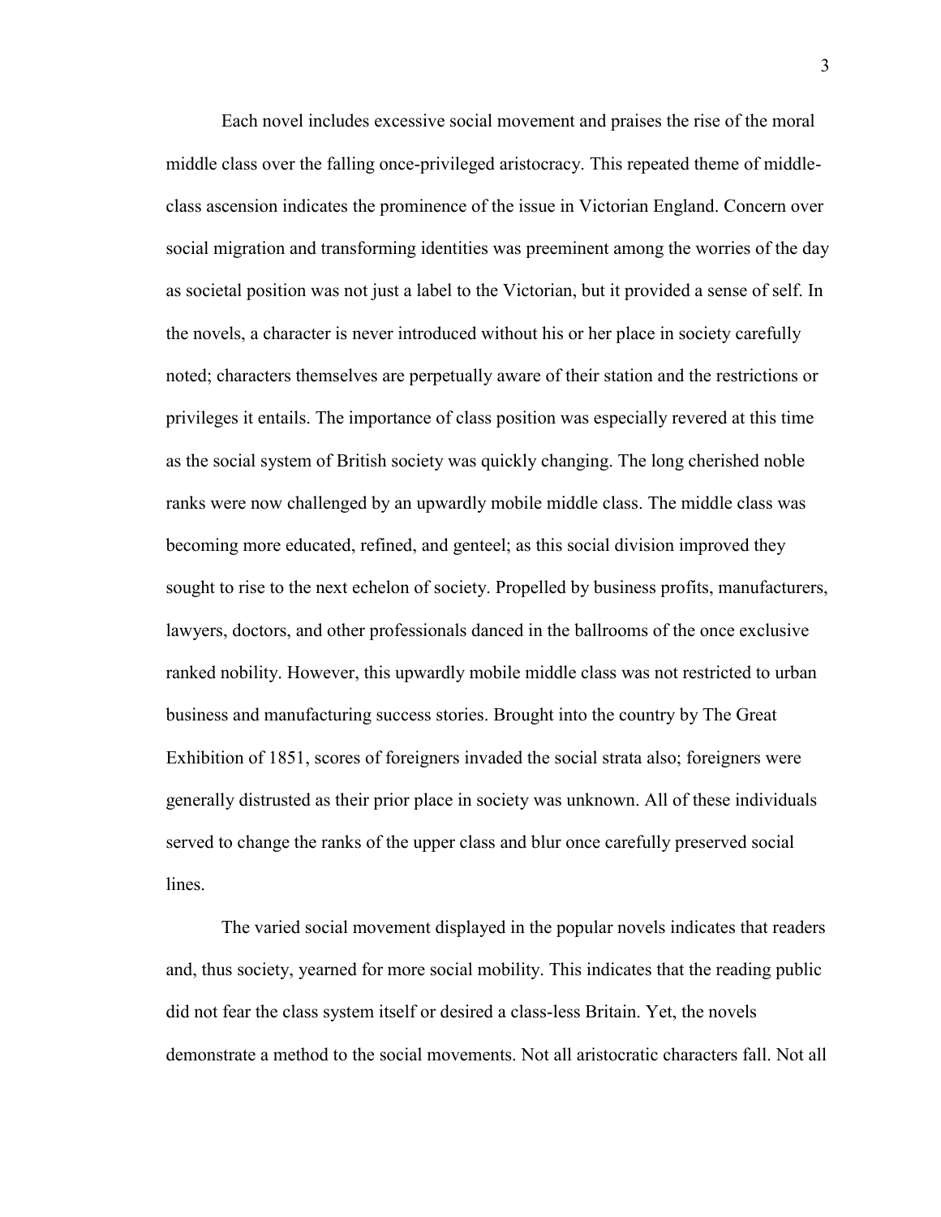Each novel includes excessive social movement and praises the rise of the moral middle class over the falling once-privileged aristocracy. This repeated theme of middle-class ascension indicates the prominence of the issue in Victorian England. Concern over social migration and transforming identities was preeminent among the worries of the day as societal position was not just a label to the Victorian, but it provided a sense of self. In the novels, a character is never introduced without his or her place in society carefully noted; characters themselves are perpetually aware of their station and the restrictions or privileges it entails. The importance of class position was especially revered at this time as the social system of British society was quickly changing. The long cherished noble ranks were now challenged by an upwardly mobile middle class. The middle class was becoming more educated, refined, and genteel; as this social division improved they sought to rise to the next echelon of society. Propelled by business profits, manufacturers, lawyers, doctors, and other professionals danced in the ballrooms of the once exclusive ranked nobility. However, this upwardly mobile middle class was not restricted to urban business and manufacturing success stories. Brought into the country by The Great Exhibition of 1851, scores of foreigners invaded the social strata also; foreigners were generally distrusted as their prior place in society was unknown. All of these individuals served to change the ranks of the upper class and blur once carefully preserved social lines.

The varied social movement displayed in the popular novels indicates that readers and, thus society, yearned for more social mobility. This indicates that the reading public did not fear the class system itself or desired a class-less Britain. Yet, the novels demonstrate a method to the social movements. Not all aristocratic characters fall. Not all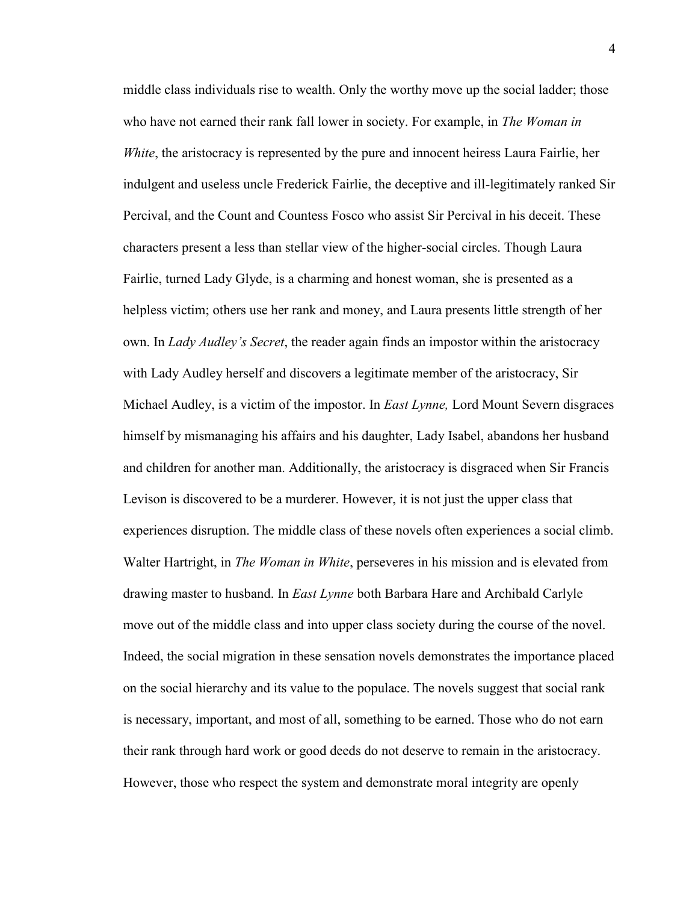middle class individuals rise to wealth. Only the worthy move up the social ladder; those who have not earned their rank fall lower in society. For example, in *The Woman in White*, the aristocracy is represented by the pure and innocent heiress Laura Fairlie, her indulgent and useless uncle Frederick Fairlie, the deceptive and ill-legitimately ranked Sir Percival, and the Count and Countess Fosco who assist Sir Percival in his deceit. These characters present a less than stellar view of the higher-social circles. Though Laura Fairlie, turned Lady Glyde, is a charming and honest woman, she is presented as a helpless victim; others use her rank and money, and Laura presents little strength of her own. In *Lady Audley's Secret*, the reader again finds an impostor within the aristocracy with Lady Audley herself and discovers a legitimate member of the aristocracy, Sir Michael Audley, is a victim of the impostor. In *East Lynne,* Lord Mount Severn disgraces himself by mismanaging his affairs and his daughter, Lady Isabel, abandons her husband and children for another man. Additionally, the aristocracy is disgraced when Sir Francis Levison is discovered to be a murderer. However, it is not just the upper class that experiences disruption. The middle class of these novels often experiences a social climb. Walter Hartright, in *The Woman in White*, perseveres in his mission and is elevated from drawing master to husband. In *East Lynne* both Barbara Hare and Archibald Carlyle move out of the middle class and into upper class society during the course of the novel. Indeed, the social migration in these sensation novels demonstrates the importance placed on the social hierarchy and its value to the populace. The novels suggest that social rank is necessary, important, and most of all, something to be earned. Those who do not earn their rank through hard work or good deeds do not deserve to remain in the aristocracy. However, those who respect the system and demonstrate moral integrity are openly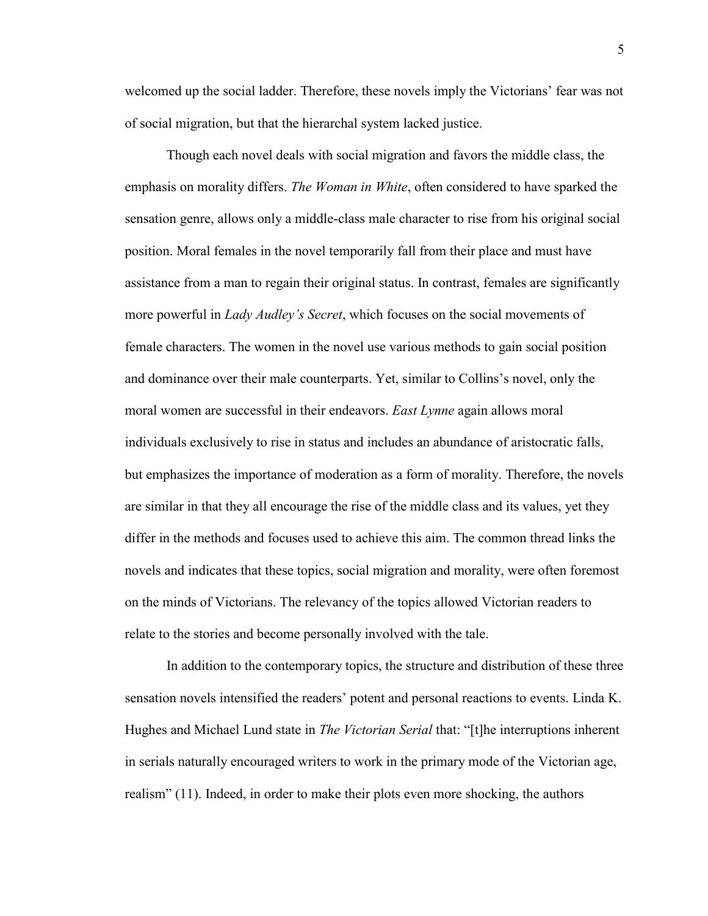welcomed up the social ladder. Therefore, these novels imply the Victorians' fear was not of social migration, but that the hierarchal system lacked justice.

Though each novel deals with social migration and favors the middle class, the emphasis on morality differs. *The Woman in White*, often considered to have sparked the sensation genre, allows only a middle-class male character to rise from his original social position. Moral females in the novel temporarily fall from their place and must have assistance from a man to regain their original status. In contrast, females are significantly more powerful in *Lady Audley's Secret*, which focuses on the social movements of female characters. The women in the novel use various methods to gain social position and dominance over their male counterparts. Yet, similar to Collins's novel, only the moral women are successful in their endeavors. *East Lynne* again allows moral individuals exclusively to rise in status and includes an abundance of aristocratic falls, but emphasizes the importance of moderation as a form of morality. Therefore, the novels are similar in that they all encourage the rise of the middle class and its values, yet they differ in the methods and focuses used to achieve this aim. The common thread links the novels and indicates that these topics, social migration and morality, were often foremost on the minds of Victorians. The relevancy of the topics allowed Victorian readers to relate to the stories and become personally involved with the tale.

In addition to the contemporary topics, the structure and distribution of these three sensation novels intensified the readers' potent and personal reactions to events. Linda K. Hughes and Michael Lund state in *The Victorian Serial* that: "[t]he interruptions inherent in serials naturally encouraged writers to work in the primary mode of the Victorian age, realism" (11). Indeed, in order to make their plots even more shocking, the authors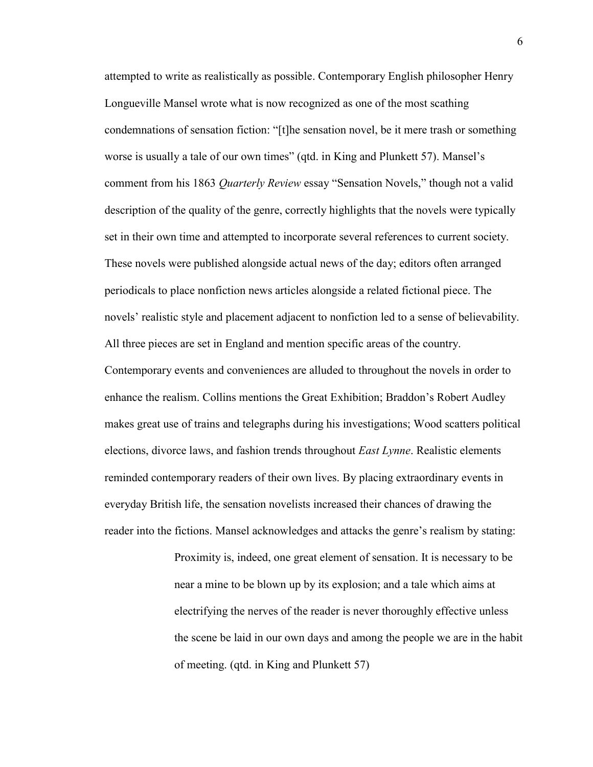attempted to write as realistically as possible. Contemporary English philosopher Henry Longueville Mansel wrote what is now recognized as one of the most scathing condemnations of sensation fiction: "[t]he sensation novel, be it mere trash or something worse is usually a tale of our own times" (qtd. in King and Plunkett 57). Mansel's comment from his 1863 *Quarterly Review* essay "Sensation Novels," though not a valid description of the quality of the genre, correctly highlights that the novels were typically set in their own time and attempted to incorporate several references to current society. These novels were published alongside actual news of the day; editors often arranged periodicals to place nonfiction news articles alongside a related fictional piece. The novels' realistic style and placement adjacent to nonfiction led to a sense of believability. All three pieces are set in England and mention specific areas of the country. Contemporary events and conveniences are alluded to throughout the novels in order to enhance the realism. Collins mentions the Great Exhibition; Braddon's Robert Audley makes great use of trains and telegraphs during his investigations; Wood scatters political elections, divorce laws, and fashion trends throughout *East Lynne*. Realistic elements reminded contemporary readers of their own lives. By placing extraordinary events in everyday British life, the sensation novelists increased their chances of drawing the reader into the fictions. Mansel acknowledges and attacks the genre's realism by stating:

> Proximity is, indeed, one great element of sensation. It is necessary to be near a mine to be blown up by its explosion; and a tale which aims at electrifying the nerves of the reader is never thoroughly effective unless the scene be laid in our own days and among the people we are in the habit of meeting. (qtd. in King and Plunkett 57)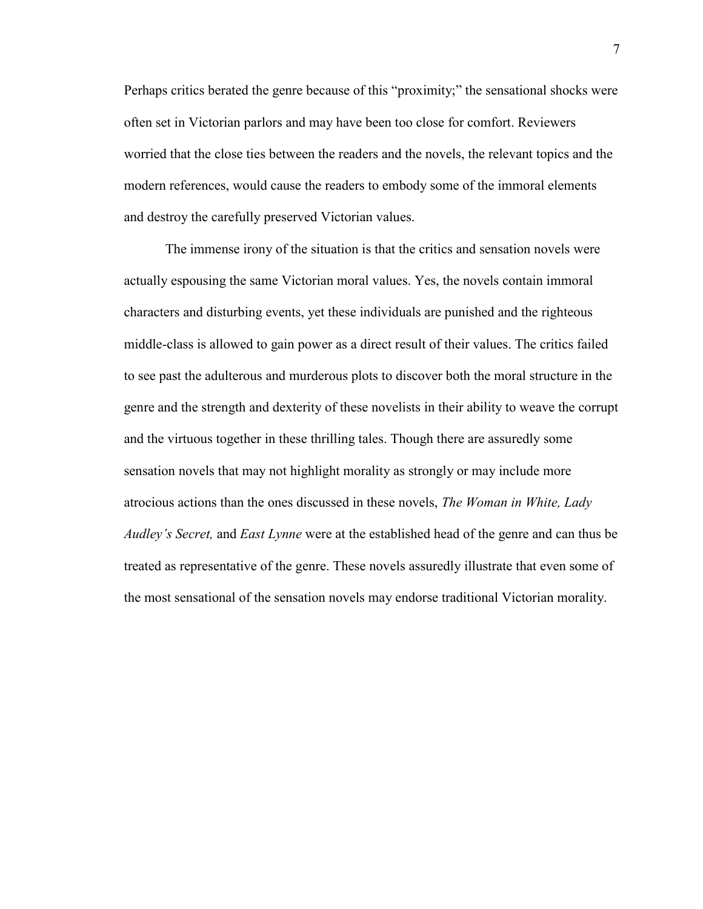Perhaps critics berated the genre because of this "proximity;" the sensational shocks were often set in Victorian parlors and may have been too close for comfort. Reviewers worried that the close ties between the readers and the novels, the relevant topics and the modern references, would cause the readers to embody some of the immoral elements and destroy the carefully preserved Victorian values.

The immense irony of the situation is that the critics and sensation novels were actually espousing the same Victorian moral values. Yes, the novels contain immoral characters and disturbing events, yet these individuals are punished and the righteous middle-class is allowed to gain power as a direct result of their values. The critics failed to see past the adulterous and murderous plots to discover both the moral structure in the genre and the strength and dexterity of these novelists in their ability to weave the corrupt and the virtuous together in these thrilling tales. Though there are assuredly some sensation novels that may not highlight morality as strongly or may include more atrocious actions than the ones discussed in these novels, *The Woman in White, Lady Audley's Secret,* and *East Lynne* were at the established head of the genre and can thus be treated as representative of the genre. These novels assuredly illustrate that even some of the most sensational of the sensation novels may endorse traditional Victorian morality.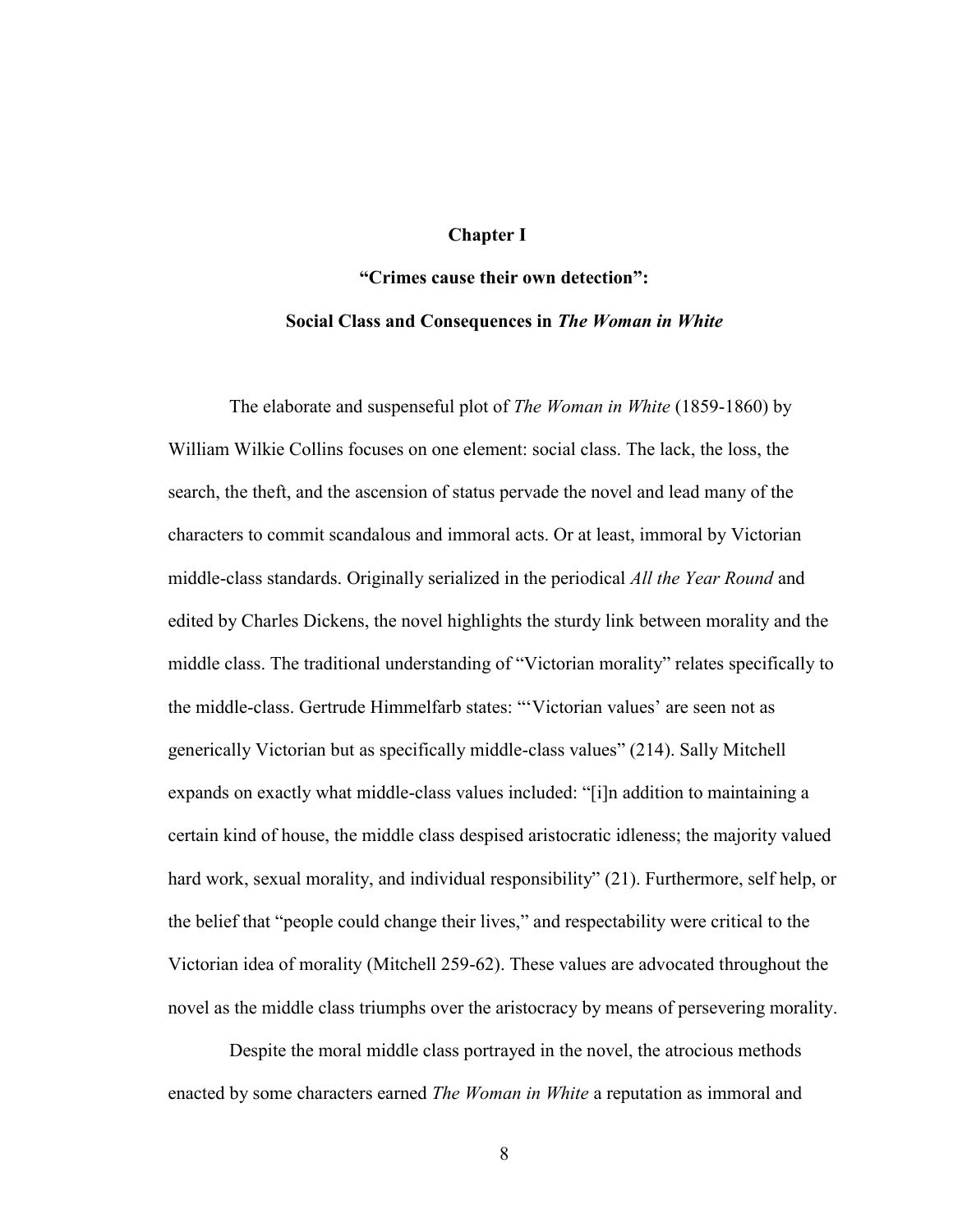# Chapter I

## "Crimes cause their own detection":

## Social Class and Consequences in *The Woman in White*

The elaborate and suspenseful plot of *The Woman in White* (1859-1860) by William Wilkie Collins focuses on one element: social class. The lack, the loss, the search, the theft, and the ascension of status pervade the novel and lead many of the characters to commit scandalous and immoral acts. Or at least, immoral by Victorian middle-class standards. Originally serialized in the periodical *All the Year Round* and edited by Charles Dickens, the novel highlights the sturdy link between morality and the middle class. The traditional understanding of "Victorian morality" relates specifically to the middle-class. Gertrude Himmelfarb states: "'Victorian values' are seen not as generically Victorian but as specifically middle-class values" (214). Sally Mitchell expands on exactly what middle-class values included: "[i]n addition to maintaining a certain kind of house, the middle class despised aristocratic idleness; the majority valued hard work, sexual morality, and individual responsibility" (21). Furthermore, self help, or the belief that "people could change their lives," and respectability were critical to the Victorian idea of morality (Mitchell 259-62). These values are advocated throughout the novel as the middle class triumphs over the aristocracy by means of persevering morality.

Despite the moral middle class portrayed in the novel, the atrocious methods enacted by some characters earned *The Woman in White* a reputation as immoral and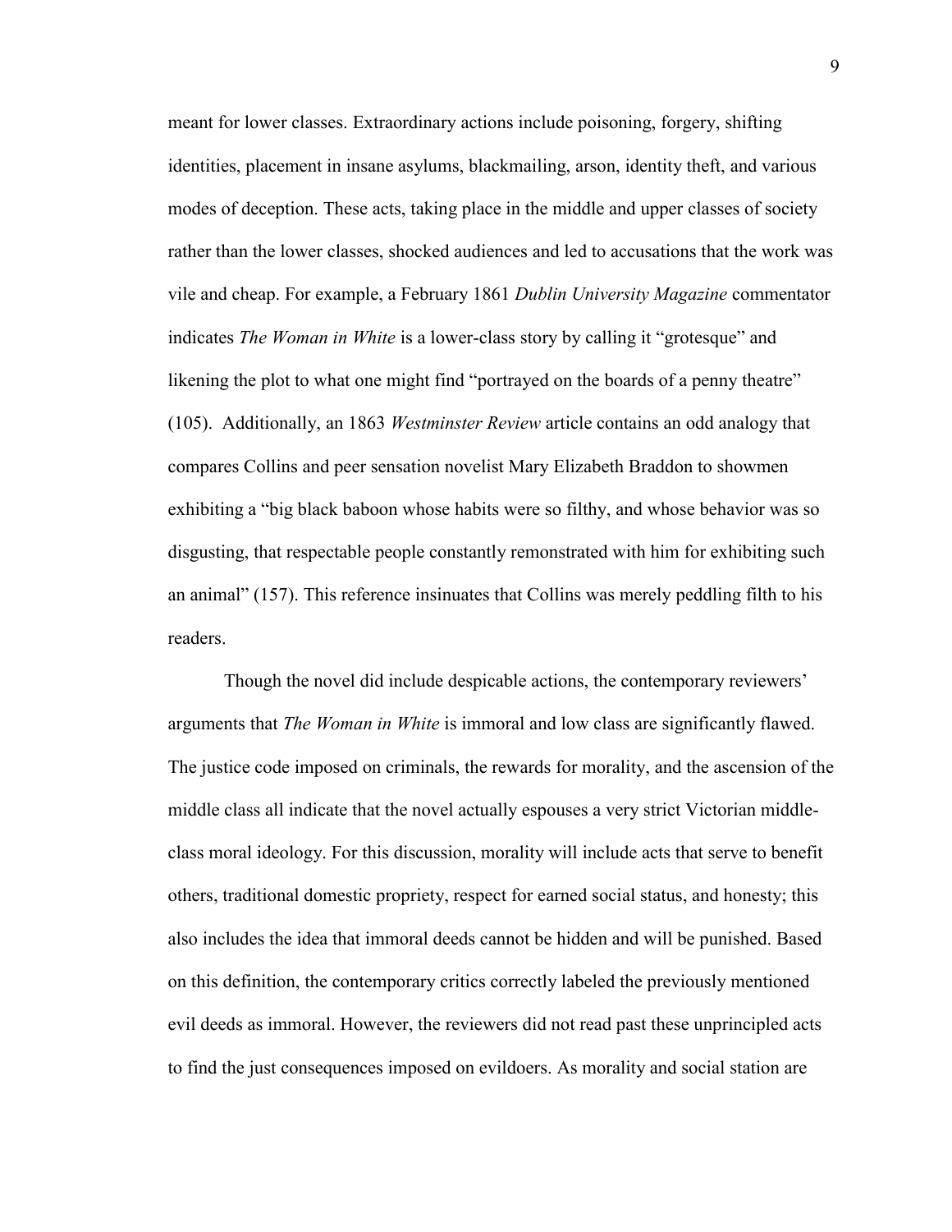meant for lower classes. Extraordinary actions include poisoning, forgery, shifting identities, placement in insane asylums, blackmailing, arson, identity theft, and various modes of deception. These acts, taking place in the middle and upper classes of society rather than the lower classes, shocked audiences and led to accusations that the work was vile and cheap. For example, a February 1861 *Dublin University Magazine* commentator indicates *The Woman in White* is a lower-class story by calling it "grotesque" and likening the plot to what one might find "portrayed on the boards of a penny theatre" (105). Additionally, an 1863 *Westminster Review* article contains an odd analogy that compares Collins and peer sensation novelist Mary Elizabeth Braddon to showmen exhibiting a "big black baboon whose habits were so filthy, and whose behavior was so disgusting, that respectable people constantly remonstrated with him for exhibiting such an animal" (157). This reference insinuates that Collins was merely peddling filth to his readers.

Though the novel did include despicable actions, the contemporary reviewers' arguments that *The Woman in White* is immoral and low class are significantly flawed. The justice code imposed on criminals, the rewards for morality, and the ascension of the middle class all indicate that the novel actually espouses a very strict Victorian middle-class moral ideology. For this discussion, morality will include acts that serve to benefit others, traditional domestic propriety, respect for earned social status, and honesty; this also includes the idea that immoral deeds cannot be hidden and will be punished. Based on this definition, the contemporary critics correctly labeled the previously mentioned evil deeds as immoral. However, the reviewers did not read past these unprincipled acts to find the just consequences imposed on evildoers. As morality and social station are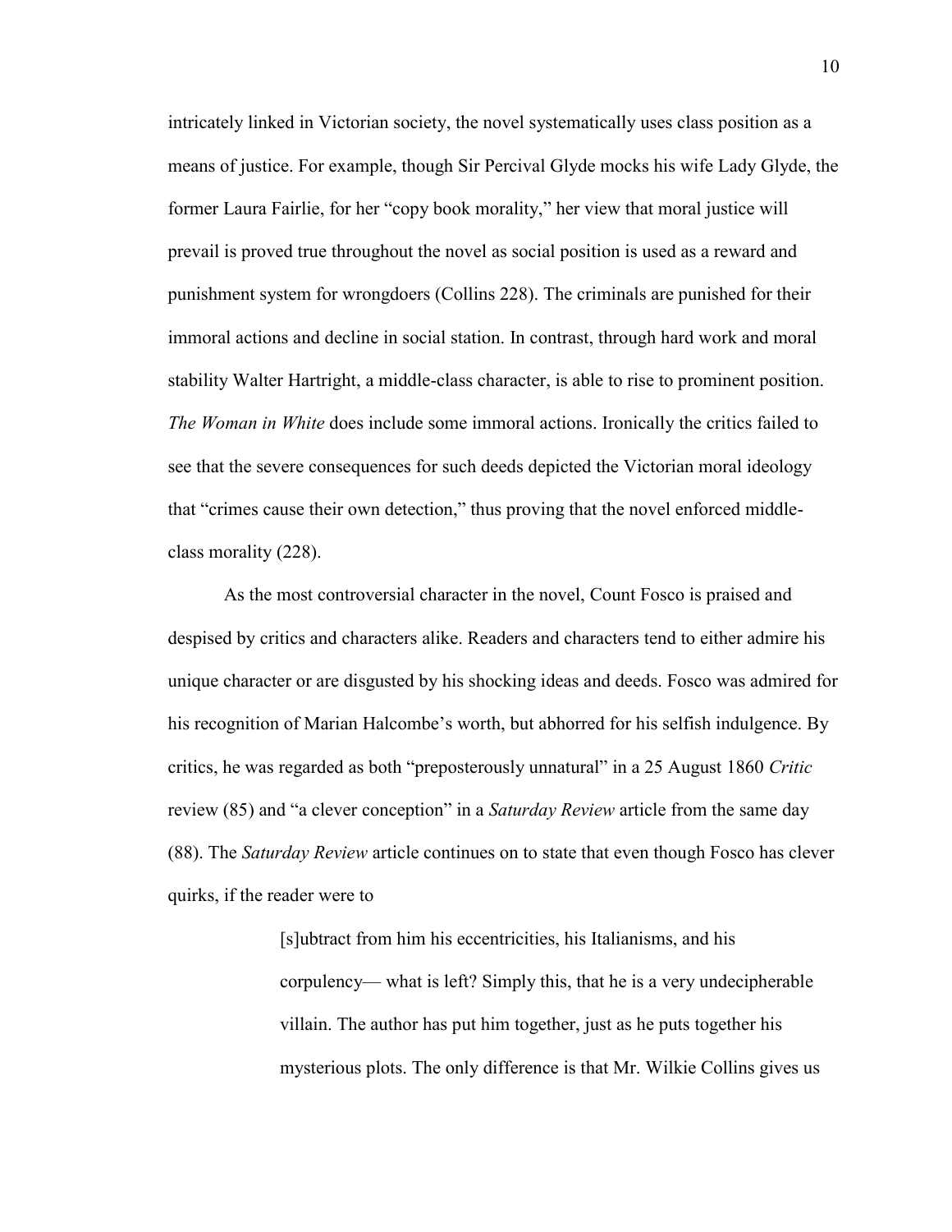intricately linked in Victorian society, the novel systematically uses class position as a means of justice. For example, though Sir Percival Glyde mocks his wife Lady Glyde, the former Laura Fairlie, for her "copy book morality," her view that moral justice will prevail is proved true throughout the novel as social position is used as a reward and punishment system for wrongdoers (Collins 228). The criminals are punished for their immoral actions and decline in social station. In contrast, through hard work and moral stability Walter Hartright, a middle-class character, is able to rise to prominent position. *The Woman in White* does include some immoral actions. Ironically the critics failed to see that the severe consequences for such deeds depicted the Victorian moral ideology that "crimes cause their own detection," thus proving that the novel enforced middle-class morality (228).

As the most controversial character in the novel, Count Fosco is praised and despised by critics and characters alike. Readers and characters tend to either admire his unique character or are disgusted by his shocking ideas and deeds. Fosco was admired for his recognition of Marian Halcombe's worth, but abhorred for his selfish indulgence. By critics, he was regarded as both "preposterously unnatural" in a 25 August 1860 *Critic* review (85) and "a clever conception" in a *Saturday Review* article from the same day (88). The *Saturday Review* article continues on to state that even though Fosco has clever quirks, if the reader were to

> [s]ubtract from him his eccentricities, his Italianisms, and his corpulency— what is left? Simply this, that he is a very undecipherable villain. The author has put him together, just as he puts together his mysterious plots. The only difference is that Mr. Wilkie Collins gives us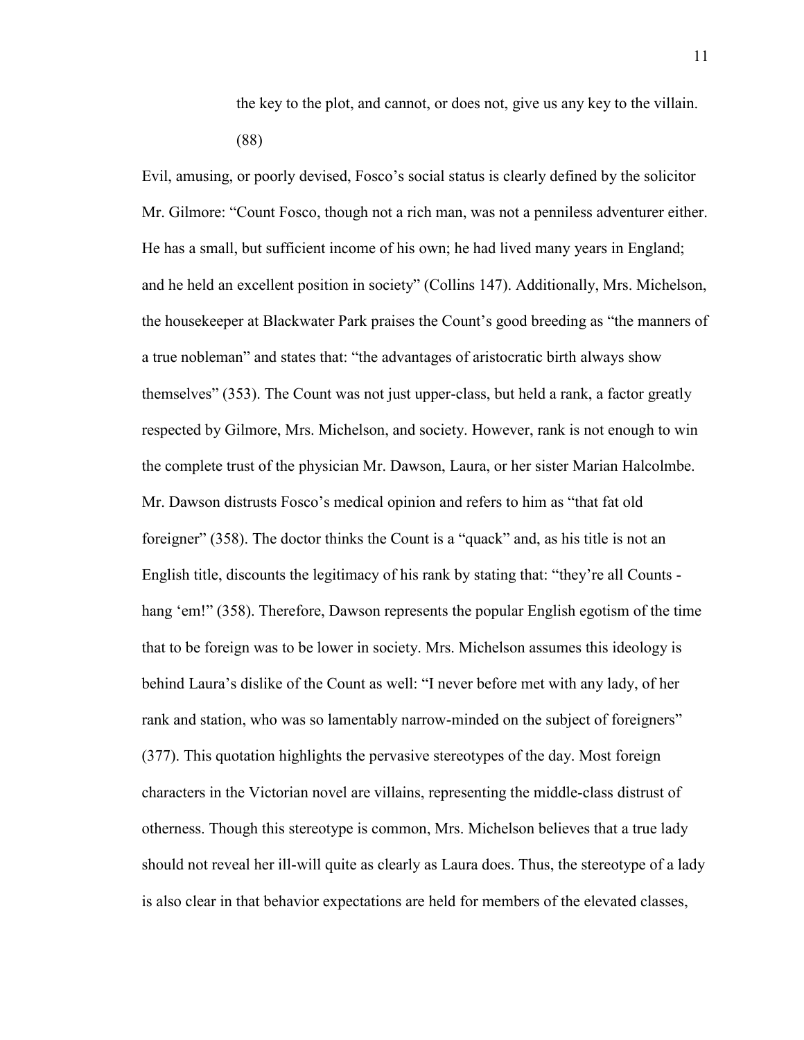> the key to the plot, and cannot, or does not, give us any key to the villain. (88)

Evil, amusing, or poorly devised, Fosco's social status is clearly defined by the solicitor Mr. Gilmore: "Count Fosco, though not a rich man, was not a penniless adventurer either. He has a small, but sufficient income of his own; he had lived many years in England; and he held an excellent position in society" (Collins 147). Additionally, Mrs. Michelson, the housekeeper at Blackwater Park praises the Count's good breeding as "the manners of a true nobleman" and states that: "the advantages of aristocratic birth always show themselves" (353). The Count was not just upper-class, but held a rank, a factor greatly respected by Gilmore, Mrs. Michelson, and society. However, rank is not enough to win the complete trust of the physician Mr. Dawson, Laura, or her sister Marian Halcolmbe. Mr. Dawson distrusts Fosco's medical opinion and refers to him as "that fat old foreigner" (358). The doctor thinks the Count is a "quack" and, as his title is not an English title, discounts the legitimacy of his rank by stating that: "they're all Counts - hang 'em!" (358). Therefore, Dawson represents the popular English egotism of the time that to be foreign was to be lower in society. Mrs. Michelson assumes this ideology is behind Laura's dislike of the Count as well: "I never before met with any lady, of her rank and station, who was so lamentably narrow-minded on the subject of foreigners" (377). This quotation highlights the pervasive stereotypes of the day. Most foreign characters in the Victorian novel are villains, representing the middle-class distrust of otherness. Though this stereotype is common, Mrs. Michelson believes that a true lady should not reveal her ill-will quite as clearly as Laura does. Thus, the stereotype of a lady is also clear in that behavior expectations are held for members of the elevated classes,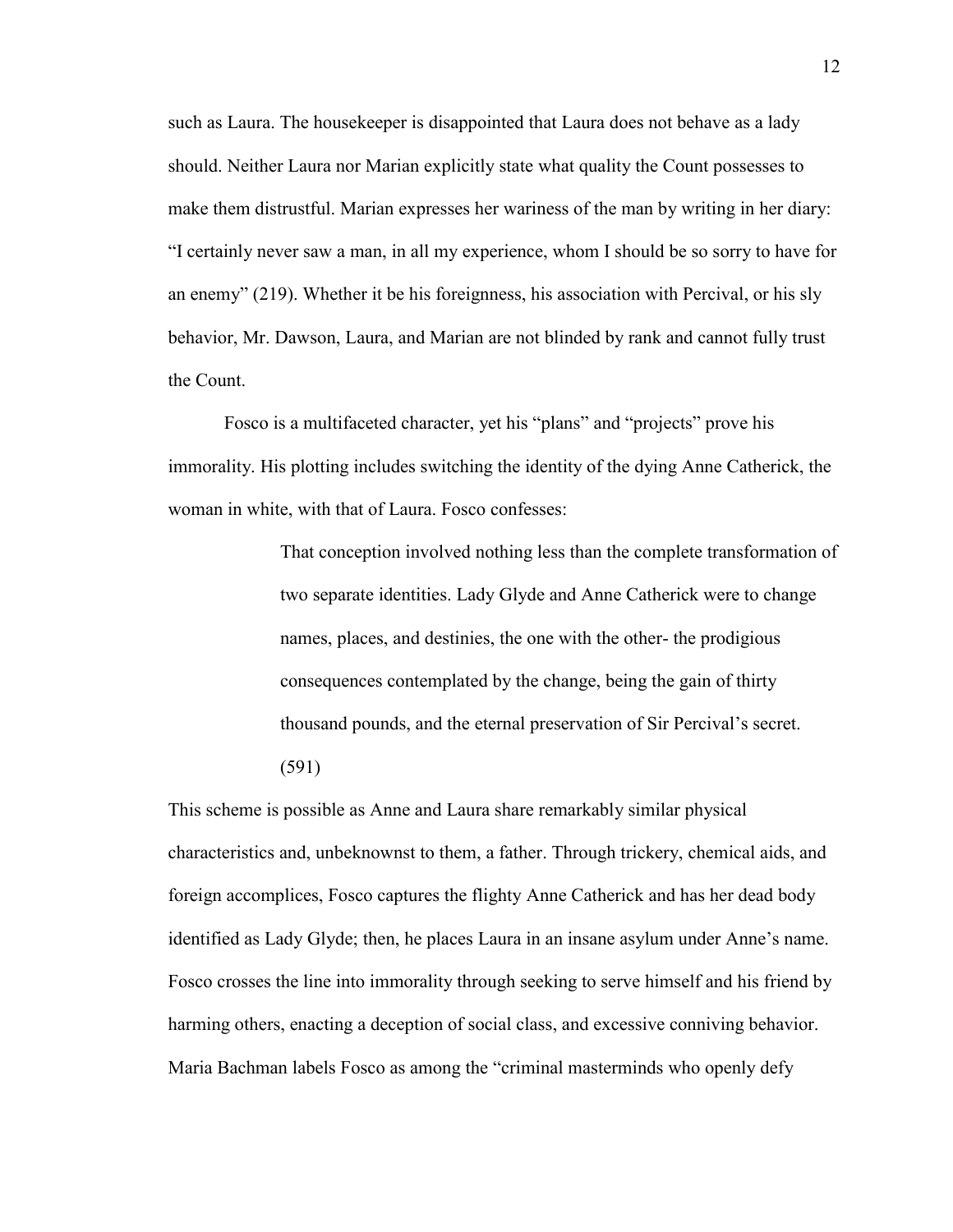such as Laura. The housekeeper is disappointed that Laura does not behave as a lady should. Neither Laura nor Marian explicitly state what quality the Count possesses to make them distrustful. Marian expresses her wariness of the man by writing in her diary: "I certainly never saw a man, in all my experience, whom I should be so sorry to have for an enemy" (219). Whether it be his foreignness, his association with Percival, or his sly behavior, Mr. Dawson, Laura, and Marian are not blinded by rank and cannot fully trust the Count.

Fosco is a multifaceted character, yet his "plans" and "projects" prove his immorality. His plotting includes switching the identity of the dying Anne Catherick, the woman in white, with that of Laura. Fosco confesses:

> That conception involved nothing less than the complete transformation of two separate identities. Lady Glyde and Anne Catherick were to change names, places, and destinies, the one with the other- the prodigious consequences contemplated by the change, being the gain of thirty thousand pounds, and the eternal preservation of Sir Percival's secret. (591)

This scheme is possible as Anne and Laura share remarkably similar physical characteristics and, unbeknownst to them, a father. Through trickery, chemical aids, and foreign accomplices, Fosco captures the flighty Anne Catherick and has her dead body identified as Lady Glyde; then, he places Laura in an insane asylum under Anne's name. Fosco crosses the line into immorality through seeking to serve himself and his friend by harming others, enacting a deception of social class, and excessive conniving behavior. Maria Bachman labels Fosco as among the "criminal masterminds who openly defy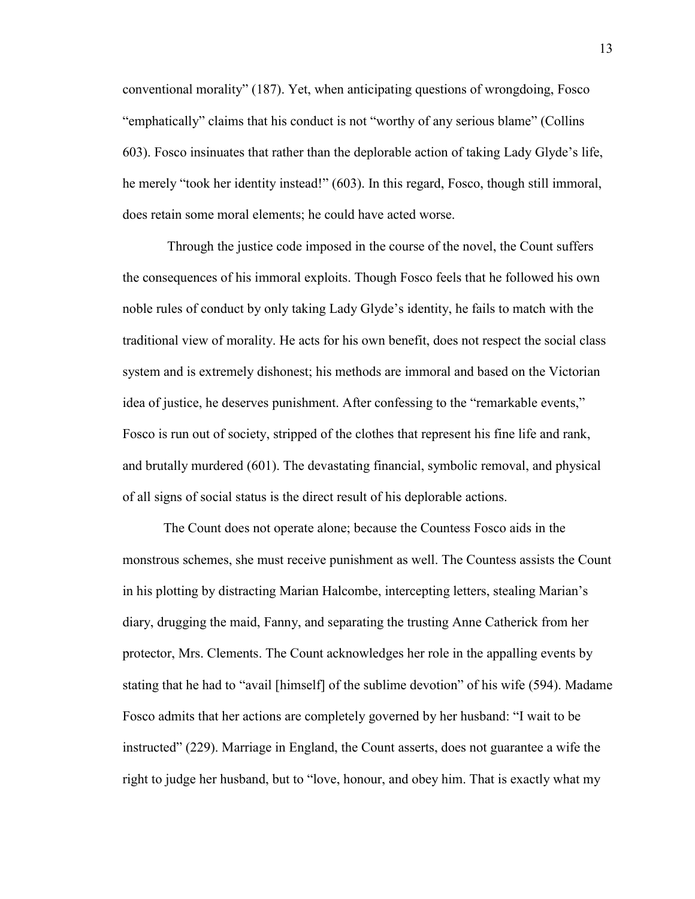conventional morality" (187). Yet, when anticipating questions of wrongdoing, Fosco "emphatically" claims that his conduct is not "worthy of any serious blame" (Collins 603). Fosco insinuates that rather than the deplorable action of taking Lady Glyde's life, he merely "took her identity instead!" (603). In this regard, Fosco, though still immoral, does retain some moral elements; he could have acted worse.

Through the justice code imposed in the course of the novel, the Count suffers the consequences of his immoral exploits. Though Fosco feels that he followed his own noble rules of conduct by only taking Lady Glyde's identity, he fails to match with the traditional view of morality. He acts for his own benefit, does not respect the social class system and is extremely dishonest; his methods are immoral and based on the Victorian idea of justice, he deserves punishment. After confessing to the "remarkable events," Fosco is run out of society, stripped of the clothes that represent his fine life and rank, and brutally murdered (601). The devastating financial, symbolic removal, and physical of all signs of social status is the direct result of his deplorable actions.

The Count does not operate alone; because the Countess Fosco aids in the monstrous schemes, she must receive punishment as well. The Countess assists the Count in his plotting by distracting Marian Halcombe, intercepting letters, stealing Marian's diary, drugging the maid, Fanny, and separating the trusting Anne Catherick from her protector, Mrs. Clements. The Count acknowledges her role in the appalling events by stating that he had to "avail [himself] of the sublime devotion" of his wife (594). Madame Fosco admits that her actions are completely governed by her husband: "I wait to be instructed" (229). Marriage in England, the Count asserts, does not guarantee a wife the right to judge her husband, but to "love, honour, and obey him. That is exactly what my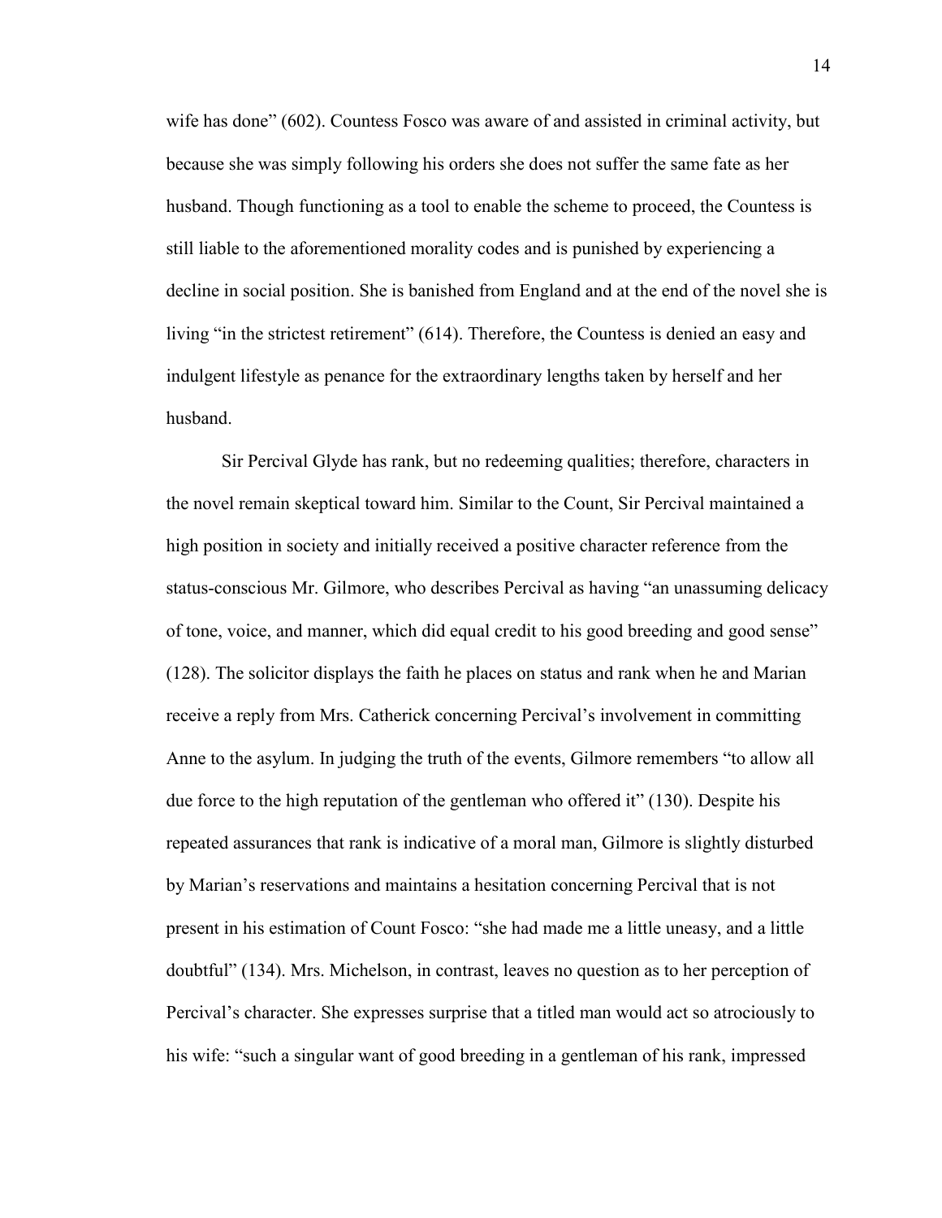wife has done" (602). Countess Fosco was aware of and assisted in criminal activity, but because she was simply following his orders she does not suffer the same fate as her husband. Though functioning as a tool to enable the scheme to proceed, the Countess is still liable to the aforementioned morality codes and is punished by experiencing a decline in social position. She is banished from England and at the end of the novel she is living "in the strictest retirement" (614). Therefore, the Countess is denied an easy and indulgent lifestyle as penance for the extraordinary lengths taken by herself and her husband.

Sir Percival Glyde has rank, but no redeeming qualities; therefore, characters in the novel remain skeptical toward him. Similar to the Count, Sir Percival maintained a high position in society and initially received a positive character reference from the status-conscious Mr. Gilmore, who describes Percival as having "an unassuming delicacy of tone, voice, and manner, which did equal credit to his good breeding and good sense" (128). The solicitor displays the faith he places on status and rank when he and Marian receive a reply from Mrs. Catherick concerning Percival's involvement in committing Anne to the asylum. In judging the truth of the events, Gilmore remembers "to allow all due force to the high reputation of the gentleman who offered it" (130). Despite his repeated assurances that rank is indicative of a moral man, Gilmore is slightly disturbed by Marian's reservations and maintains a hesitation concerning Percival that is not present in his estimation of Count Fosco: "she had made me a little uneasy, and a little doubtful" (134). Mrs. Michelson, in contrast, leaves no question as to her perception of Percival's character. She expresses surprise that a titled man would act so atrociously to his wife: "such a singular want of good breeding in a gentleman of his rank, impressed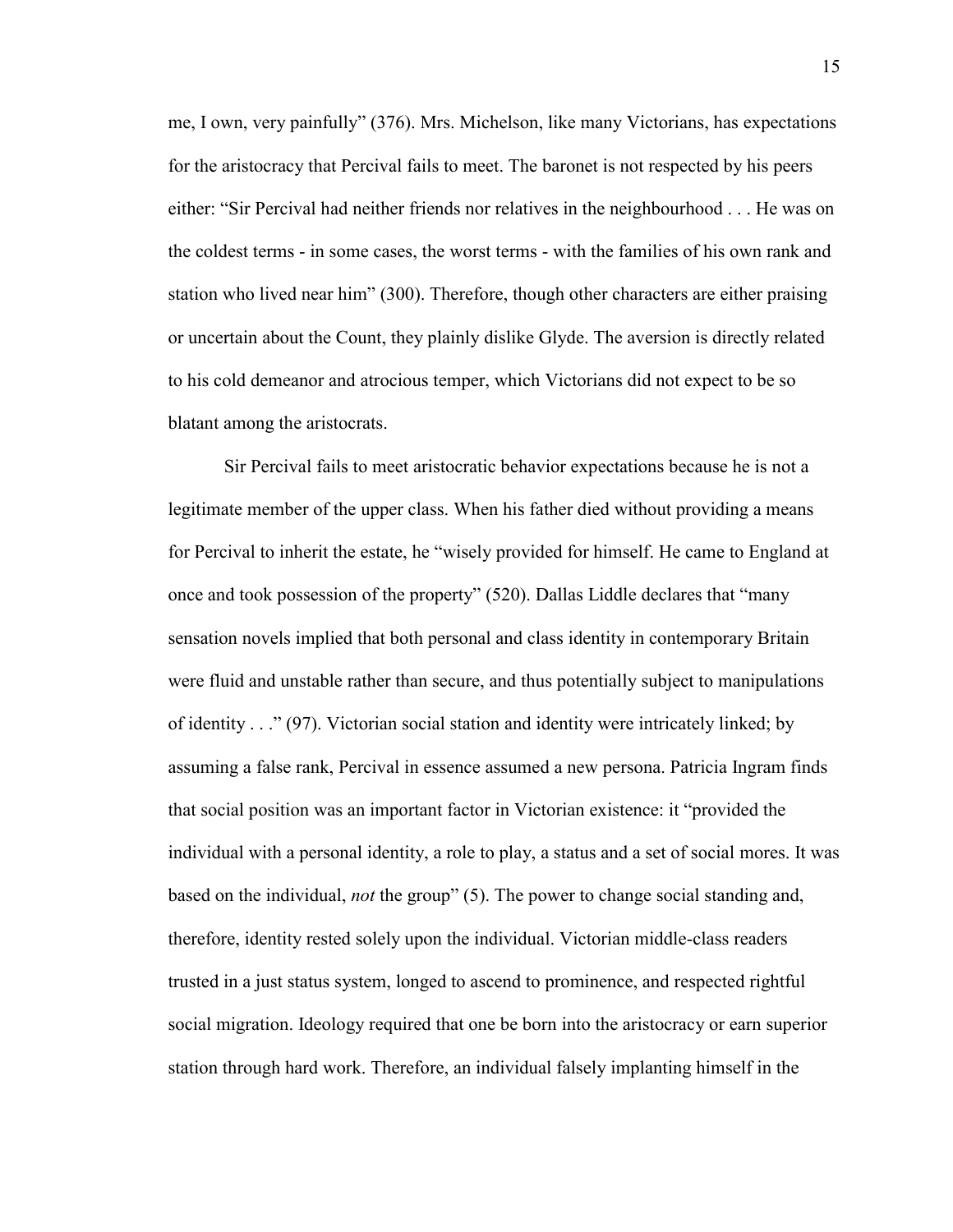me, I own, very painfully" (376). Mrs. Michelson, like many Victorians, has expectations for the aristocracy that Percival fails to meet. The baronet is not respected by his peers either: "Sir Percival had neither friends nor relatives in the neighbourhood . . . He was on the coldest terms - in some cases, the worst terms - with the families of his own rank and station who lived near him" (300). Therefore, though other characters are either praising or uncertain about the Count, they plainly dislike Glyde. The aversion is directly related to his cold demeanor and atrocious temper, which Victorians did not expect to be so blatant among the aristocrats.

Sir Percival fails to meet aristocratic behavior expectations because he is not a legitimate member of the upper class. When his father died without providing a means for Percival to inherit the estate, he "wisely provided for himself. He came to England at once and took possession of the property" (520). Dallas Liddle declares that "many sensation novels implied that both personal and class identity in contemporary Britain were fluid and unstable rather than secure, and thus potentially subject to manipulations of identity . . ." (97). Victorian social station and identity were intricately linked; by assuming a false rank, Percival in essence assumed a new persona. Patricia Ingram finds that social position was an important factor in Victorian existence: it "provided the individual with a personal identity, a role to play, a status and a set of social mores. It was based on the individual, *not* the group" (5). The power to change social standing and, therefore, identity rested solely upon the individual. Victorian middle-class readers trusted in a just status system, longed to ascend to prominence, and respected rightful social migration. Ideology required that one be born into the aristocracy or earn superior station through hard work. Therefore, an individual falsely implanting himself in the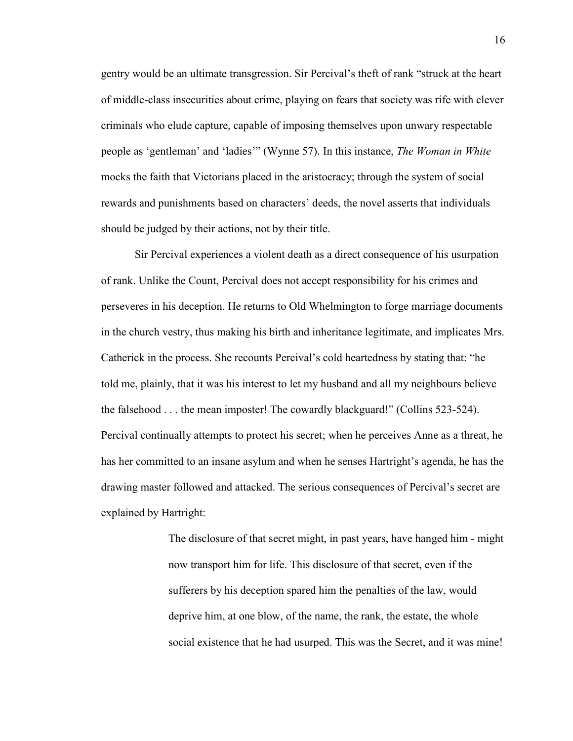gentry would be an ultimate transgression. Sir Percival's theft of rank "struck at the heart of middle-class insecurities about crime, playing on fears that society was rife with clever criminals who elude capture, capable of imposing themselves upon unwary respectable people as 'gentleman' and 'ladies'" (Wynne 57). In this instance, *The Woman in White* mocks the faith that Victorians placed in the aristocracy; through the system of social rewards and punishments based on characters' deeds, the novel asserts that individuals should be judged by their actions, not by their title.

Sir Percival experiences a violent death as a direct consequence of his usurpation of rank. Unlike the Count, Percival does not accept responsibility for his crimes and perseveres in his deception. He returns to Old Whelmington to forge marriage documents in the church vestry, thus making his birth and inheritance legitimate, and implicates Mrs. Catherick in the process. She recounts Percival's cold heartedness by stating that: "he told me, plainly, that it was his interest to let my husband and all my neighbours believe the falsehood . . . the mean imposter! The cowardly blackguard!" (Collins 523-524). Percival continually attempts to protect his secret; when he perceives Anne as a threat, he has her committed to an insane asylum and when he senses Hartright's agenda, he has the drawing master followed and attacked. The serious consequences of Percival's secret are explained by Hartright:

> The disclosure of that secret might, in past years, have hanged him - might now transport him for life. This disclosure of that secret, even if the sufferers by his deception spared him the penalties of the law, would deprive him, at one blow, of the name, the rank, the estate, the whole social existence that he had usurped. This was the Secret, and it was mine!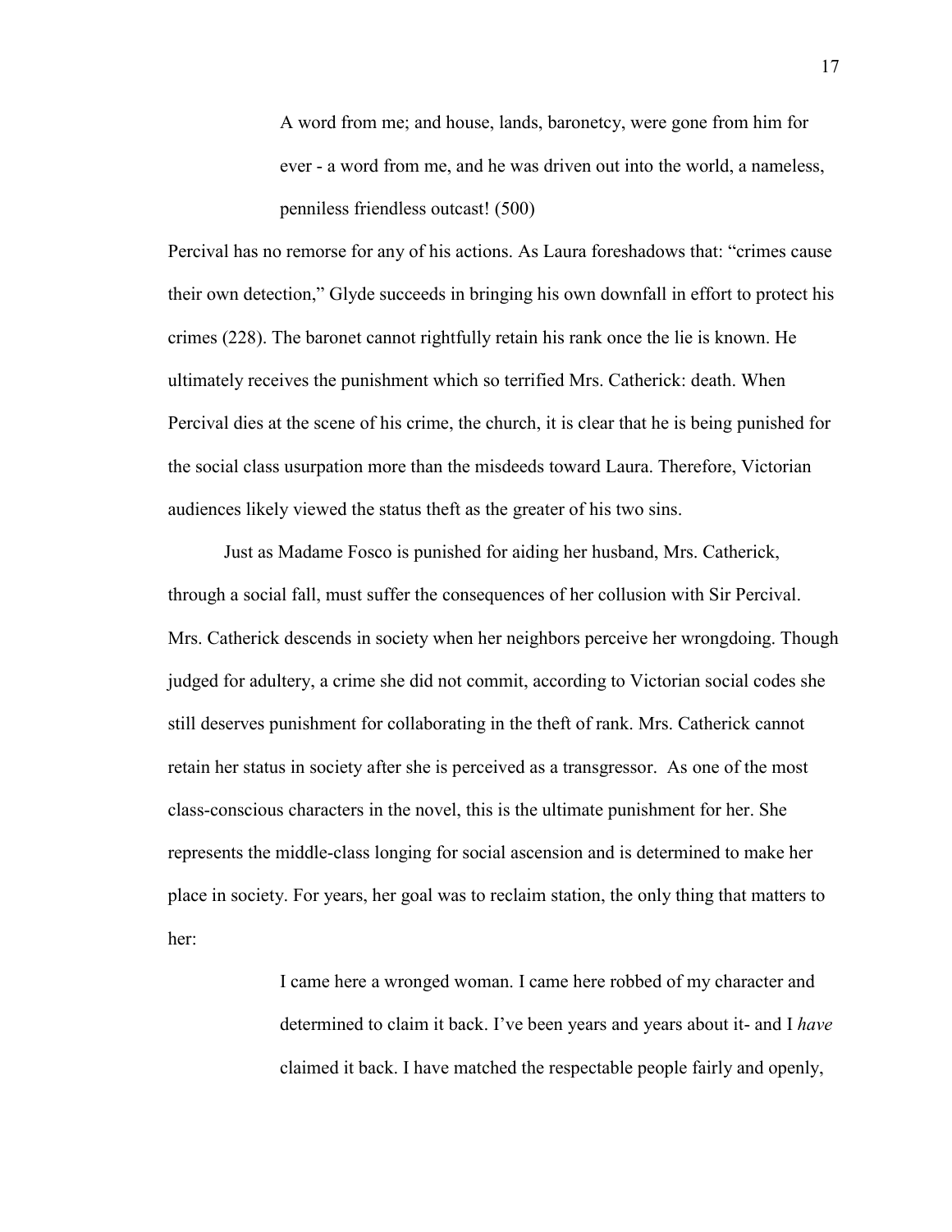> A word from me; and house, lands, baronetcy, were gone from him for ever - a word from me, and he was driven out into the world, a nameless, penniless friendless outcast! (500)

Percival has no remorse for any of his actions. As Laura foreshadows that: "crimes cause their own detection," Glyde succeeds in bringing his own downfall in effort to protect his crimes (228). The baronet cannot rightfully retain his rank once the lie is known. He ultimately receives the punishment which so terrified Mrs. Catherick: death. When Percival dies at the scene of his crime, the church, it is clear that he is being punished for the social class usurpation more than the misdeeds toward Laura. Therefore, Victorian audiences likely viewed the status theft as the greater of his two sins.

Just as Madame Fosco is punished for aiding her husband, Mrs. Catherick, through a social fall, must suffer the consequences of her collusion with Sir Percival. Mrs. Catherick descends in society when her neighbors perceive her wrongdoing. Though judged for adultery, a crime she did not commit, according to Victorian social codes she still deserves punishment for collaborating in the theft of rank. Mrs. Catherick cannot retain her status in society after she is perceived as a transgressor. As one of the most class-conscious characters in the novel, this is the ultimate punishment for her. She represents the middle-class longing for social ascension and is determined to make her place in society. For years, her goal was to reclaim station, the only thing that matters to her:

> I came here a wronged woman. I came here robbed of my character and determined to claim it back. I've been years and years about it- and I *have* claimed it back. I have matched the respectable people fairly and openly,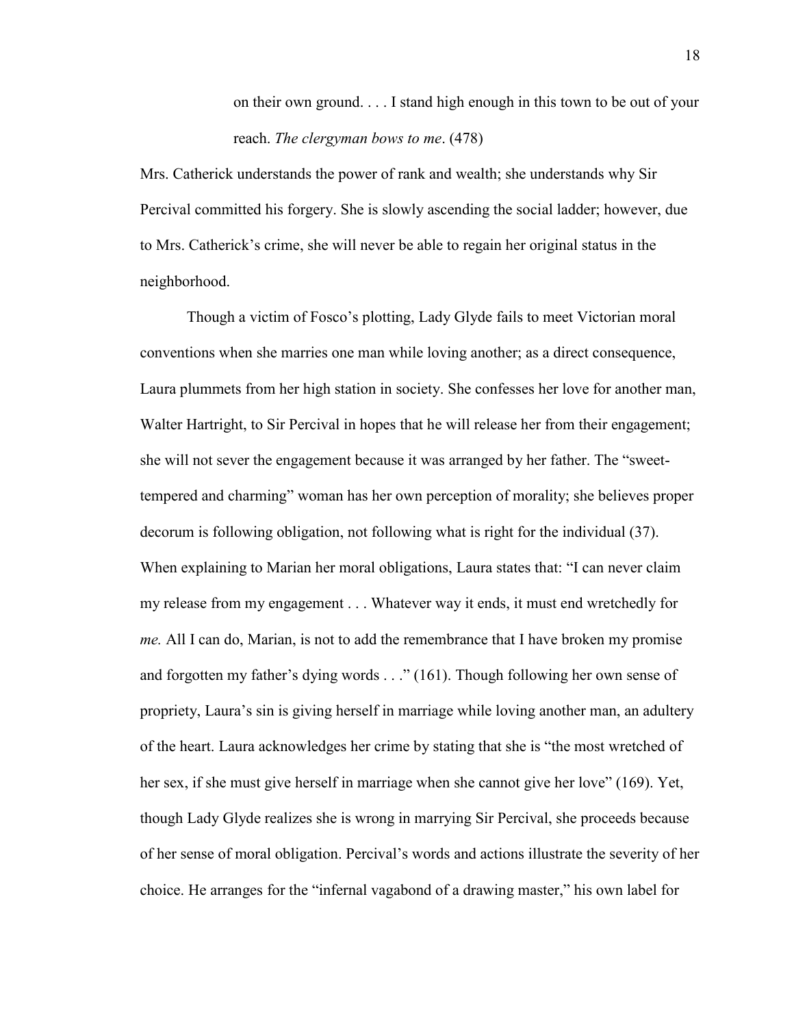> on their own ground. . . . I stand high enough in this town to be out of your reach. *The clergyman bows to me*. (478)

Mrs. Catherick understands the power of rank and wealth; she understands why Sir Percival committed his forgery. She is slowly ascending the social ladder; however, due to Mrs. Catherick's crime, she will never be able to regain her original status in the neighborhood.

Though a victim of Fosco's plotting, Lady Glyde fails to meet Victorian moral conventions when she marries one man while loving another; as a direct consequence, Laura plummets from her high station in society. She confesses her love for another man, Walter Hartright, to Sir Percival in hopes that he will release her from their engagement; she will not sever the engagement because it was arranged by her father. The "sweet-tempered and charming" woman has her own perception of morality; she believes proper decorum is following obligation, not following what is right for the individual (37). When explaining to Marian her moral obligations, Laura states that: "I can never claim my release from my engagement . . . Whatever way it ends, it must end wretchedly for *me.* All I can do, Marian, is not to add the remembrance that I have broken my promise and forgotten my father's dying words . . ." (161). Though following her own sense of propriety, Laura's sin is giving herself in marriage while loving another man, an adultery of the heart. Laura acknowledges her crime by stating that she is "the most wretched of her sex, if she must give herself in marriage when she cannot give her love" (169). Yet, though Lady Glyde realizes she is wrong in marrying Sir Percival, she proceeds because of her sense of moral obligation. Percival's words and actions illustrate the severity of her choice. He arranges for the "infernal vagabond of a drawing master," his own label for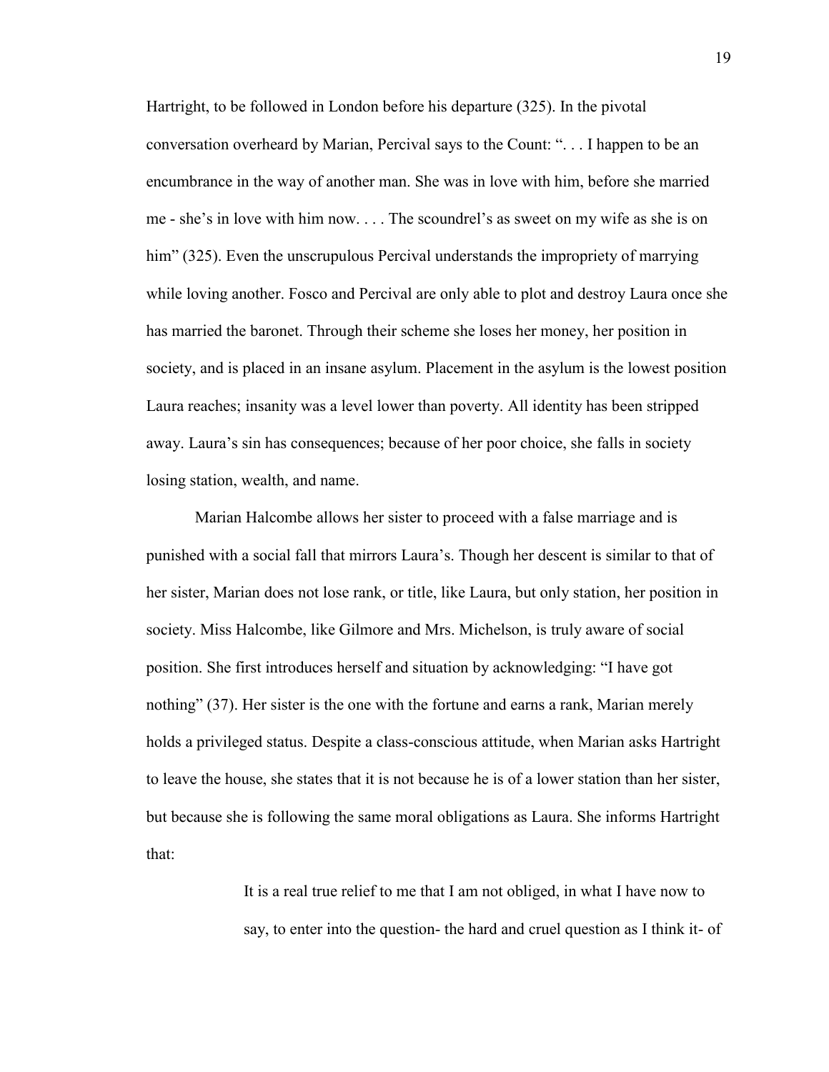Hartright, to be followed in London before his departure (325). In the pivotal conversation overheard by Marian, Percival says to the Count: ". . . I happen to be an encumbrance in the way of another man. She was in love with him, before she married me - she's in love with him now. . . . The scoundrel's as sweet on my wife as she is on him" (325). Even the unscrupulous Percival understands the impropriety of marrying while loving another. Fosco and Percival are only able to plot and destroy Laura once she has married the baronet. Through their scheme she loses her money, her position in society, and is placed in an insane asylum. Placement in the asylum is the lowest position Laura reaches; insanity was a level lower than poverty. All identity has been stripped away. Laura's sin has consequences; because of her poor choice, she falls in society losing station, wealth, and name.

Marian Halcombe allows her sister to proceed with a false marriage and is punished with a social fall that mirrors Laura's. Though her descent is similar to that of her sister, Marian does not lose rank, or title, like Laura, but only station, her position in society. Miss Halcombe, like Gilmore and Mrs. Michelson, is truly aware of social position. She first introduces herself and situation by acknowledging: "I have got nothing" (37). Her sister is the one with the fortune and earns a rank, Marian merely holds a privileged status. Despite a class-conscious attitude, when Marian asks Hartright to leave the house, she states that it is not because he is of a lower station than her sister, but because she is following the same moral obligations as Laura. She informs Hartright that:

> It is a real true relief to me that I am not obliged, in what I have now to say, to enter into the question- the hard and cruel question as I think it- of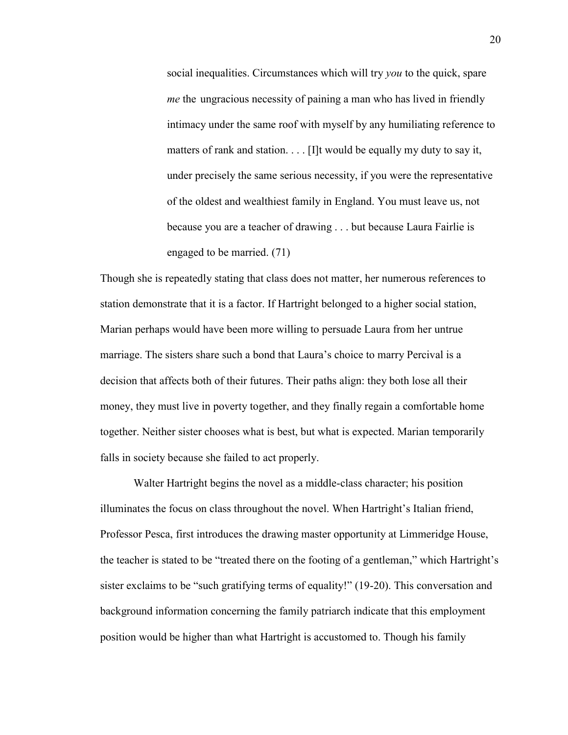> social inequalities. Circumstances which will try *you* to the quick, spare *me* the ungracious necessity of paining a man who has lived in friendly intimacy under the same roof with myself by any humiliating reference to matters of rank and station. . . . [I]t would be equally my duty to say it, under precisely the same serious necessity, if you were the representative of the oldest and wealthiest family in England. You must leave us, not because you are a teacher of drawing . . . but because Laura Fairlie is engaged to be married. (71)

Though she is repeatedly stating that class does not matter, her numerous references to station demonstrate that it is a factor. If Hartright belonged to a higher social station, Marian perhaps would have been more willing to persuade Laura from her untrue marriage. The sisters share such a bond that Laura's choice to marry Percival is a decision that affects both of their futures. Their paths align: they both lose all their money, they must live in poverty together, and they finally regain a comfortable home together. Neither sister chooses what is best, but what is expected. Marian temporarily falls in society because she failed to act properly.

Walter Hartright begins the novel as a middle-class character; his position illuminates the focus on class throughout the novel. When Hartright's Italian friend, Professor Pesca, first introduces the drawing master opportunity at Limmeridge House, the teacher is stated to be "treated there on the footing of a gentleman," which Hartright's sister exclaims to be "such gratifying terms of equality!" (19-20). This conversation and background information concerning the family patriarch indicate that this employment position would be higher than what Hartright is accustomed to. Though his family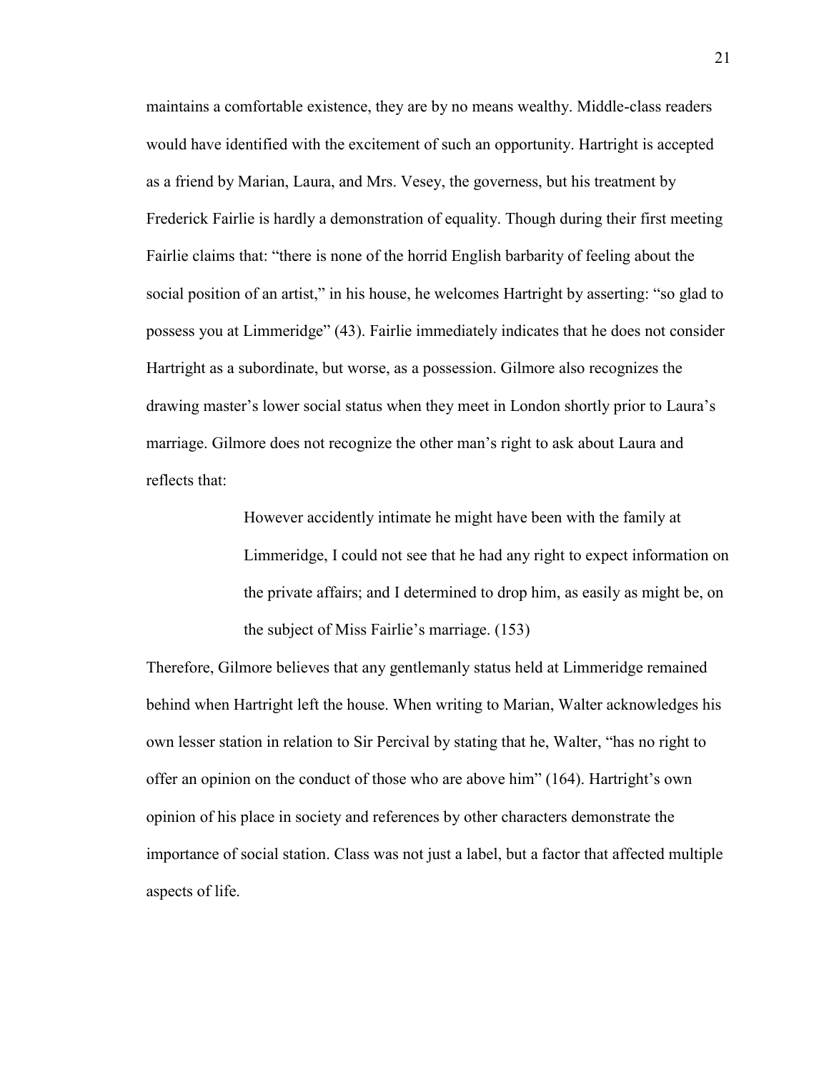maintains a comfortable existence, they are by no means wealthy. Middle-class readers would have identified with the excitement of such an opportunity. Hartright is accepted as a friend by Marian, Laura, and Mrs. Vesey, the governess, but his treatment by Frederick Fairlie is hardly a demonstration of equality. Though during their first meeting Fairlie claims that: "there is none of the horrid English barbarity of feeling about the social position of an artist," in his house, he welcomes Hartright by asserting: "so glad to possess you at Limmeridge" (43). Fairlie immediately indicates that he does not consider Hartright as a subordinate, but worse, as a possession. Gilmore also recognizes the drawing master's lower social status when they meet in London shortly prior to Laura's marriage. Gilmore does not recognize the other man's right to ask about Laura and reflects that:

> However accidently intimate he might have been with the family at Limmeridge, I could not see that he had any right to expect information on the private affairs; and I determined to drop him, as easily as might be, on the subject of Miss Fairlie's marriage. (153)

Therefore, Gilmore believes that any gentlemanly status held at Limmeridge remained behind when Hartright left the house. When writing to Marian, Walter acknowledges his own lesser station in relation to Sir Percival by stating that he, Walter, "has no right to offer an opinion on the conduct of those who are above him" (164). Hartright's own opinion of his place in society and references by other characters demonstrate the importance of social station. Class was not just a label, but a factor that affected multiple aspects of life.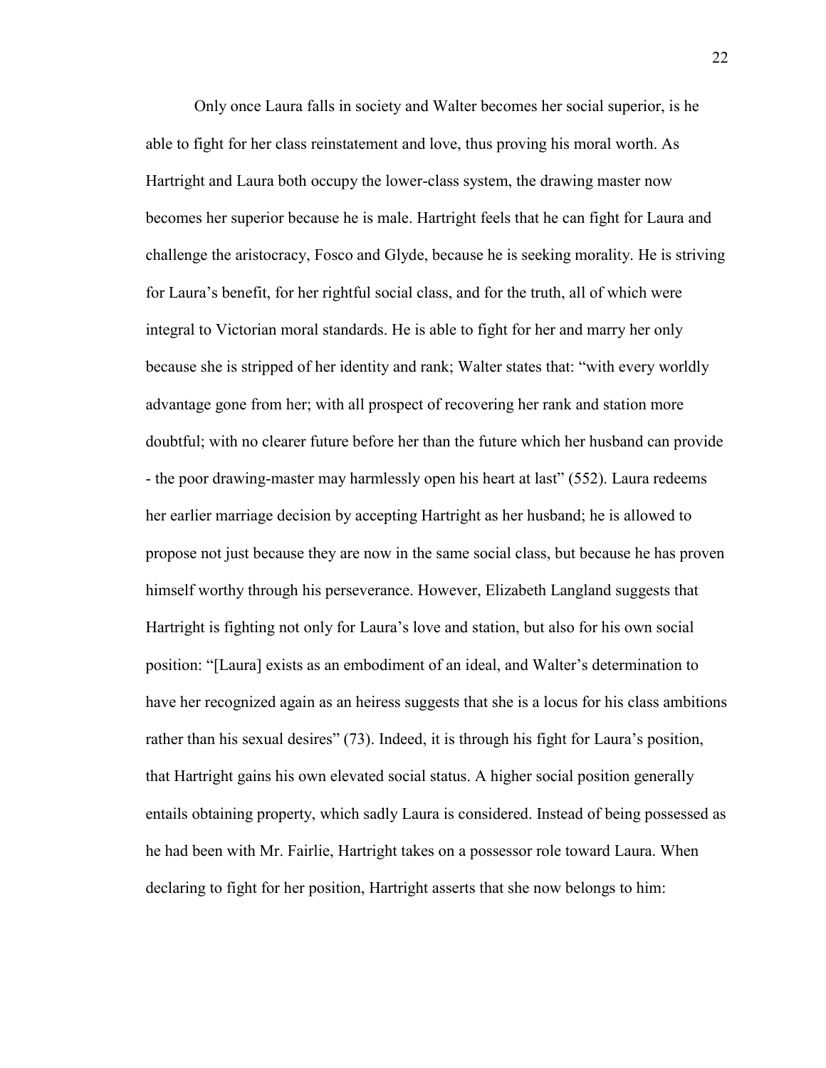Only once Laura falls in society and Walter becomes her social superior, is he able to fight for her class reinstatement and love, thus proving his moral worth. As Hartright and Laura both occupy the lower-class system, the drawing master now becomes her superior because he is male. Hartright feels that he can fight for Laura and challenge the aristocracy, Fosco and Glyde, because he is seeking morality. He is striving for Laura's benefit, for her rightful social class, and for the truth, all of which were integral to Victorian moral standards. He is able to fight for her and marry her only because she is stripped of her identity and rank; Walter states that: "with every worldly advantage gone from her; with all prospect of recovering her rank and station more doubtful; with no clearer future before her than the future which her husband can provide - the poor drawing-master may harmlessly open his heart at last" (552). Laura redeems her earlier marriage decision by accepting Hartright as her husband; he is allowed to propose not just because they are now in the same social class, but because he has proven himself worthy through his perseverance. However, Elizabeth Langland suggests that Hartright is fighting not only for Laura's love and station, but also for his own social position: "[Laura] exists as an embodiment of an ideal, and Walter's determination to have her recognized again as an heiress suggests that she is a locus for his class ambitions rather than his sexual desires" (73). Indeed, it is through his fight for Laura's position, that Hartright gains his own elevated social status. A higher social position generally entails obtaining property, which sadly Laura is considered. Instead of being possessed as he had been with Mr. Fairlie, Hartright takes on a possessor role toward Laura. When declaring to fight for her position, Hartright asserts that she now belongs to him: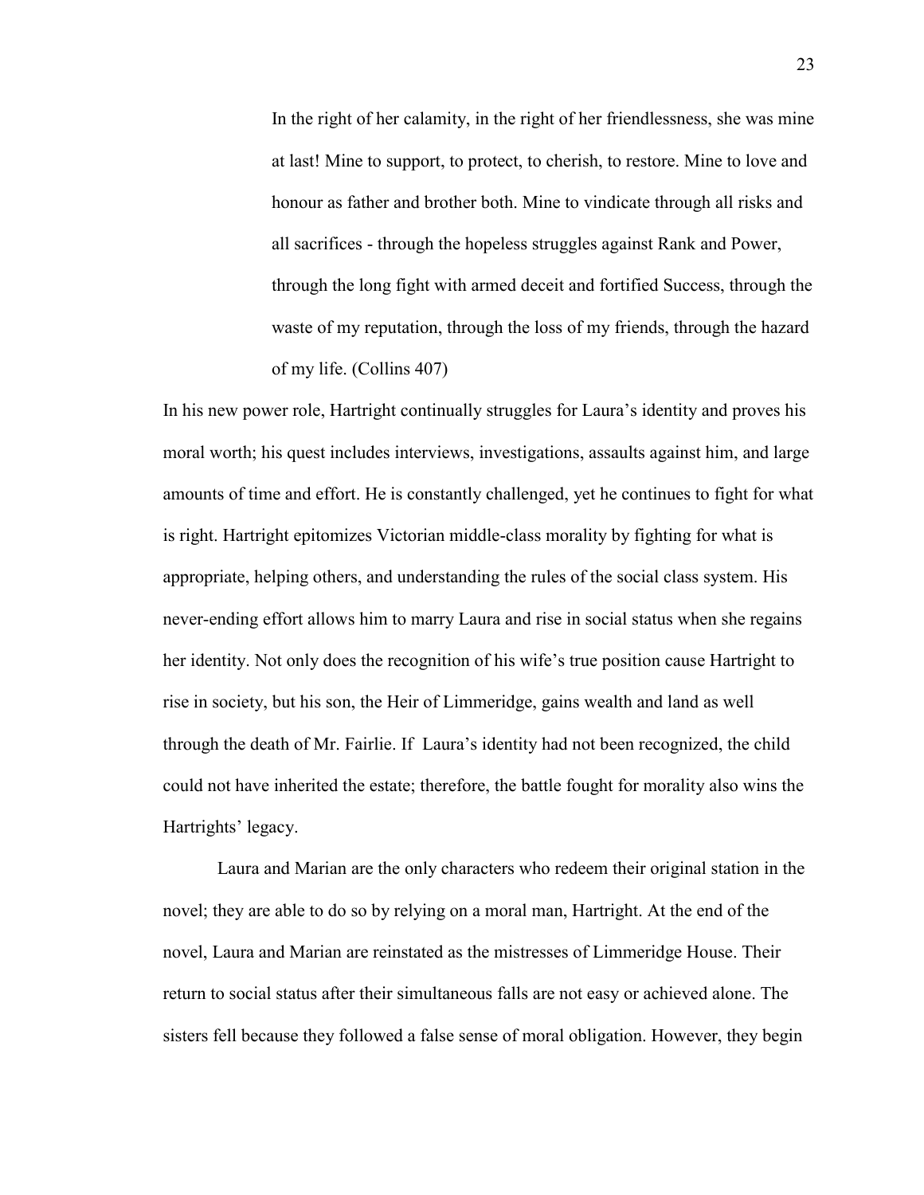> In the right of her calamity, in the right of her friendlessness, she was mine at last! Mine to support, to protect, to cherish, to restore. Mine to love and honour as father and brother both. Mine to vindicate through all risks and all sacrifices - through the hopeless struggles against Rank and Power, through the long fight with armed deceit and fortified Success, through the waste of my reputation, through the loss of my friends, through the hazard of my life. (Collins 407)

In his new power role, Hartright continually struggles for Laura's identity and proves his moral worth; his quest includes interviews, investigations, assaults against him, and large amounts of time and effort. He is constantly challenged, yet he continues to fight for what is right. Hartright epitomizes Victorian middle-class morality by fighting for what is appropriate, helping others, and understanding the rules of the social class system. His never-ending effort allows him to marry Laura and rise in social status when she regains her identity. Not only does the recognition of his wife's true position cause Hartright to rise in society, but his son, the Heir of Limmeridge, gains wealth and land as well through the death of Mr. Fairlie. If Laura's identity had not been recognized, the child could not have inherited the estate; therefore, the battle fought for morality also wins the Hartrights' legacy.

Laura and Marian are the only characters who redeem their original station in the novel; they are able to do so by relying on a moral man, Hartright. At the end of the novel, Laura and Marian are reinstated as the mistresses of Limmeridge House. Their return to social status after their simultaneous falls are not easy or achieved alone. The sisters fell because they followed a false sense of moral obligation. However, they begin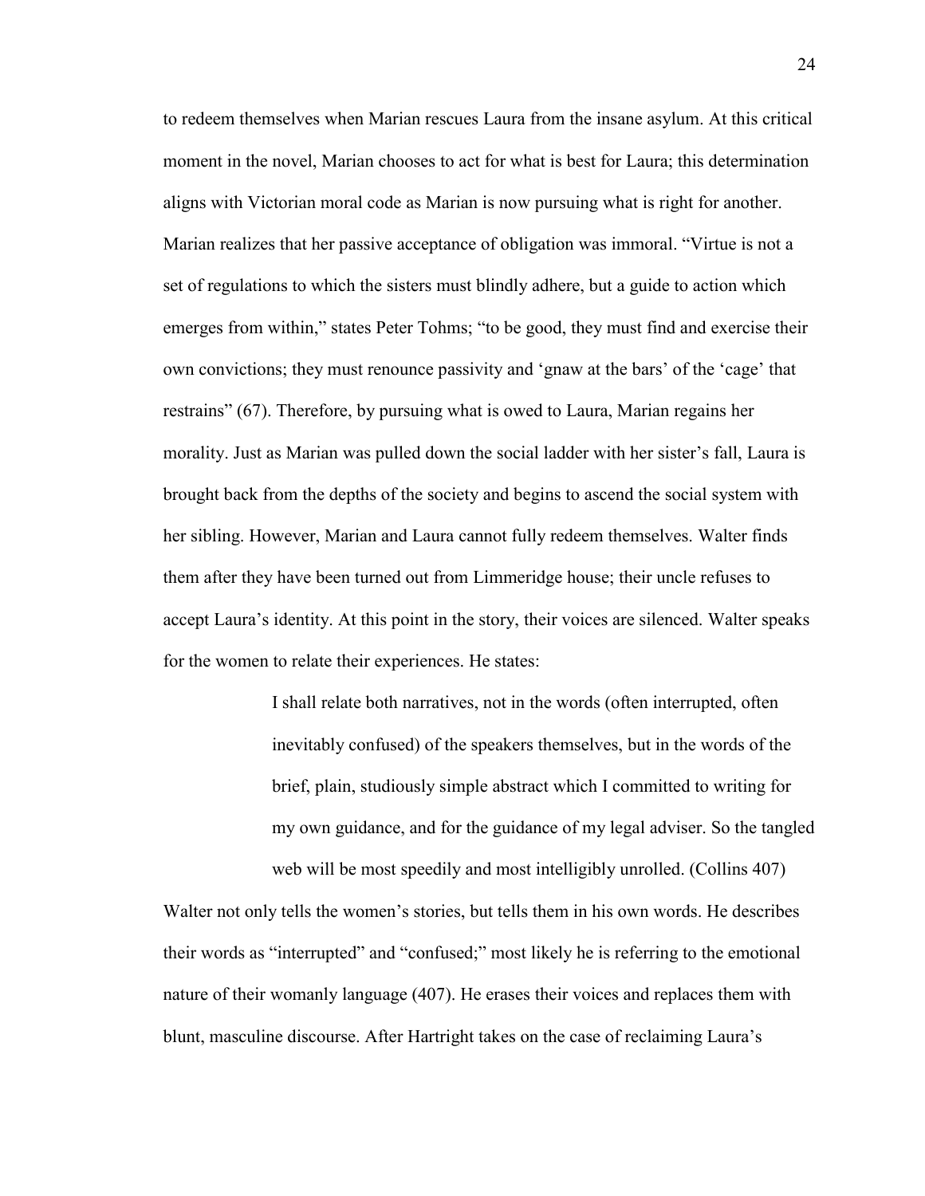to redeem themselves when Marian rescues Laura from the insane asylum. At this critical moment in the novel, Marian chooses to act for what is best for Laura; this determination aligns with Victorian moral code as Marian is now pursuing what is right for another. Marian realizes that her passive acceptance of obligation was immoral. "Virtue is not a set of regulations to which the sisters must blindly adhere, but a guide to action which emerges from within," states Peter Tohms; "to be good, they must find and exercise their own convictions; they must renounce passivity and 'gnaw at the bars' of the 'cage' that restrains" (67). Therefore, by pursuing what is owed to Laura, Marian regains her morality. Just as Marian was pulled down the social ladder with her sister's fall, Laura is brought back from the depths of the society and begins to ascend the social system with her sibling. However, Marian and Laura cannot fully redeem themselves. Walter finds them after they have been turned out from Limmeridge house; their uncle refuses to accept Laura's identity. At this point in the story, their voices are silenced. Walter speaks for the women to relate their experiences. He states:

> I shall relate both narratives, not in the words (often interrupted, often inevitably confused) of the speakers themselves, but in the words of the brief, plain, studiously simple abstract which I committed to writing for my own guidance, and for the guidance of my legal adviser. So the tangled web will be most speedily and most intelligibly unrolled. (Collins 407)

Walter not only tells the women's stories, but tells them in his own words. He describes their words as "interrupted" and "confused;" most likely he is referring to the emotional nature of their womanly language (407). He erases their voices and replaces them with blunt, masculine discourse. After Hartright takes on the case of reclaiming Laura's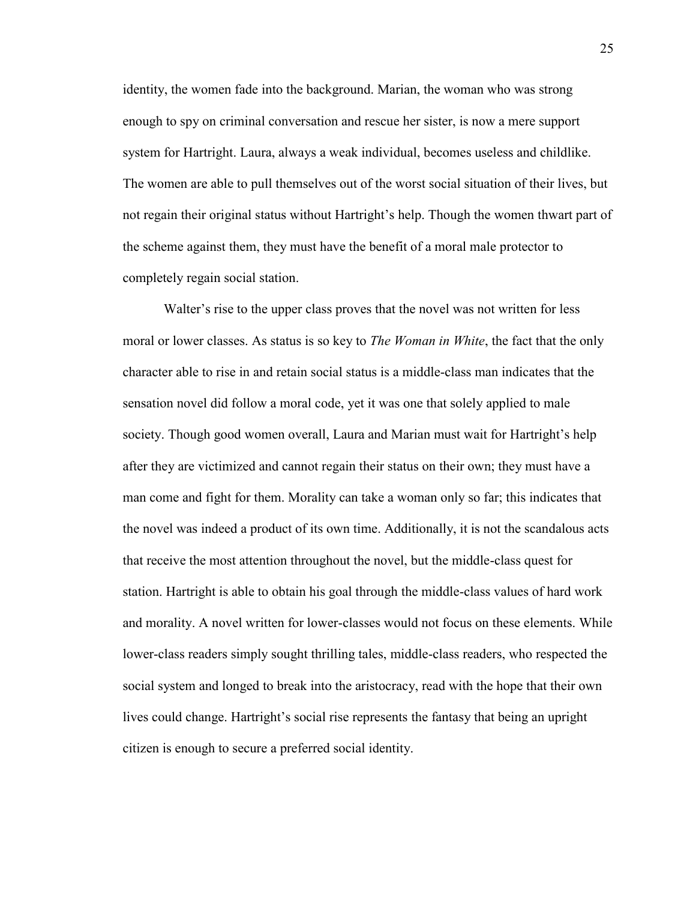identity, the women fade into the background. Marian, the woman who was strong enough to spy on criminal conversation and rescue her sister, is now a mere support system for Hartright. Laura, always a weak individual, becomes useless and childlike. The women are able to pull themselves out of the worst social situation of their lives, but not regain their original status without Hartright's help. Though the women thwart part of the scheme against them, they must have the benefit of a moral male protector to completely regain social station.

Walter's rise to the upper class proves that the novel was not written for less moral or lower classes. As status is so key to *The Woman in White*, the fact that the only character able to rise in and retain social status is a middle-class man indicates that the sensation novel did follow a moral code, yet it was one that solely applied to male society. Though good women overall, Laura and Marian must wait for Hartright's help after they are victimized and cannot regain their status on their own; they must have a man come and fight for them. Morality can take a woman only so far; this indicates that the novel was indeed a product of its own time. Additionally, it is not the scandalous acts that receive the most attention throughout the novel, but the middle-class quest for station. Hartright is able to obtain his goal through the middle-class values of hard work and morality. A novel written for lower-classes would not focus on these elements. While lower-class readers simply sought thrilling tales, middle-class readers, who respected the social system and longed to break into the aristocracy, read with the hope that their own lives could change. Hartright's social rise represents the fantasy that being an upright citizen is enough to secure a preferred social identity.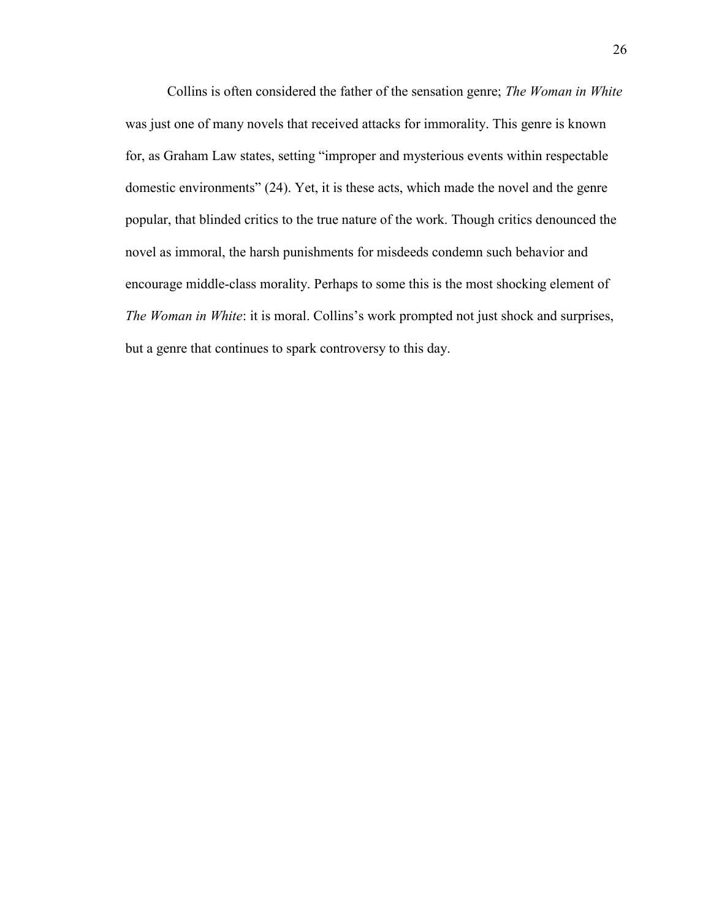Collins is often considered the father of the sensation genre; *The Woman in White* was just one of many novels that received attacks for immorality. This genre is known for, as Graham Law states, setting "improper and mysterious events within respectable domestic environments" (24). Yet, it is these acts, which made the novel and the genre popular, that blinded critics to the true nature of the work. Though critics denounced the novel as immoral, the harsh punishments for misdeeds condemn such behavior and encourage middle-class morality. Perhaps to some this is the most shocking element of *The Woman in White*: it is moral. Collins's work prompted not just shock and surprises, but a genre that continues to spark controversy to this day.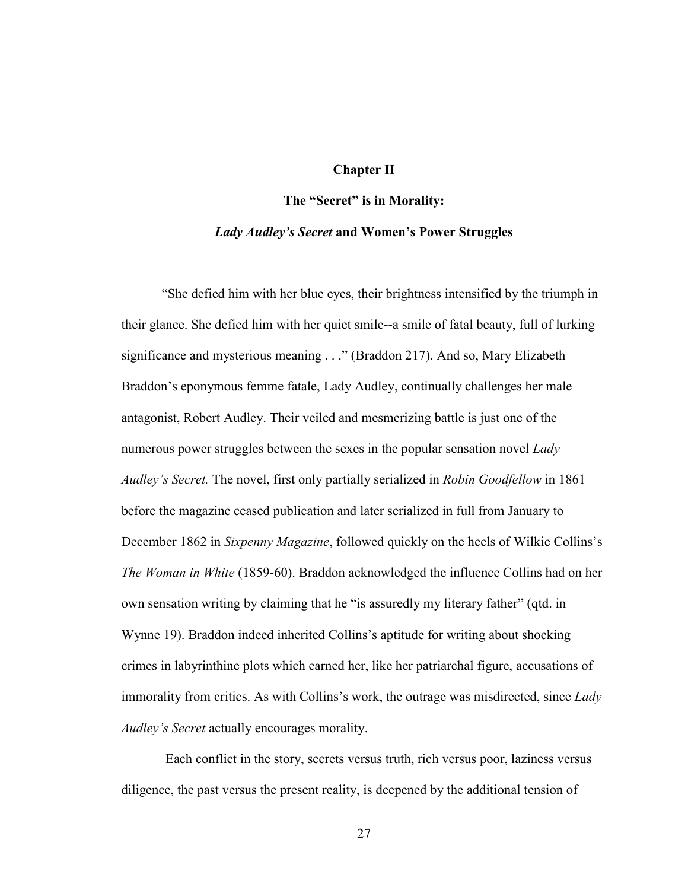## Chapter II

## The "Secret" is in Morality:

## *Lady Audley's Secret* and Women's Power Struggles

"She defied him with her blue eyes, their brightness intensified by the triumph in their glance. She defied him with her quiet smile--a smile of fatal beauty, full of lurking significance and mysterious meaning . . ." (Braddon 217). And so, Mary Elizabeth Braddon's eponymous femme fatale, Lady Audley, continually challenges her male antagonist, Robert Audley. Their veiled and mesmerizing battle is just one of the numerous power struggles between the sexes in the popular sensation novel *Lady Audley's Secret.* The novel, first only partially serialized in *Robin Goodfellow* in 1861 before the magazine ceased publication and later serialized in full from January to December 1862 in *Sixpenny Magazine*, followed quickly on the heels of Wilkie Collins's *The Woman in White* (1859-60). Braddon acknowledged the influence Collins had on her own sensation writing by claiming that he "is assuredly my literary father" (qtd. in Wynne 19). Braddon indeed inherited Collins's aptitude for writing about shocking crimes in labyrinthine plots which earned her, like her patriarchal figure, accusations of immorality from critics. As with Collins's work, the outrage was misdirected, since *Lady Audley's Secret* actually encourages morality.

Each conflict in the story, secrets versus truth, rich versus poor, laziness versus diligence, the past versus the present reality, is deepened by the additional tension of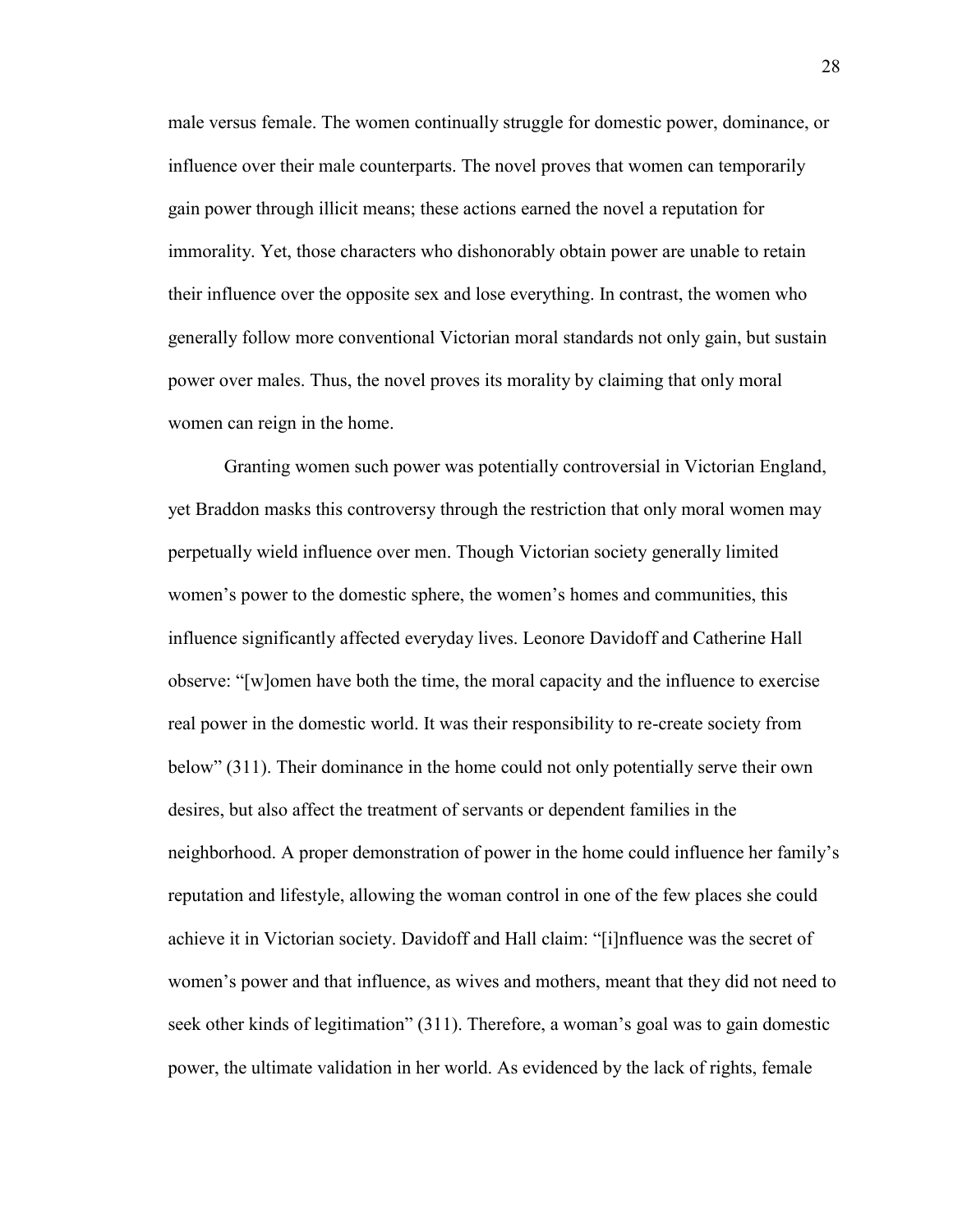male versus female. The women continually struggle for domestic power, dominance, or influence over their male counterparts. The novel proves that women can temporarily gain power through illicit means; these actions earned the novel a reputation for immorality. Yet, those characters who dishonorably obtain power are unable to retain their influence over the opposite sex and lose everything. In contrast, the women who generally follow more conventional Victorian moral standards not only gain, but sustain power over males. Thus, the novel proves its morality by claiming that only moral women can reign in the home.

Granting women such power was potentially controversial in Victorian England, yet Braddon masks this controversy through the restriction that only moral women may perpetually wield influence over men. Though Victorian society generally limited women's power to the domestic sphere, the women's homes and communities, this influence significantly affected everyday lives. Leonore Davidoff and Catherine Hall observe: "[w]omen have both the time, the moral capacity and the influence to exercise real power in the domestic world. It was their responsibility to re-create society from below" (311). Their dominance in the home could not only potentially serve their own desires, but also affect the treatment of servants or dependent families in the neighborhood. A proper demonstration of power in the home could influence her family's reputation and lifestyle, allowing the woman control in one of the few places she could achieve it in Victorian society. Davidoff and Hall claim: "[i]nfluence was the secret of women's power and that influence, as wives and mothers, meant that they did not need to seek other kinds of legitimation" (311). Therefore, a woman's goal was to gain domestic power, the ultimate validation in her world. As evidenced by the lack of rights, female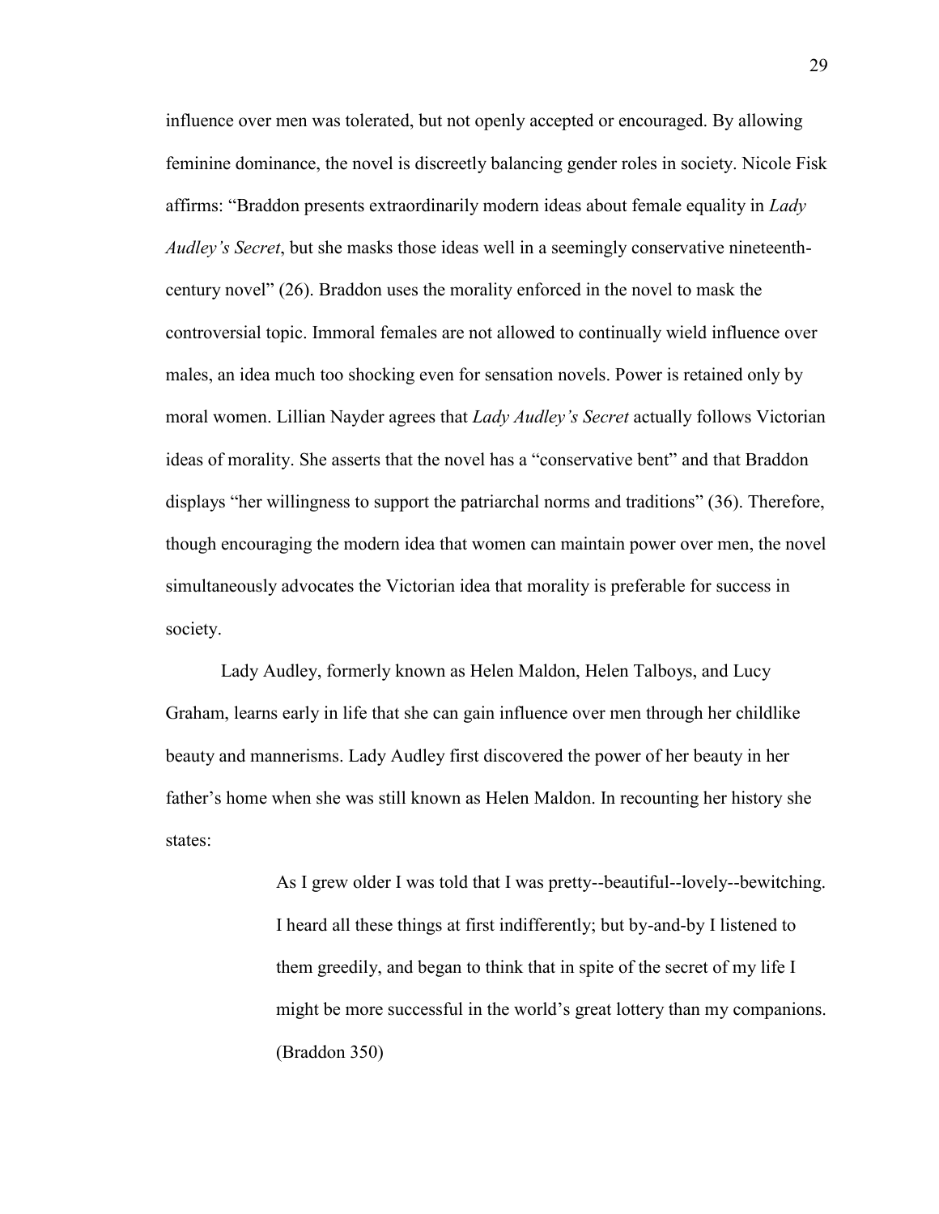influence over men was tolerated, but not openly accepted or encouraged. By allowing feminine dominance, the novel is discreetly balancing gender roles in society. Nicole Fisk affirms: "Braddon presents extraordinarily modern ideas about female equality in *Lady Audley's Secret*, but she masks those ideas well in a seemingly conservative nineteenth-century novel" (26). Braddon uses the morality enforced in the novel to mask the controversial topic. Immoral females are not allowed to continually wield influence over males, an idea much too shocking even for sensation novels. Power is retained only by moral women. Lillian Nayder agrees that *Lady Audley's Secret* actually follows Victorian ideas of morality. She asserts that the novel has a "conservative bent" and that Braddon displays "her willingness to support the patriarchal norms and traditions" (36). Therefore, though encouraging the modern idea that women can maintain power over men, the novel simultaneously advocates the Victorian idea that morality is preferable for success in society.

Lady Audley, formerly known as Helen Maldon, Helen Talboys, and Lucy Graham, learns early in life that she can gain influence over men through her childlike beauty and mannerisms. Lady Audley first discovered the power of her beauty in her father's home when she was still known as Helen Maldon. In recounting her history she states:

> As I grew older I was told that I was pretty--beautiful--lovely--bewitching. I heard all these things at first indifferently; but by-and-by I listened to them greedily, and began to think that in spite of the secret of my life I might be more successful in the world's great lottery than my companions. (Braddon 350)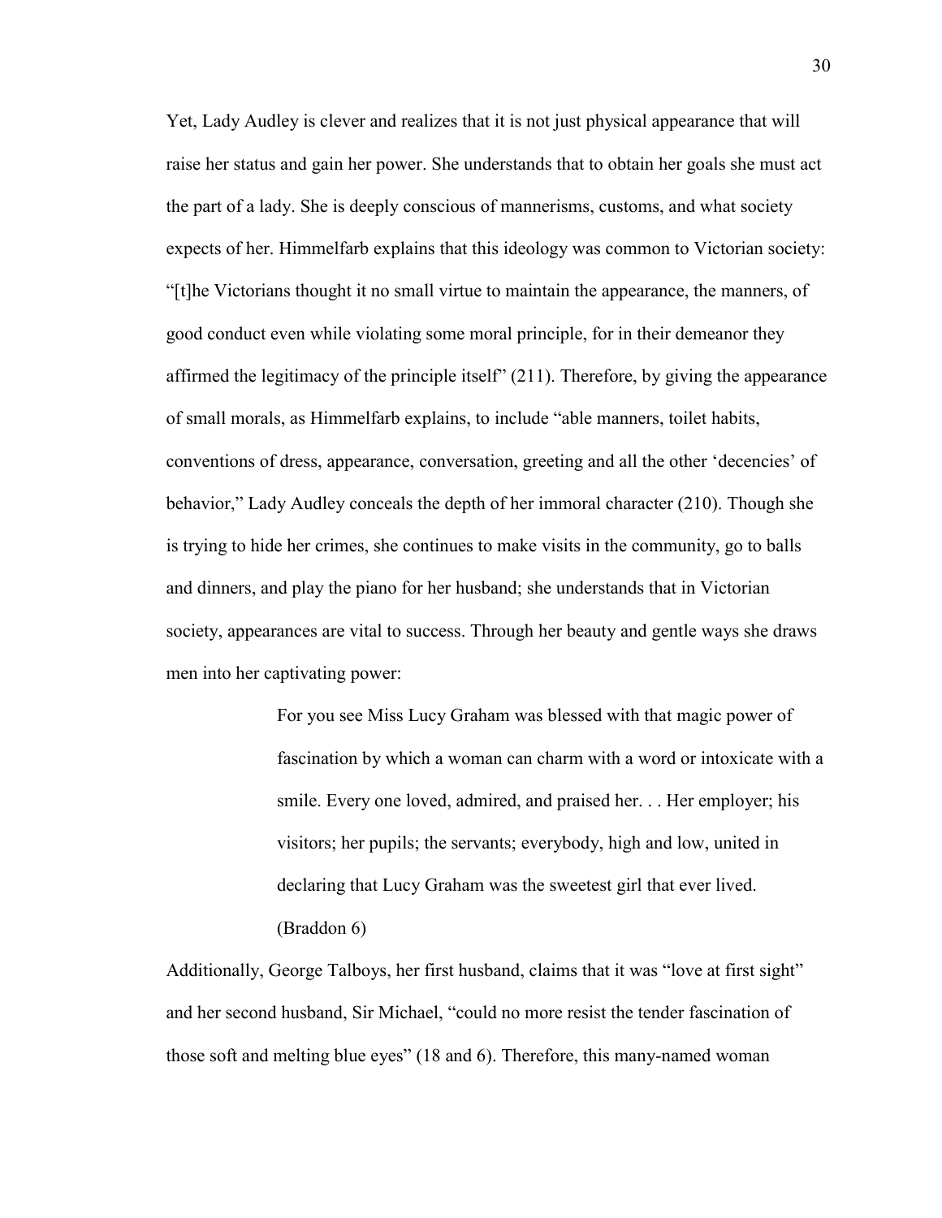Yet, Lady Audley is clever and realizes that it is not just physical appearance that will raise her status and gain her power. She understands that to obtain her goals she must act the part of a lady. She is deeply conscious of mannerisms, customs, and what society expects of her. Himmelfarb explains that this ideology was common to Victorian society: "[t]he Victorians thought it no small virtue to maintain the appearance, the manners, of good conduct even while violating some moral principle, for in their demeanor they affirmed the legitimacy of the principle itself" (211). Therefore, by giving the appearance of small morals, as Himmelfarb explains, to include "able manners, toilet habits, conventions of dress, appearance, conversation, greeting and all the other 'decencies' of behavior," Lady Audley conceals the depth of her immoral character (210). Though she is trying to hide her crimes, she continues to make visits in the community, go to balls and dinners, and play the piano for her husband; she understands that in Victorian society, appearances are vital to success. Through her beauty and gentle ways she draws men into her captivating power:

> For you see Miss Lucy Graham was blessed with that magic power of fascination by which a woman can charm with a word or intoxicate with a smile. Every one loved, admired, and praised her. . . Her employer; his visitors; her pupils; the servants; everybody, high and low, united in declaring that Lucy Graham was the sweetest girl that ever lived. (Braddon 6)

Additionally, George Talboys, her first husband, claims that it was "love at first sight" and her second husband, Sir Michael, "could no more resist the tender fascination of those soft and melting blue eyes" (18 and 6). Therefore, this many-named woman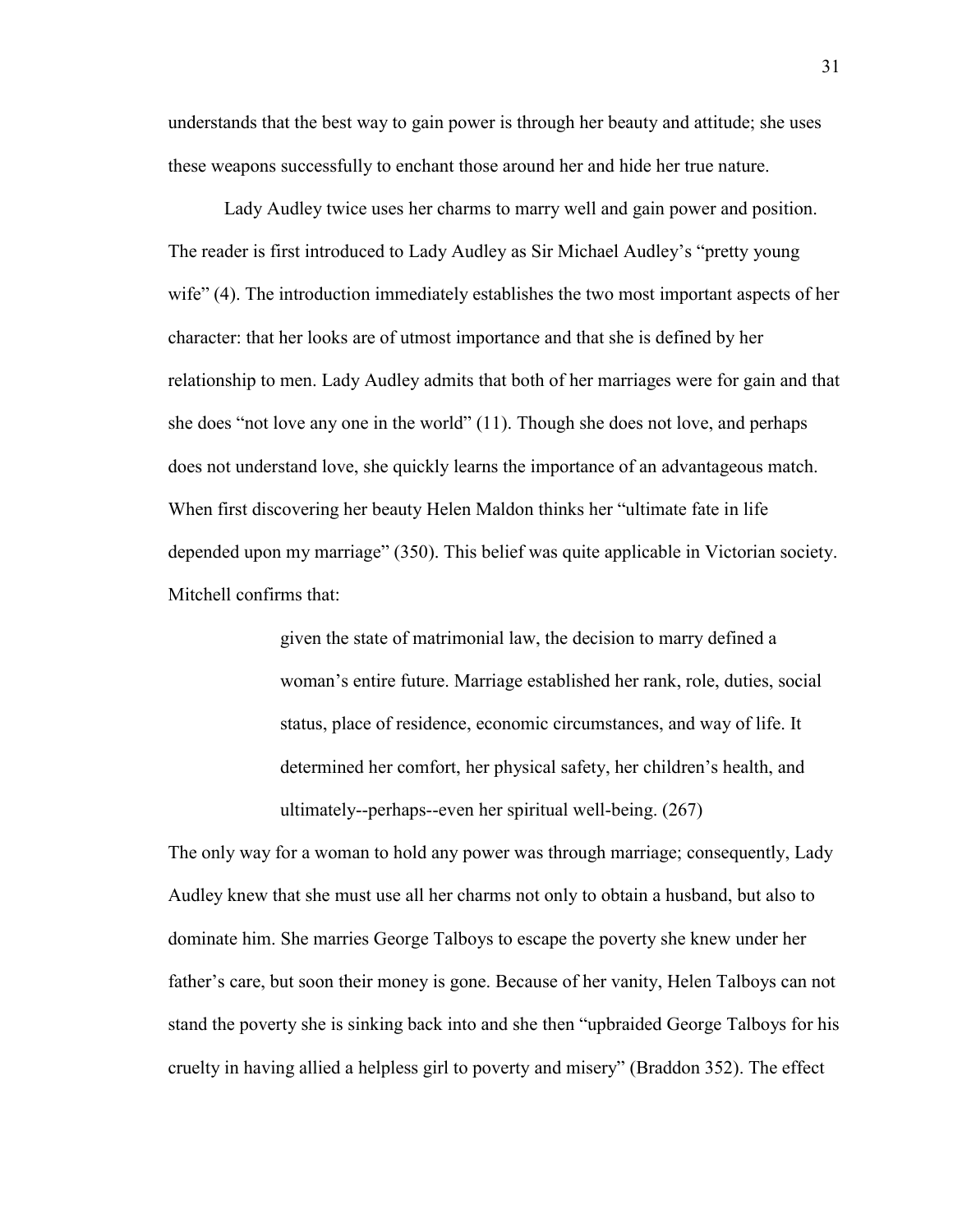understands that the best way to gain power is through her beauty and attitude; she uses these weapons successfully to enchant those around her and hide her true nature.

Lady Audley twice uses her charms to marry well and gain power and position. The reader is first introduced to Lady Audley as Sir Michael Audley's "pretty young wife" (4). The introduction immediately establishes the two most important aspects of her character: that her looks are of utmost importance and that she is defined by her relationship to men. Lady Audley admits that both of her marriages were for gain and that she does "not love any one in the world" (11). Though she does not love, and perhaps does not understand love, she quickly learns the importance of an advantageous match. When first discovering her beauty Helen Maldon thinks her "ultimate fate in life depended upon my marriage" (350). This belief was quite applicable in Victorian society. Mitchell confirms that:

> given the state of matrimonial law, the decision to marry defined a woman's entire future. Marriage established her rank, role, duties, social status, place of residence, economic circumstances, and way of life. It determined her comfort, her physical safety, her children's health, and ultimately--perhaps--even her spiritual well-being. (267)

The only way for a woman to hold any power was through marriage; consequently, Lady Audley knew that she must use all her charms not only to obtain a husband, but also to dominate him. She marries George Talboys to escape the poverty she knew under her father's care, but soon their money is gone. Because of her vanity, Helen Talboys can not stand the poverty she is sinking back into and she then "upbraided George Talboys for his cruelty in having allied a helpless girl to poverty and misery" (Braddon 352). The effect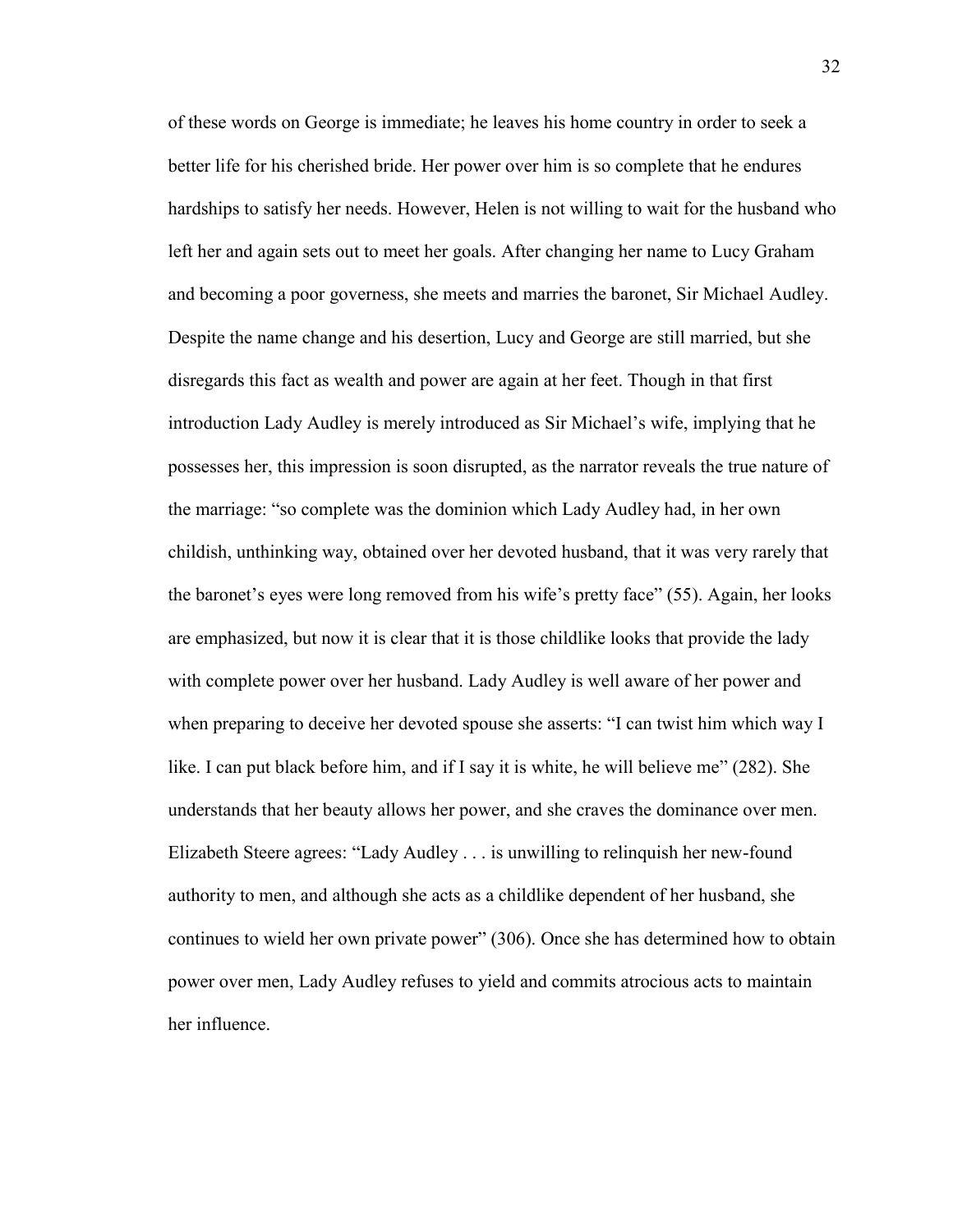of these words on George is immediate; he leaves his home country in order to seek a better life for his cherished bride. Her power over him is so complete that he endures hardships to satisfy her needs. However, Helen is not willing to wait for the husband who left her and again sets out to meet her goals. After changing her name to Lucy Graham and becoming a poor governess, she meets and marries the baronet, Sir Michael Audley. Despite the name change and his desertion, Lucy and George are still married, but she disregards this fact as wealth and power are again at her feet. Though in that first introduction Lady Audley is merely introduced as Sir Michael's wife, implying that he possesses her, this impression is soon disrupted, as the narrator reveals the true nature of the marriage: "so complete was the dominion which Lady Audley had, in her own childish, unthinking way, obtained over her devoted husband, that it was very rarely that the baronet's eyes were long removed from his wife's pretty face" (55). Again, her looks are emphasized, but now it is clear that it is those childlike looks that provide the lady with complete power over her husband. Lady Audley is well aware of her power and when preparing to deceive her devoted spouse she asserts: "I can twist him which way I like. I can put black before him, and if I say it is white, he will believe me" (282). She understands that her beauty allows her power, and she craves the dominance over men. Elizabeth Steere agrees: "Lady Audley . . . is unwilling to relinquish her new-found authority to men, and although she acts as a childlike dependent of her husband, she continues to wield her own private power" (306). Once she has determined how to obtain power over men, Lady Audley refuses to yield and commits atrocious acts to maintain her influence.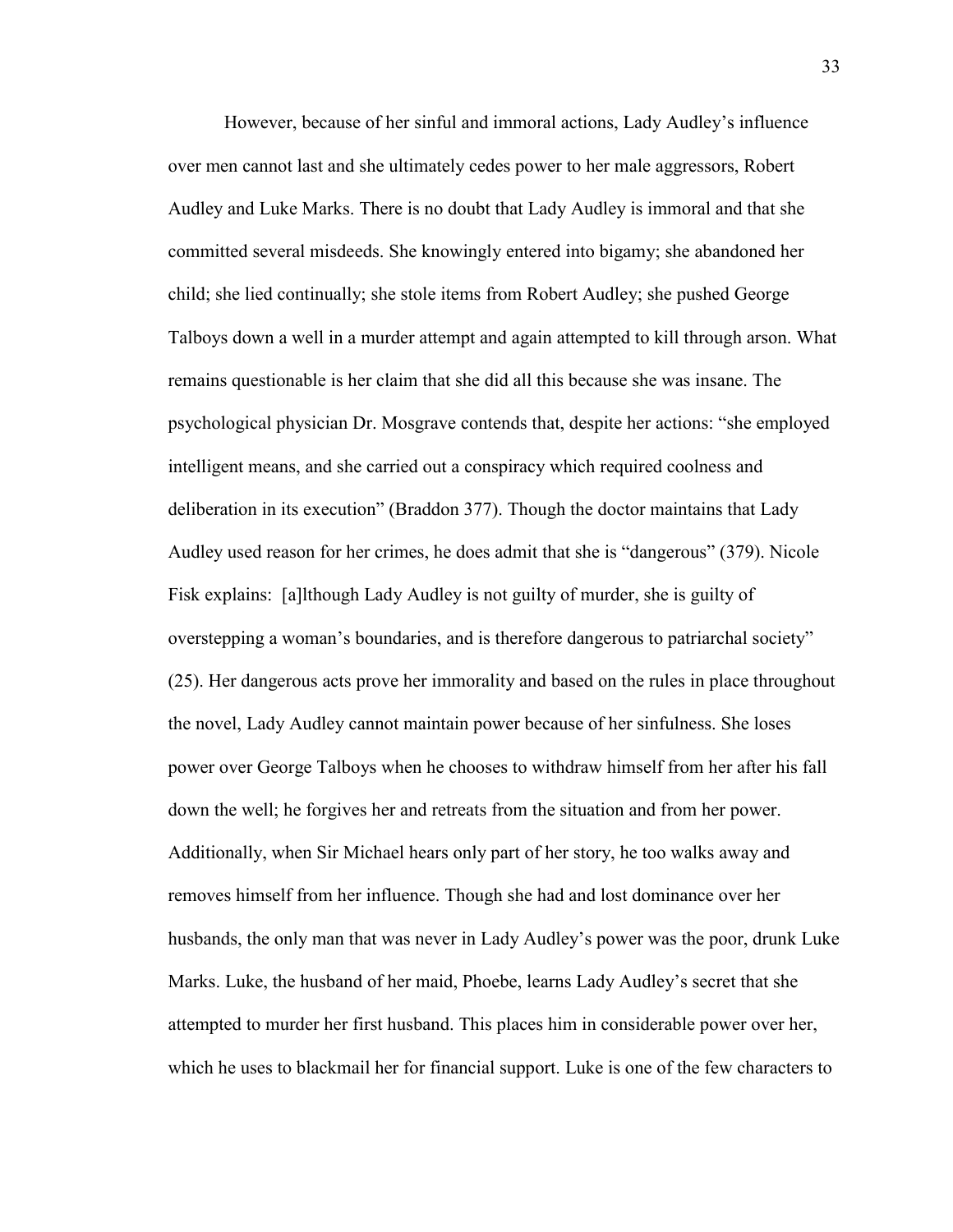However, because of her sinful and immoral actions, Lady Audley's influence over men cannot last and she ultimately cedes power to her male aggressors, Robert Audley and Luke Marks. There is no doubt that Lady Audley is immoral and that she committed several misdeeds. She knowingly entered into bigamy; she abandoned her child; she lied continually; she stole items from Robert Audley; she pushed George Talboys down a well in a murder attempt and again attempted to kill through arson. What remains questionable is her claim that she did all this because she was insane. The psychological physician Dr. Mosgrave contends that, despite her actions: "she employed intelligent means, and she carried out a conspiracy which required coolness and deliberation in its execution" (Braddon 377). Though the doctor maintains that Lady Audley used reason for her crimes, he does admit that she is "dangerous" (379). Nicole Fisk explains: [a]lthough Lady Audley is not guilty of murder, she is guilty of overstepping a woman's boundaries, and is therefore dangerous to patriarchal society" (25). Her dangerous acts prove her immorality and based on the rules in place throughout the novel, Lady Audley cannot maintain power because of her sinfulness. She loses power over George Talboys when he chooses to withdraw himself from her after his fall down the well; he forgives her and retreats from the situation and from her power. Additionally, when Sir Michael hears only part of her story, he too walks away and removes himself from her influence. Though she had and lost dominance over her husbands, the only man that was never in Lady Audley's power was the poor, drunk Luke Marks. Luke, the husband of her maid, Phoebe, learns Lady Audley's secret that she attempted to murder her first husband. This places him in considerable power over her, which he uses to blackmail her for financial support. Luke is one of the few characters to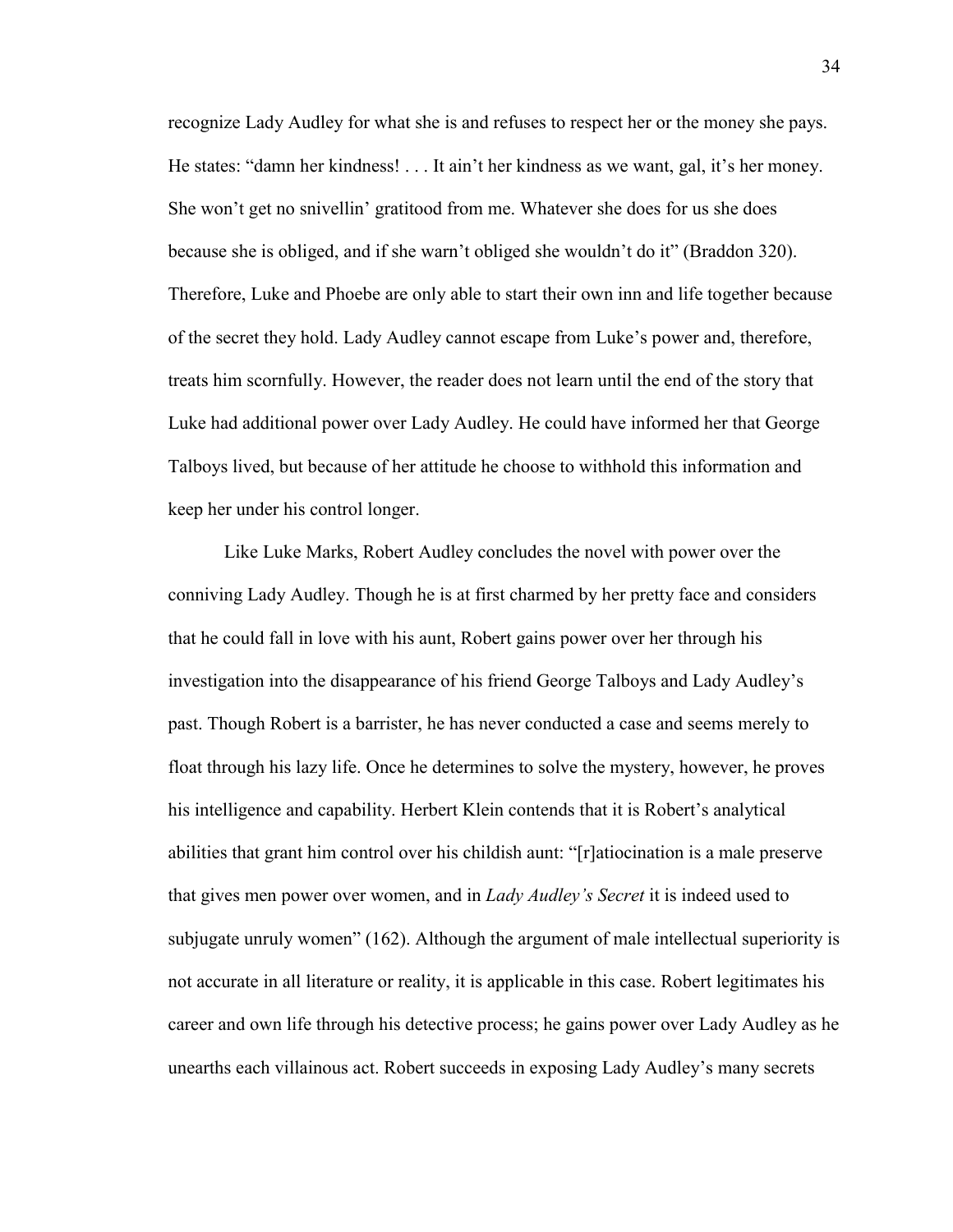recognize Lady Audley for what she is and refuses to respect her or the money she pays. He states: "damn her kindness! . . . It ain't her kindness as we want, gal, it's her money. She won't get no snivellin' gratitood from me. Whatever she does for us she does because she is obliged, and if she warn't obliged she wouldn't do it" (Braddon 320). Therefore, Luke and Phoebe are only able to start their own inn and life together because of the secret they hold. Lady Audley cannot escape from Luke's power and, therefore, treats him scornfully. However, the reader does not learn until the end of the story that Luke had additional power over Lady Audley. He could have informed her that George Talboys lived, but because of her attitude he choose to withhold this information and keep her under his control longer.

Like Luke Marks, Robert Audley concludes the novel with power over the conniving Lady Audley. Though he is at first charmed by her pretty face and considers that he could fall in love with his aunt, Robert gains power over her through his investigation into the disappearance of his friend George Talboys and Lady Audley's past. Though Robert is a barrister, he has never conducted a case and seems merely to float through his lazy life. Once he determines to solve the mystery, however, he proves his intelligence and capability. Herbert Klein contends that it is Robert's analytical abilities that grant him control over his childish aunt: "[r]atiocination is a male preserve that gives men power over women, and in *Lady Audley's Secret* it is indeed used to subjugate unruly women" (162). Although the argument of male intellectual superiority is not accurate in all literature or reality, it is applicable in this case. Robert legitimates his career and own life through his detective process; he gains power over Lady Audley as he unearths each villainous act. Robert succeeds in exposing Lady Audley's many secrets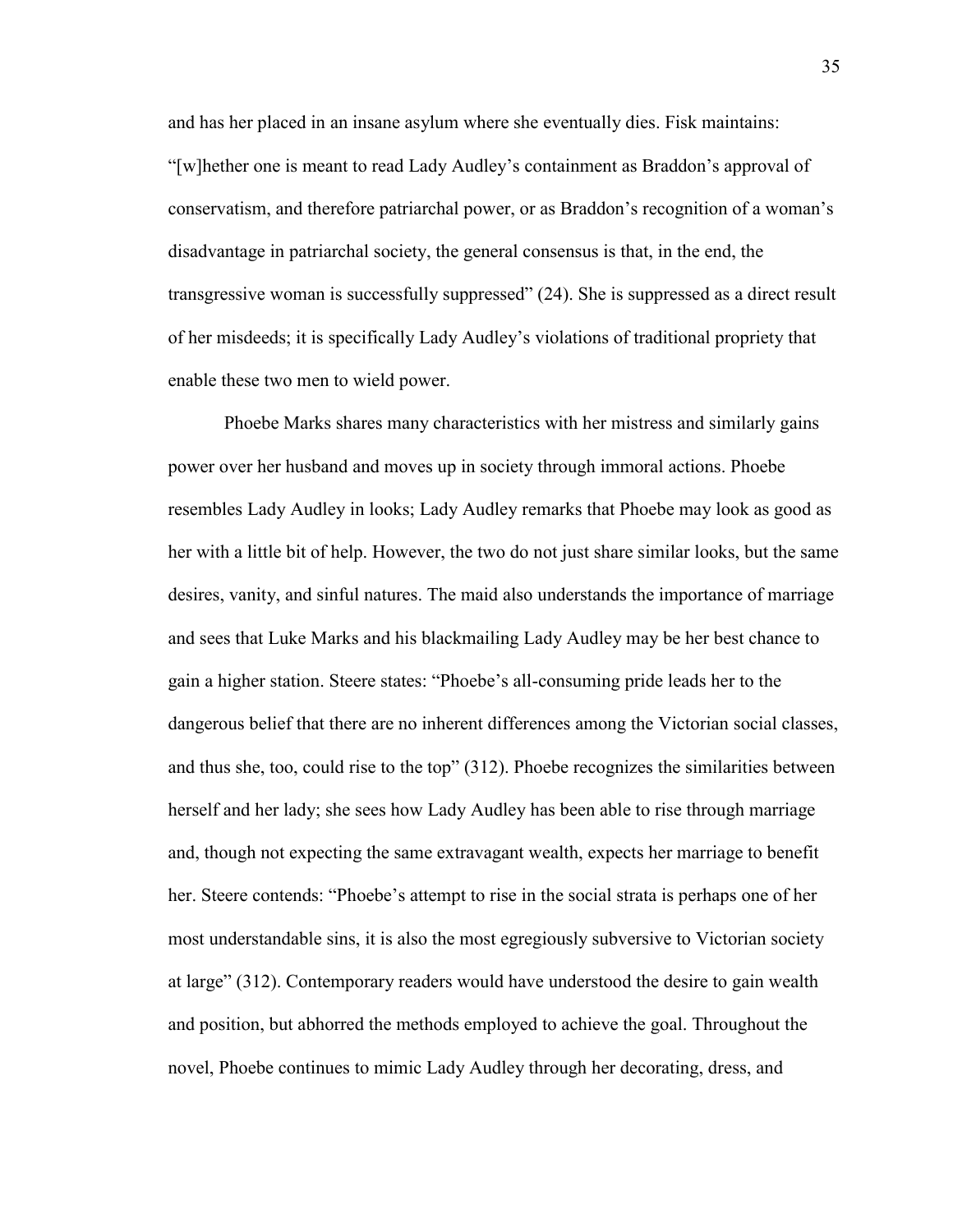and has her placed in an insane asylum where she eventually dies. Fisk maintains: "[w]hether one is meant to read Lady Audley's containment as Braddon's approval of conservatism, and therefore patriarchal power, or as Braddon's recognition of a woman's disadvantage in patriarchal society, the general consensus is that, in the end, the transgressive woman is successfully suppressed" (24). She is suppressed as a direct result of her misdeeds; it is specifically Lady Audley's violations of traditional propriety that enable these two men to wield power.

Phoebe Marks shares many characteristics with her mistress and similarly gains power over her husband and moves up in society through immoral actions. Phoebe resembles Lady Audley in looks; Lady Audley remarks that Phoebe may look as good as her with a little bit of help. However, the two do not just share similar looks, but the same desires, vanity, and sinful natures. The maid also understands the importance of marriage and sees that Luke Marks and his blackmailing Lady Audley may be her best chance to gain a higher station. Steere states: "Phoebe's all-consuming pride leads her to the dangerous belief that there are no inherent differences among the Victorian social classes, and thus she, too, could rise to the top" (312). Phoebe recognizes the similarities between herself and her lady; she sees how Lady Audley has been able to rise through marriage and, though not expecting the same extravagant wealth, expects her marriage to benefit her. Steere contends: "Phoebe's attempt to rise in the social strata is perhaps one of her most understandable sins, it is also the most egregiously subversive to Victorian society at large" (312). Contemporary readers would have understood the desire to gain wealth and position, but abhorred the methods employed to achieve the goal. Throughout the novel, Phoebe continues to mimic Lady Audley through her decorating, dress, and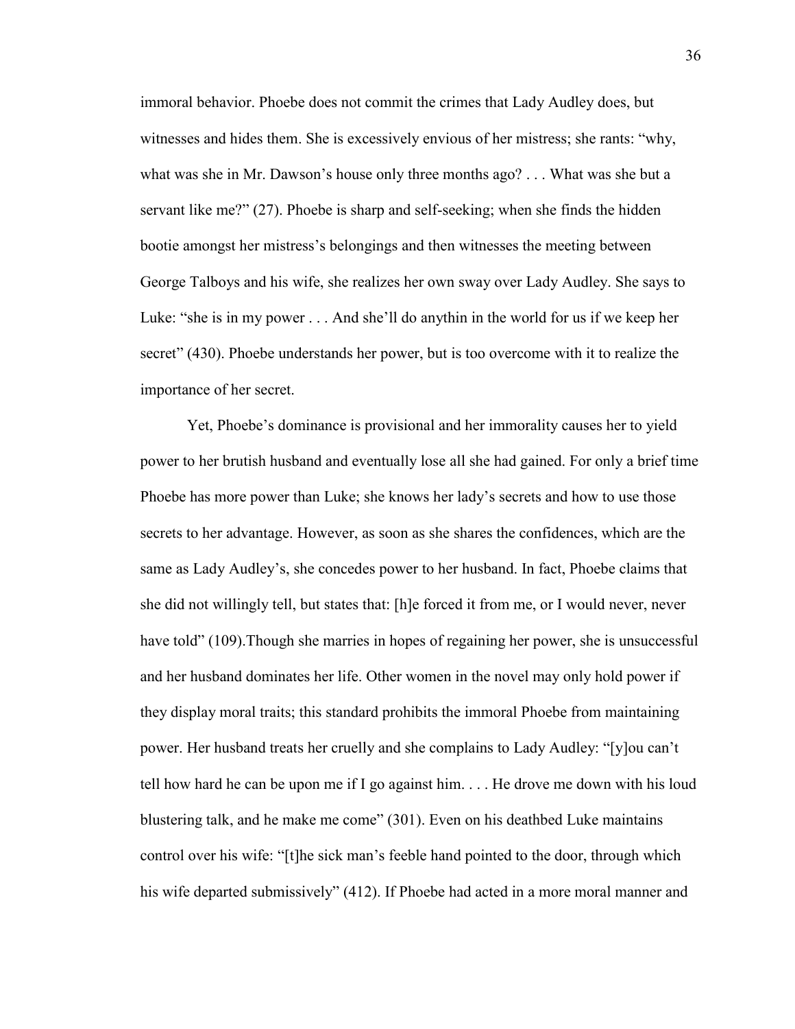immoral behavior. Phoebe does not commit the crimes that Lady Audley does, but witnesses and hides them. She is excessively envious of her mistress; she rants: "why, what was she in Mr. Dawson's house only three months ago? . . . What was she but a servant like me?" (27). Phoebe is sharp and self-seeking; when she finds the hidden bootie amongst her mistress's belongings and then witnesses the meeting between George Talboys and his wife, she realizes her own sway over Lady Audley. She says to Luke: "she is in my power . . . And she'll do anythin in the world for us if we keep her secret" (430). Phoebe understands her power, but is too overcome with it to realize the importance of her secret.

Yet, Phoebe's dominance is provisional and her immorality causes her to yield power to her brutish husband and eventually lose all she had gained. For only a brief time Phoebe has more power than Luke; she knows her lady's secrets and how to use those secrets to her advantage. However, as soon as she shares the confidences, which are the same as Lady Audley's, she concedes power to her husband. In fact, Phoebe claims that she did not willingly tell, but states that: [h]e forced it from me, or I would never, never have told" (109).Though she marries in hopes of regaining her power, she is unsuccessful and her husband dominates her life. Other women in the novel may only hold power if they display moral traits; this standard prohibits the immoral Phoebe from maintaining power. Her husband treats her cruelly and she complains to Lady Audley: "[y]ou can't tell how hard he can be upon me if I go against him. . . . He drove me down with his loud blustering talk, and he make me come" (301). Even on his deathbed Luke maintains control over his wife: "[t]he sick man's feeble hand pointed to the door, through which his wife departed submissively" (412). If Phoebe had acted in a more moral manner and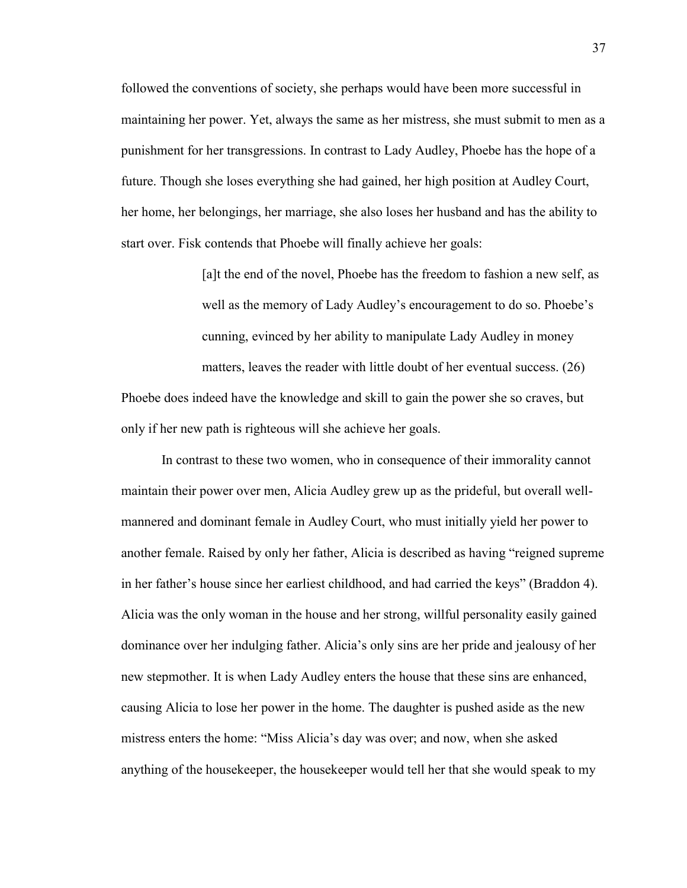followed the conventions of society, she perhaps would have been more successful in maintaining her power. Yet, always the same as her mistress, she must submit to men as a punishment for her transgressions. In contrast to Lady Audley, Phoebe has the hope of a future. Though she loses everything she had gained, her high position at Audley Court, her home, her belongings, her marriage, she also loses her husband and has the ability to start over. Fisk contends that Phoebe will finally achieve her goals:

> [a]t the end of the novel, Phoebe has the freedom to fashion a new self, as well as the memory of Lady Audley's encouragement to do so. Phoebe's cunning, evinced by her ability to manipulate Lady Audley in money matters, leaves the reader with little doubt of her eventual success. (26)

Phoebe does indeed have the knowledge and skill to gain the power she so craves, but only if her new path is righteous will she achieve her goals.

In contrast to these two women, who in consequence of their immorality cannot maintain their power over men, Alicia Audley grew up as the prideful, but overall well-mannered and dominant female in Audley Court, who must initially yield her power to another female. Raised by only her father, Alicia is described as having "reigned supreme in her father's house since her earliest childhood, and had carried the keys" (Braddon 4). Alicia was the only woman in the house and her strong, willful personality easily gained dominance over her indulging father. Alicia's only sins are her pride and jealousy of her new stepmother. It is when Lady Audley enters the house that these sins are enhanced, causing Alicia to lose her power in the home. The daughter is pushed aside as the new mistress enters the home: "Miss Alicia's day was over; and now, when she asked anything of the housekeeper, the housekeeper would tell her that she would speak to my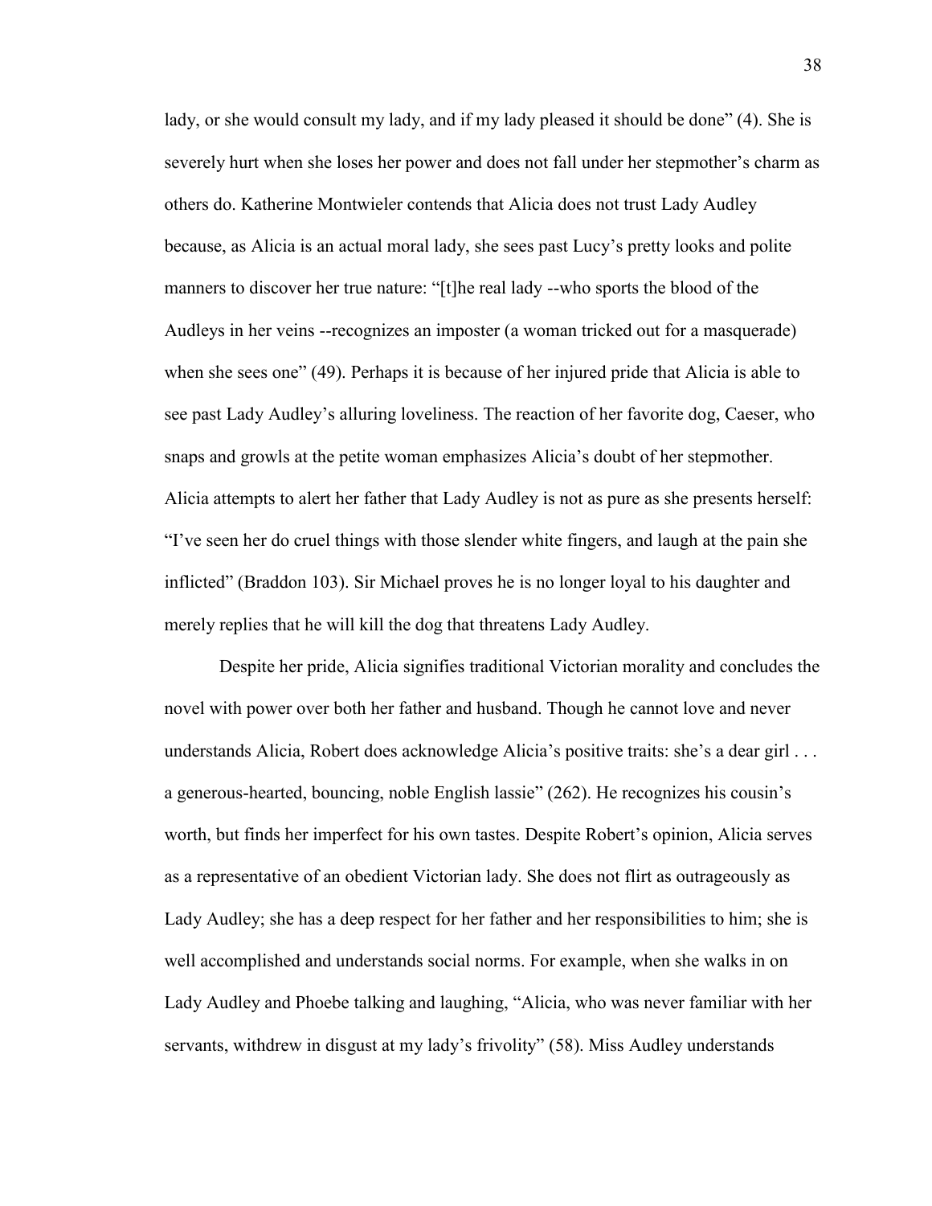lady, or she would consult my lady, and if my lady pleased it should be done" (4). She is severely hurt when she loses her power and does not fall under her stepmother's charm as others do. Katherine Montwieler contends that Alicia does not trust Lady Audley because, as Alicia is an actual moral lady, she sees past Lucy's pretty looks and polite manners to discover her true nature: "[t]he real lady --who sports the blood of the Audleys in her veins --recognizes an imposter (a woman tricked out for a masquerade) when she sees one" (49). Perhaps it is because of her injured pride that Alicia is able to see past Lady Audley's alluring loveliness. The reaction of her favorite dog, Caeser, who snaps and growls at the petite woman emphasizes Alicia's doubt of her stepmother. Alicia attempts to alert her father that Lady Audley is not as pure as she presents herself: "I've seen her do cruel things with those slender white fingers, and laugh at the pain she inflicted" (Braddon 103). Sir Michael proves he is no longer loyal to his daughter and merely replies that he will kill the dog that threatens Lady Audley.

Despite her pride, Alicia signifies traditional Victorian morality and concludes the novel with power over both her father and husband. Though he cannot love and never understands Alicia, Robert does acknowledge Alicia's positive traits: she's a dear girl . . . a generous-hearted, bouncing, noble English lassie" (262). He recognizes his cousin's worth, but finds her imperfect for his own tastes. Despite Robert's opinion, Alicia serves as a representative of an obedient Victorian lady. She does not flirt as outrageously as Lady Audley; she has a deep respect for her father and her responsibilities to him; she is well accomplished and understands social norms. For example, when she walks in on Lady Audley and Phoebe talking and laughing, "Alicia, who was never familiar with her servants, withdrew in disgust at my lady's frivolity" (58). Miss Audley understands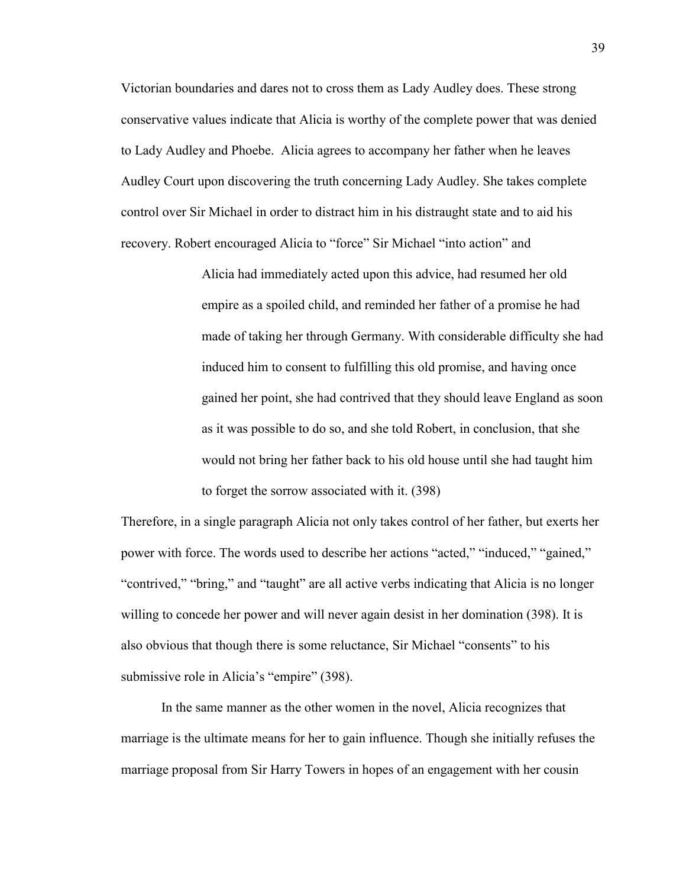Victorian boundaries and dares not to cross them as Lady Audley does. These strong conservative values indicate that Alicia is worthy of the complete power that was denied to Lady Audley and Phoebe.  Alicia agrees to accompany her father when he leaves Audley Court upon discovering the truth concerning Lady Audley. She takes complete control over Sir Michael in order to distract him in his distraught state and to aid his recovery. Robert encouraged Alicia to "force" Sir Michael "into action" and

> Alicia had immediately acted upon this advice, had resumed her old empire as a spoiled child, and reminded her father of a promise he had made of taking her through Germany. With considerable difficulty she had induced him to consent to fulfilling this old promise, and having once gained her point, she had contrived that they should leave England as soon as it was possible to do so, and she told Robert, in conclusion, that she would not bring her father back to his old house until she had taught him to forget the sorrow associated with it. (398)

Therefore, in a single paragraph Alicia not only takes control of her father, but exerts her power with force. The words used to describe her actions "acted," "induced," "gained," "contrived," "bring," and "taught" are all active verbs indicating that Alicia is no longer willing to concede her power and will never again desist in her domination (398). It is also obvious that though there is some reluctance, Sir Michael "consents" to his submissive role in Alicia's "empire" (398).

In the same manner as the other women in the novel, Alicia recognizes that marriage is the ultimate means for her to gain influence. Though she initially refuses the marriage proposal from Sir Harry Towers in hopes of an engagement with her cousin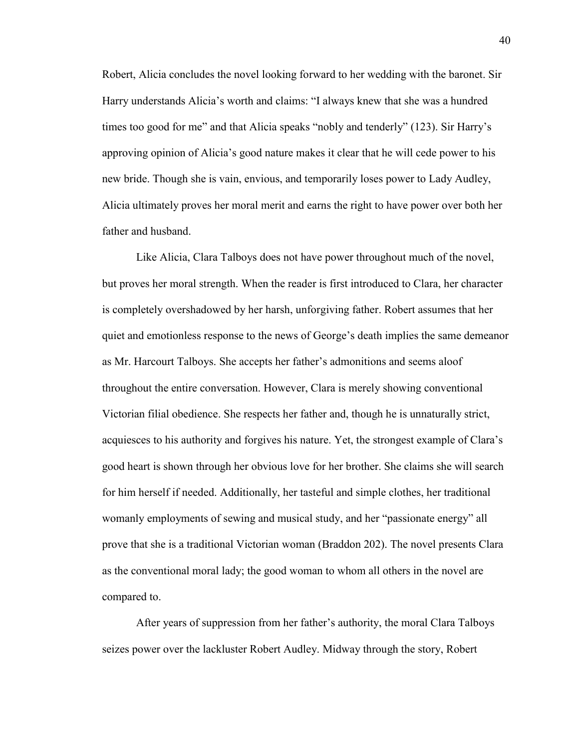Robert, Alicia concludes the novel looking forward to her wedding with the baronet. Sir Harry understands Alicia's worth and claims: "I always knew that she was a hundred times too good for me" and that Alicia speaks "nobly and tenderly" (123). Sir Harry's approving opinion of Alicia's good nature makes it clear that he will cede power to his new bride. Though she is vain, envious, and temporarily loses power to Lady Audley, Alicia ultimately proves her moral merit and earns the right to have power over both her father and husband.

Like Alicia, Clara Talboys does not have power throughout much of the novel, but proves her moral strength. When the reader is first introduced to Clara, her character is completely overshadowed by her harsh, unforgiving father. Robert assumes that her quiet and emotionless response to the news of George's death implies the same demeanor as Mr. Harcourt Talboys. She accepts her father's admonitions and seems aloof throughout the entire conversation. However, Clara is merely showing conventional Victorian filial obedience. She respects her father and, though he is unnaturally strict, acquiesces to his authority and forgives his nature. Yet, the strongest example of Clara's good heart is shown through her obvious love for her brother. She claims she will search for him herself if needed. Additionally, her tasteful and simple clothes, her traditional womanly employments of sewing and musical study, and her "passionate energy" all prove that she is a traditional Victorian woman (Braddon 202). The novel presents Clara as the conventional moral lady; the good woman to whom all others in the novel are compared to.

After years of suppression from her father's authority, the moral Clara Talboys seizes power over the lackluster Robert Audley. Midway through the story, Robert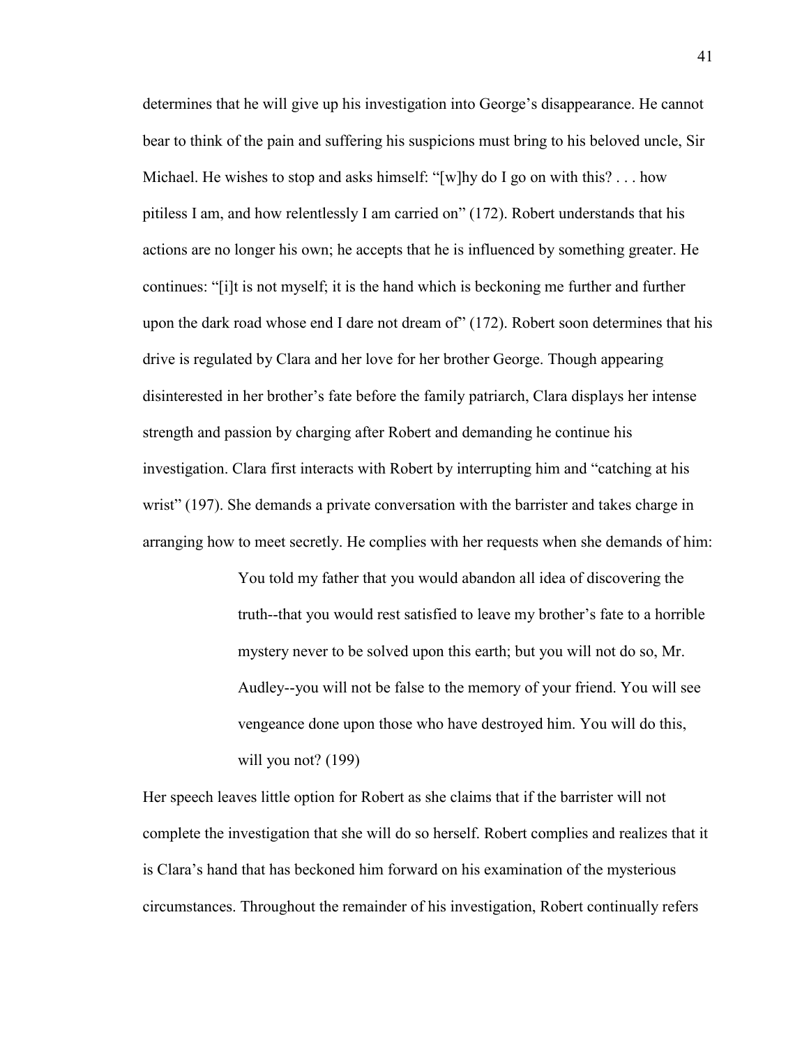determines that he will give up his investigation into George's disappearance. He cannot bear to think of the pain and suffering his suspicions must bring to his beloved uncle, Sir Michael. He wishes to stop and asks himself: "[w]hy do I go on with this? . . . how pitiless I am, and how relentlessly I am carried on" (172). Robert understands that his actions are no longer his own; he accepts that he is influenced by something greater. He continues: "[i]t is not myself; it is the hand which is beckoning me further and further upon the dark road whose end I dare not dream of" (172). Robert soon determines that his drive is regulated by Clara and her love for her brother George. Though appearing disinterested in her brother's fate before the family patriarch, Clara displays her intense strength and passion by charging after Robert and demanding he continue his investigation. Clara first interacts with Robert by interrupting him and "catching at his wrist" (197). She demands a private conversation with the barrister and takes charge in arranging how to meet secretly. He complies with her requests when she demands of him:

> You told my father that you would abandon all idea of discovering the truth--that you would rest satisfied to leave my brother's fate to a horrible mystery never to be solved upon this earth; but you will not do so, Mr. Audley--you will not be false to the memory of your friend. You will see vengeance done upon those who have destroyed him. You will do this, will you not? (199)

Her speech leaves little option for Robert as she claims that if the barrister will not complete the investigation that she will do so herself. Robert complies and realizes that it is Clara's hand that has beckoned him forward on his examination of the mysterious circumstances. Throughout the remainder of his investigation, Robert continually refers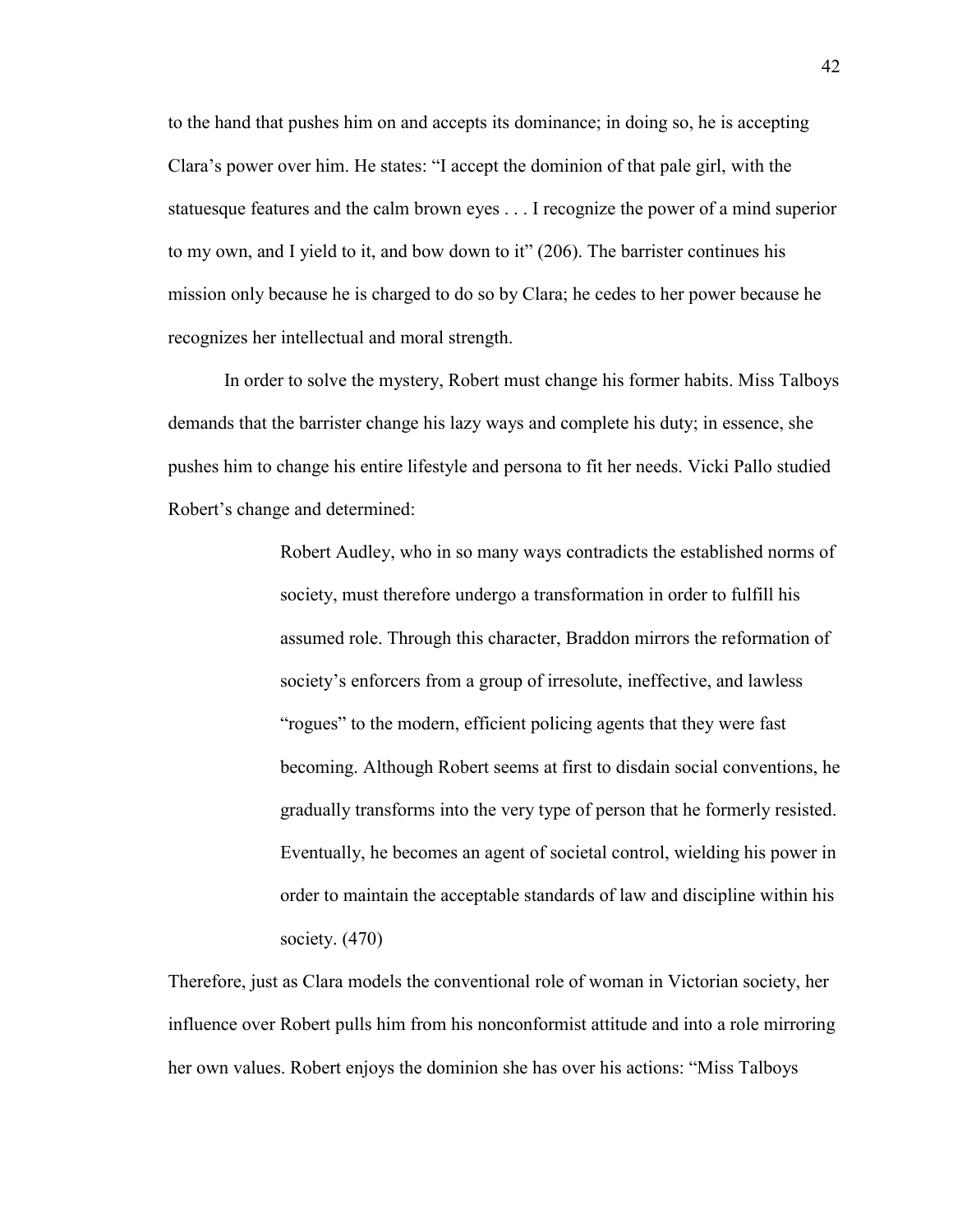to the hand that pushes him on and accepts its dominance; in doing so, he is accepting Clara's power over him. He states: "I accept the dominion of that pale girl, with the statuesque features and the calm brown eyes . . . I recognize the power of a mind superior to my own, and I yield to it, and bow down to it" (206). The barrister continues his mission only because he is charged to do so by Clara; he cedes to her power because he recognizes her intellectual and moral strength.

In order to solve the mystery, Robert must change his former habits. Miss Talboys demands that the barrister change his lazy ways and complete his duty; in essence, she pushes him to change his entire lifestyle and persona to fit her needs. Vicki Pallo studied Robert's change and determined:

> Robert Audley, who in so many ways contradicts the established norms of society, must therefore undergo a transformation in order to fulfill his assumed role. Through this character, Braddon mirrors the reformation of society's enforcers from a group of irresolute, ineffective, and lawless "rogues" to the modern, efficient policing agents that they were fast becoming. Although Robert seems at first to disdain social conventions, he gradually transforms into the very type of person that he formerly resisted. Eventually, he becomes an agent of societal control, wielding his power in order to maintain the acceptable standards of law and discipline within his society. (470)

Therefore, just as Clara models the conventional role of woman in Victorian society, her influence over Robert pulls him from his nonconformist attitude and into a role mirroring her own values. Robert enjoys the dominion she has over his actions: "Miss Talboys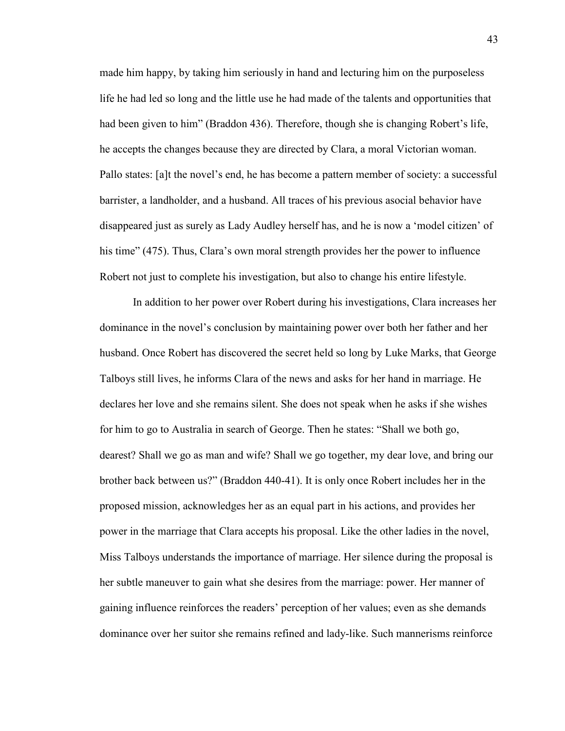made him happy, by taking him seriously in hand and lecturing him on the purposeless life he had led so long and the little use he had made of the talents and opportunities that had been given to him" (Braddon 436). Therefore, though she is changing Robert's life, he accepts the changes because they are directed by Clara, a moral Victorian woman. Pallo states: [a]t the novel's end, he has become a pattern member of society: a successful barrister, a landholder, and a husband. All traces of his previous asocial behavior have disappeared just as surely as Lady Audley herself has, and he is now a 'model citizen' of his time" (475). Thus, Clara's own moral strength provides her the power to influence Robert not just to complete his investigation, but also to change his entire lifestyle.

In addition to her power over Robert during his investigations, Clara increases her dominance in the novel's conclusion by maintaining power over both her father and her husband. Once Robert has discovered the secret held so long by Luke Marks, that George Talboys still lives, he informs Clara of the news and asks for her hand in marriage. He declares her love and she remains silent. She does not speak when he asks if she wishes for him to go to Australia in search of George. Then he states: "Shall we both go, dearest? Shall we go as man and wife? Shall we go together, my dear love, and bring our brother back between us?" (Braddon 440-41). It is only once Robert includes her in the proposed mission, acknowledges her as an equal part in his actions, and provides her power in the marriage that Clara accepts his proposal. Like the other ladies in the novel, Miss Talboys understands the importance of marriage. Her silence during the proposal is her subtle maneuver to gain what she desires from the marriage: power. Her manner of gaining influence reinforces the readers' perception of her values; even as she demands dominance over her suitor she remains refined and lady-like. Such mannerisms reinforce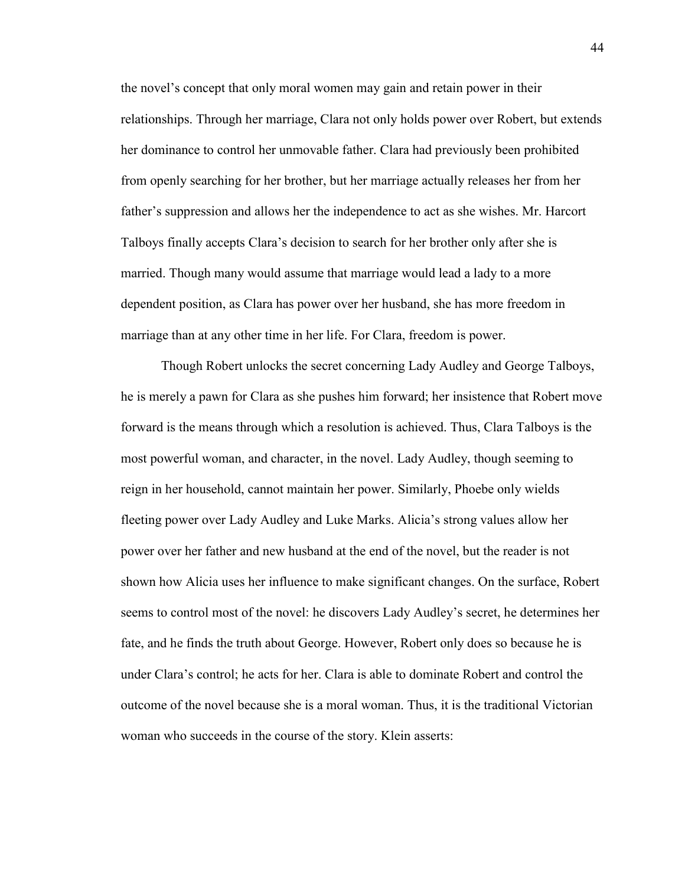the novel's concept that only moral women may gain and retain power in their relationships. Through her marriage, Clara not only holds power over Robert, but extends her dominance to control her unmovable father. Clara had previously been prohibited from openly searching for her brother, but her marriage actually releases her from her father's suppression and allows her the independence to act as she wishes. Mr. Harcort Talboys finally accepts Clara's decision to search for her brother only after she is married. Though many would assume that marriage would lead a lady to a more dependent position, as Clara has power over her husband, she has more freedom in marriage than at any other time in her life. For Clara, freedom is power.

Though Robert unlocks the secret concerning Lady Audley and George Talboys, he is merely a pawn for Clara as she pushes him forward; her insistence that Robert move forward is the means through which a resolution is achieved. Thus, Clara Talboys is the most powerful woman, and character, in the novel. Lady Audley, though seeming to reign in her household, cannot maintain her power. Similarly, Phoebe only wields fleeting power over Lady Audley and Luke Marks. Alicia's strong values allow her power over her father and new husband at the end of the novel, but the reader is not shown how Alicia uses her influence to make significant changes. On the surface, Robert seems to control most of the novel: he discovers Lady Audley's secret, he determines her fate, and he finds the truth about George. However, Robert only does so because he is under Clara's control; he acts for her. Clara is able to dominate Robert and control the outcome of the novel because she is a moral woman. Thus, it is the traditional Victorian woman who succeeds in the course of the story. Klein asserts: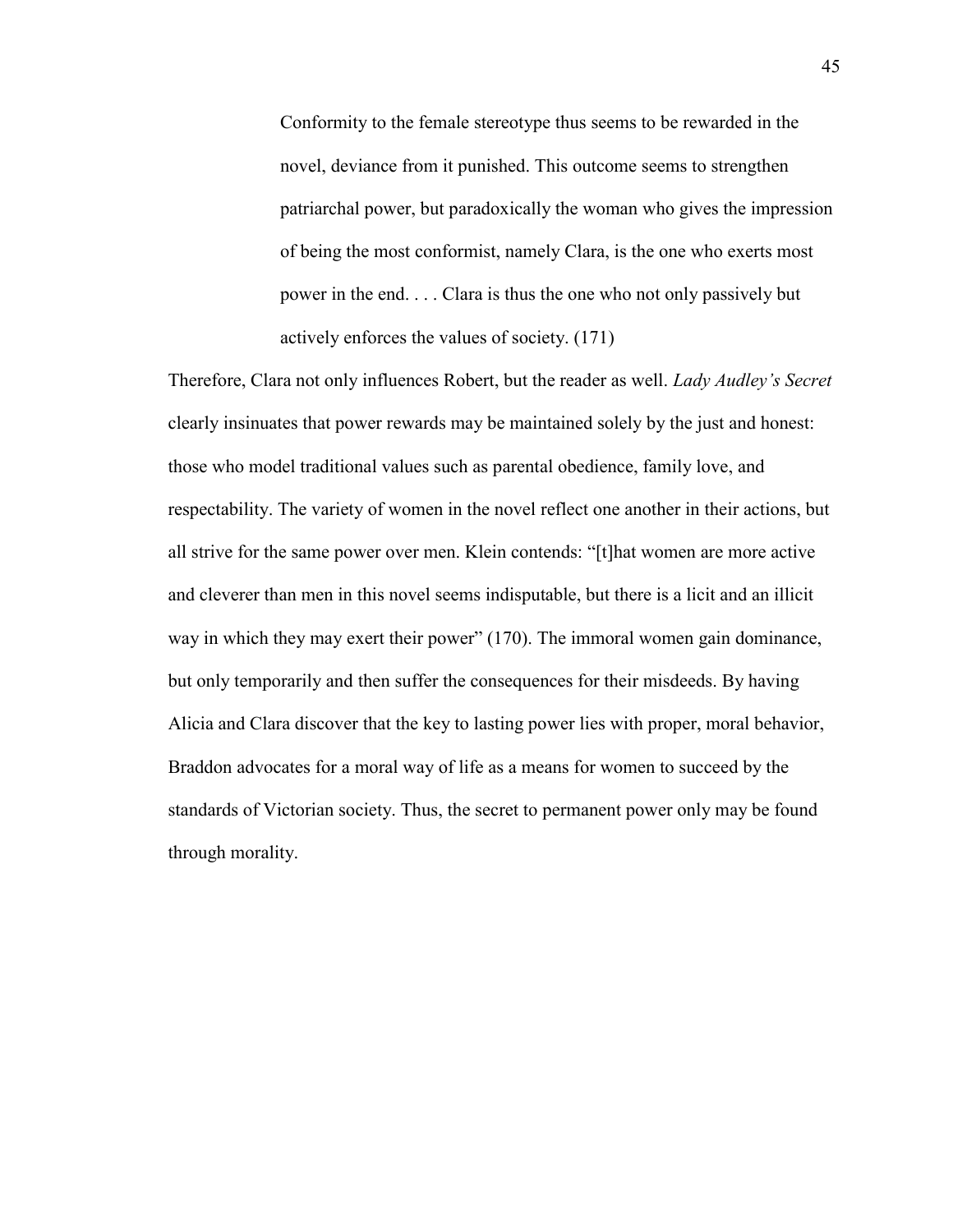> Conformity to the female stereotype thus seems to be rewarded in the novel, deviance from it punished. This outcome seems to strengthen patriarchal power, but paradoxically the woman who gives the impression of being the most conformist, namely Clara, is the one who exerts most power in the end. . . . Clara is thus the one who not only passively but actively enforces the values of society. (171)

Therefore, Clara not only influences Robert, but the reader as well. *Lady Audley's Secret* clearly insinuates that power rewards may be maintained solely by the just and honest: those who model traditional values such as parental obedience, family love, and respectability. The variety of women in the novel reflect one another in their actions, but all strive for the same power over men. Klein contends: "[t]hat women are more active and cleverer than men in this novel seems indisputable, but there is a licit and an illicit way in which they may exert their power" (170). The immoral women gain dominance, but only temporarily and then suffer the consequences for their misdeeds. By having Alicia and Clara discover that the key to lasting power lies with proper, moral behavior, Braddon advocates for a moral way of life as a means for women to succeed by the standards of Victorian society. Thus, the secret to permanent power only may be found through morality.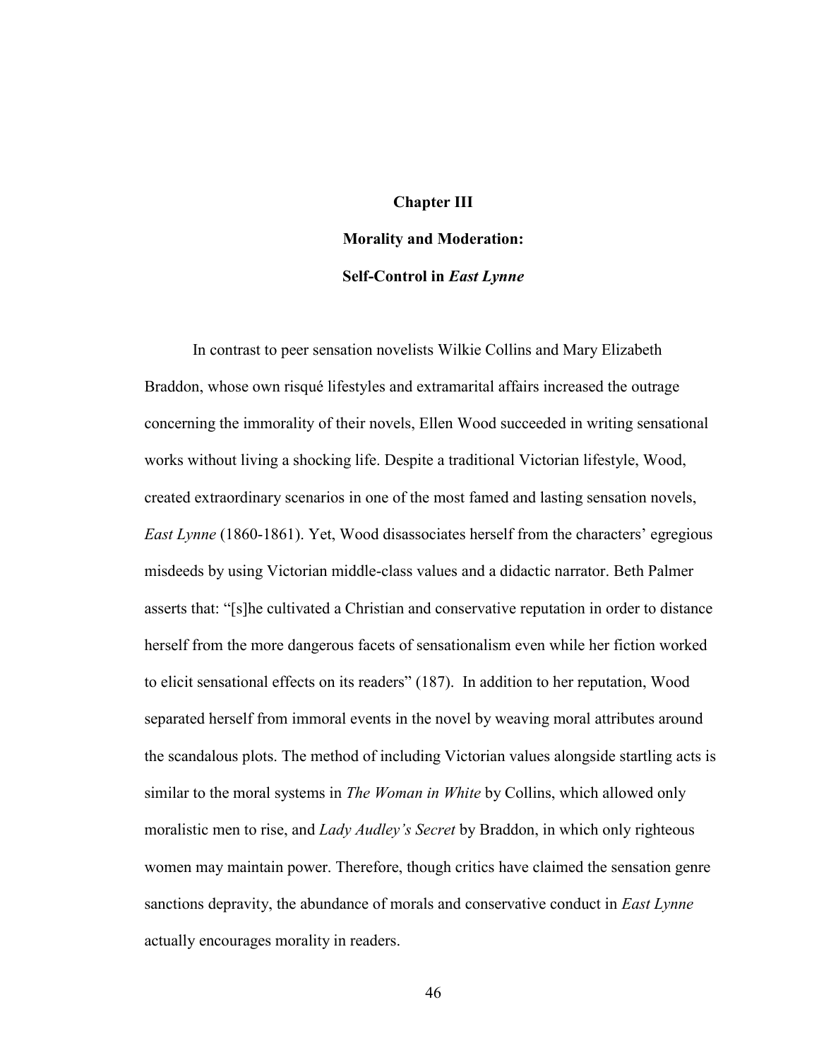# Chapter III

## Morality and Moderation:

## Self-Control in *East Lynne*

In contrast to peer sensation novelists Wilkie Collins and Mary Elizabeth Braddon, whose own risqué lifestyles and extramarital affairs increased the outrage concerning the immorality of their novels, Ellen Wood succeeded in writing sensational works without living a shocking life. Despite a traditional Victorian lifestyle, Wood, created extraordinary scenarios in one of the most famed and lasting sensation novels, *East Lynne* (1860-1861). Yet, Wood disassociates herself from the characters' egregious misdeeds by using Victorian middle-class values and a didactic narrator. Beth Palmer asserts that: "[s]he cultivated a Christian and conservative reputation in order to distance herself from the more dangerous facets of sensationalism even while her fiction worked to elicit sensational effects on its readers" (187). In addition to her reputation, Wood separated herself from immoral events in the novel by weaving moral attributes around the scandalous plots. The method of including Victorian values alongside startling acts is similar to the moral systems in *The Woman in White* by Collins, which allowed only moralistic men to rise, and *Lady Audley's Secret* by Braddon, in which only righteous women may maintain power. Therefore, though critics have claimed the sensation genre sanctions depravity, the abundance of morals and conservative conduct in *East Lynne* actually encourages morality in readers.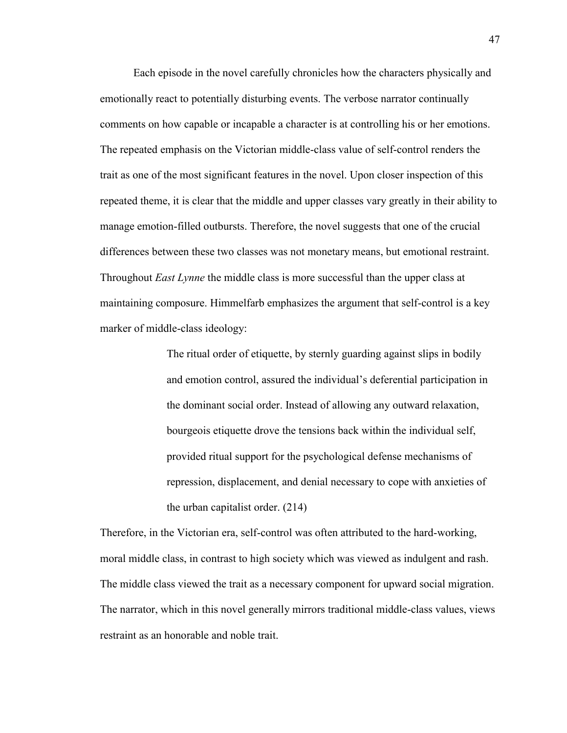Each episode in the novel carefully chronicles how the characters physically and emotionally react to potentially disturbing events. The verbose narrator continually comments on how capable or incapable a character is at controlling his or her emotions. The repeated emphasis on the Victorian middle-class value of self-control renders the trait as one of the most significant features in the novel. Upon closer inspection of this repeated theme, it is clear that the middle and upper classes vary greatly in their ability to manage emotion-filled outbursts. Therefore, the novel suggests that one of the crucial differences between these two classes was not monetary means, but emotional restraint. Throughout *East Lynne* the middle class is more successful than the upper class at maintaining composure. Himmelfarb emphasizes the argument that self-control is a key marker of middle-class ideology:

> The ritual order of etiquette, by sternly guarding against slips in bodily and emotion control, assured the individual's deferential participation in the dominant social order. Instead of allowing any outward relaxation, bourgeois etiquette drove the tensions back within the individual self, provided ritual support for the psychological defense mechanisms of repression, displacement, and denial necessary to cope with anxieties of the urban capitalist order. (214)

Therefore, in the Victorian era, self-control was often attributed to the hard-working, moral middle class, in contrast to high society which was viewed as indulgent and rash. The middle class viewed the trait as a necessary component for upward social migration. The narrator, which in this novel generally mirrors traditional middle-class values, views restraint as an honorable and noble trait.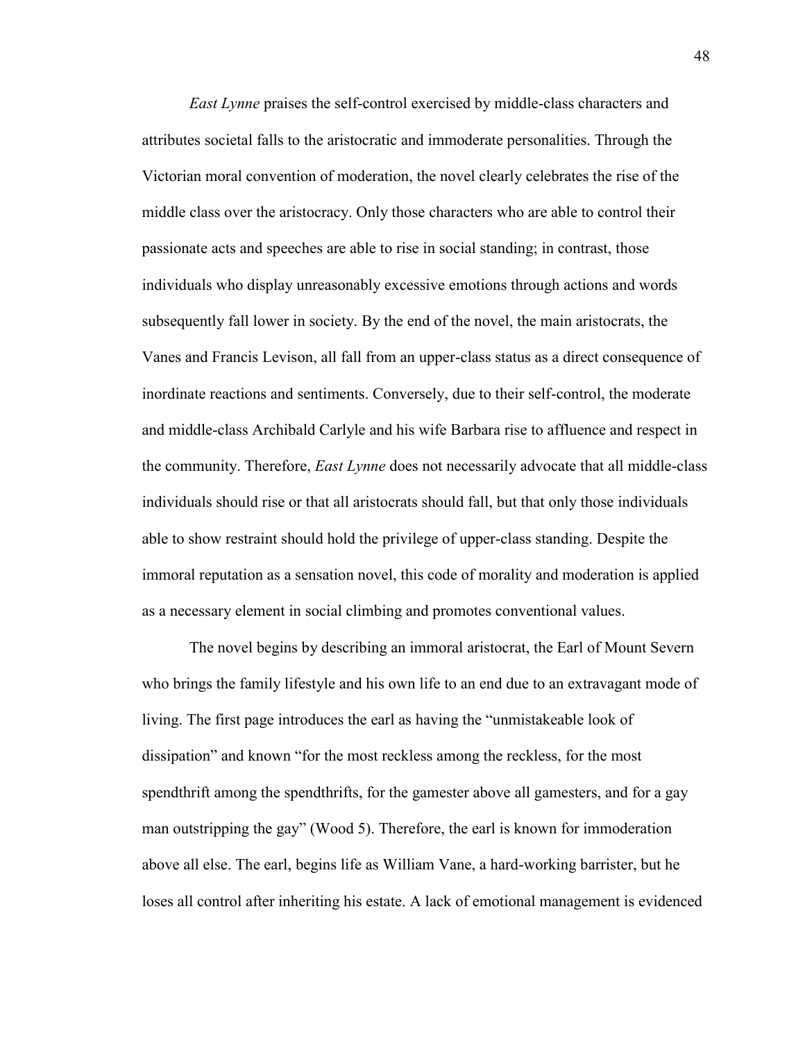*East Lynne* praises the self-control exercised by middle-class characters and attributes societal falls to the aristocratic and immoderate personalities. Through the Victorian moral convention of moderation, the novel clearly celebrates the rise of the middle class over the aristocracy. Only those characters who are able to control their passionate acts and speeches are able to rise in social standing; in contrast, those individuals who display unreasonably excessive emotions through actions and words subsequently fall lower in society. By the end of the novel, the main aristocrats, the Vanes and Francis Levison, all fall from an upper-class status as a direct consequence of inordinate reactions and sentiments. Conversely, due to their self-control, the moderate and middle-class Archibald Carlyle and his wife Barbara rise to affluence and respect in the community. Therefore, *East Lynne* does not necessarily advocate that all middle-class individuals should rise or that all aristocrats should fall, but that only those individuals able to show restraint should hold the privilege of upper-class standing. Despite the immoral reputation as a sensation novel, this code of morality and moderation is applied as a necessary element in social climbing and promotes conventional values.

The novel begins by describing an immoral aristocrat, the Earl of Mount Severn who brings the family lifestyle and his own life to an end due to an extravagant mode of living. The first page introduces the earl as having the "unmistakeable look of dissipation" and known "for the most reckless among the reckless, for the most spendthrift among the spendthrifts, for the gamester above all gamesters, and for a gay man outstripping the gay" (Wood 5). Therefore, the earl is known for immoderation above all else. The earl, begins life as William Vane, a hard-working barrister, but he loses all control after inheriting his estate. A lack of emotional management is evidenced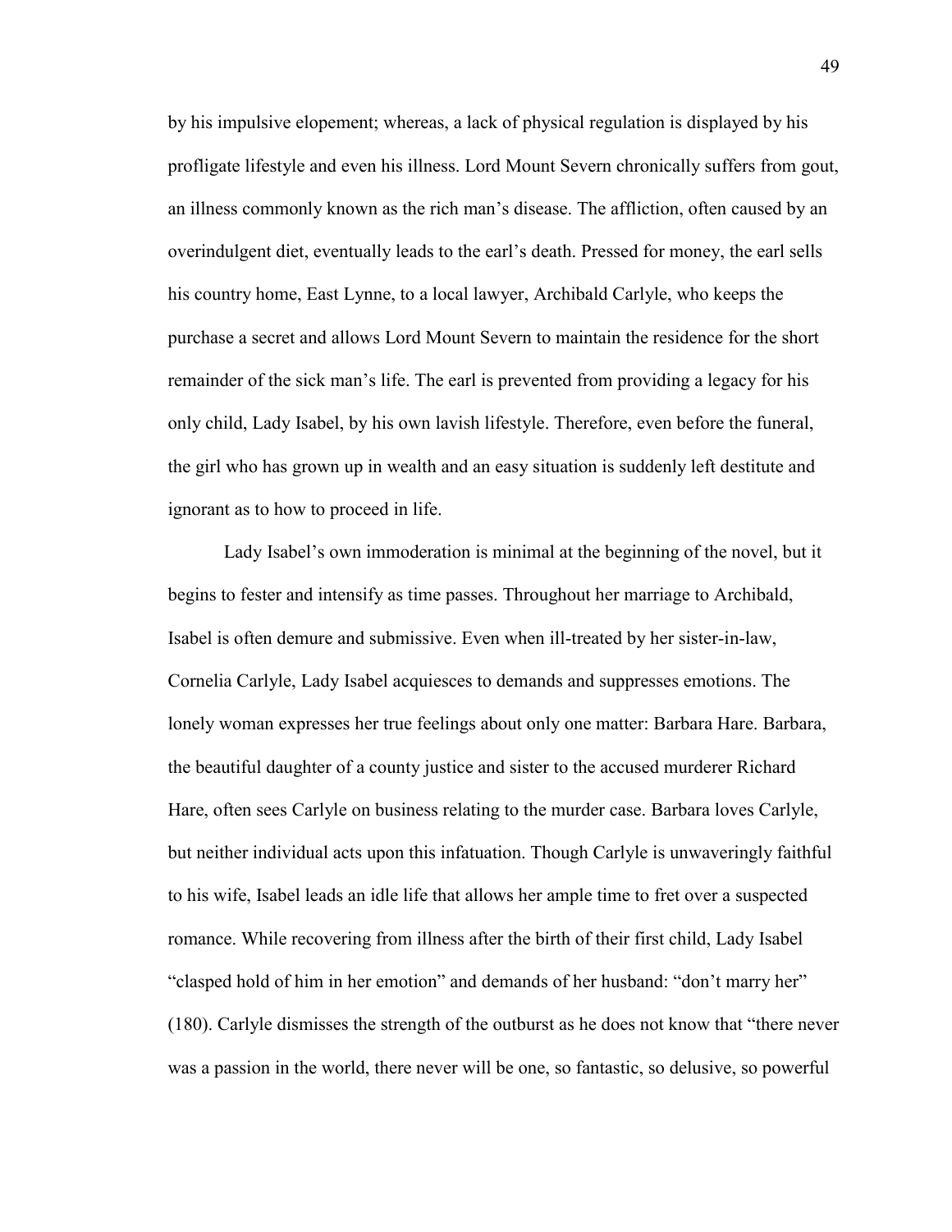by his impulsive elopement; whereas, a lack of physical regulation is displayed by his profligate lifestyle and even his illness. Lord Mount Severn chronically suffers from gout, an illness commonly known as the rich man's disease. The affliction, often caused by an overindulgent diet, eventually leads to the earl's death. Pressed for money, the earl sells his country home, East Lynne, to a local lawyer, Archibald Carlyle, who keeps the purchase a secret and allows Lord Mount Severn to maintain the residence for the short remainder of the sick man's life. The earl is prevented from providing a legacy for his only child, Lady Isabel, by his own lavish lifestyle. Therefore, even before the funeral, the girl who has grown up in wealth and an easy situation is suddenly left destitute and ignorant as to how to proceed in life.

Lady Isabel's own immoderation is minimal at the beginning of the novel, but it begins to fester and intensify as time passes. Throughout her marriage to Archibald, Isabel is often demure and submissive. Even when ill-treated by her sister-in-law, Cornelia Carlyle, Lady Isabel acquiesces to demands and suppresses emotions. The lonely woman expresses her true feelings about only one matter: Barbara Hare. Barbara, the beautiful daughter of a county justice and sister to the accused murderer Richard Hare, often sees Carlyle on business relating to the murder case. Barbara loves Carlyle, but neither individual acts upon this infatuation. Though Carlyle is unwaveringly faithful to his wife, Isabel leads an idle life that allows her ample time to fret over a suspected romance. While recovering from illness after the birth of their first child, Lady Isabel "clasped hold of him in her emotion" and demands of her husband: "don't marry her" (180). Carlyle dismisses the strength of the outburst as he does not know that "there never was a passion in the world, there never will be one, so fantastic, so delusive, so powerful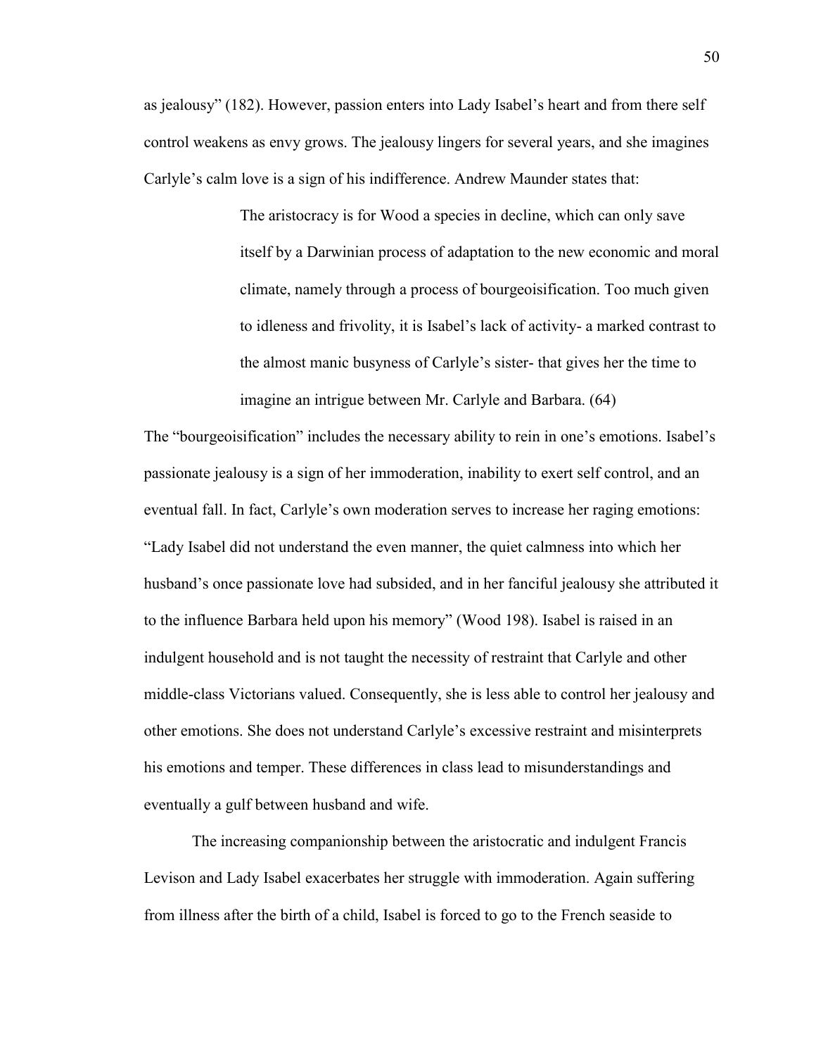as jealousy" (182). However, passion enters into Lady Isabel's heart and from there self control weakens as envy grows. The jealousy lingers for several years, and she imagines Carlyle's calm love is a sign of his indifference. Andrew Maunder states that:

> The aristocracy is for Wood a species in decline, which can only save itself by a Darwinian process of adaptation to the new economic and moral climate, namely through a process of bourgeoisification. Too much given to idleness and frivolity, it is Isabel's lack of activity- a marked contrast to the almost manic busyness of Carlyle's sister- that gives her the time to imagine an intrigue between Mr. Carlyle and Barbara. (64)

The "bourgeoisification" includes the necessary ability to rein in one's emotions. Isabel's passionate jealousy is a sign of her immoderation, inability to exert self control, and an eventual fall. In fact, Carlyle's own moderation serves to increase her raging emotions: "Lady Isabel did not understand the even manner, the quiet calmness into which her husband's once passionate love had subsided, and in her fanciful jealousy she attributed it to the influence Barbara held upon his memory" (Wood 198). Isabel is raised in an indulgent household and is not taught the necessity of restraint that Carlyle and other middle-class Victorians valued. Consequently, she is less able to control her jealousy and other emotions. She does not understand Carlyle's excessive restraint and misinterprets his emotions and temper. These differences in class lead to misunderstandings and eventually a gulf between husband and wife.

The increasing companionship between the aristocratic and indulgent Francis Levison and Lady Isabel exacerbates her struggle with immoderation. Again suffering from illness after the birth of a child, Isabel is forced to go to the French seaside to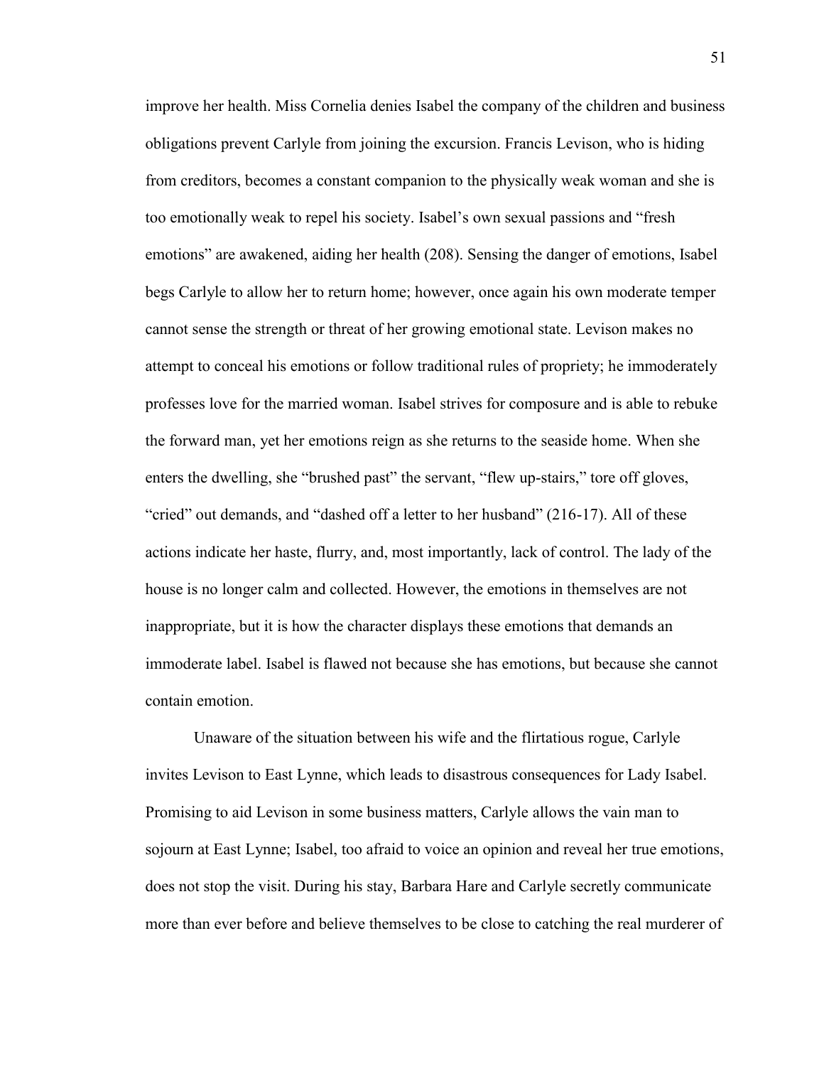improve her health. Miss Cornelia denies Isabel the company of the children and business obligations prevent Carlyle from joining the excursion. Francis Levison, who is hiding from creditors, becomes a constant companion to the physically weak woman and she is too emotionally weak to repel his society. Isabel's own sexual passions and "fresh emotions" are awakened, aiding her health (208). Sensing the danger of emotions, Isabel begs Carlyle to allow her to return home; however, once again his own moderate temper cannot sense the strength or threat of her growing emotional state. Levison makes no attempt to conceal his emotions or follow traditional rules of propriety; he immoderately professes love for the married woman. Isabel strives for composure and is able to rebuke the forward man, yet her emotions reign as she returns to the seaside home. When she enters the dwelling, she "brushed past" the servant, "flew up-stairs," tore off gloves, "cried" out demands, and "dashed off a letter to her husband" (216-17). All of these actions indicate her haste, flurry, and, most importantly, lack of control. The lady of the house is no longer calm and collected. However, the emotions in themselves are not inappropriate, but it is how the character displays these emotions that demands an immoderate label. Isabel is flawed not because she has emotions, but because she cannot contain emotion.

Unaware of the situation between his wife and the flirtatious rogue, Carlyle invites Levison to East Lynne, which leads to disastrous consequences for Lady Isabel. Promising to aid Levison in some business matters, Carlyle allows the vain man to sojourn at East Lynne; Isabel, too afraid to voice an opinion and reveal her true emotions, does not stop the visit. During his stay, Barbara Hare and Carlyle secretly communicate more than ever before and believe themselves to be close to catching the real murderer of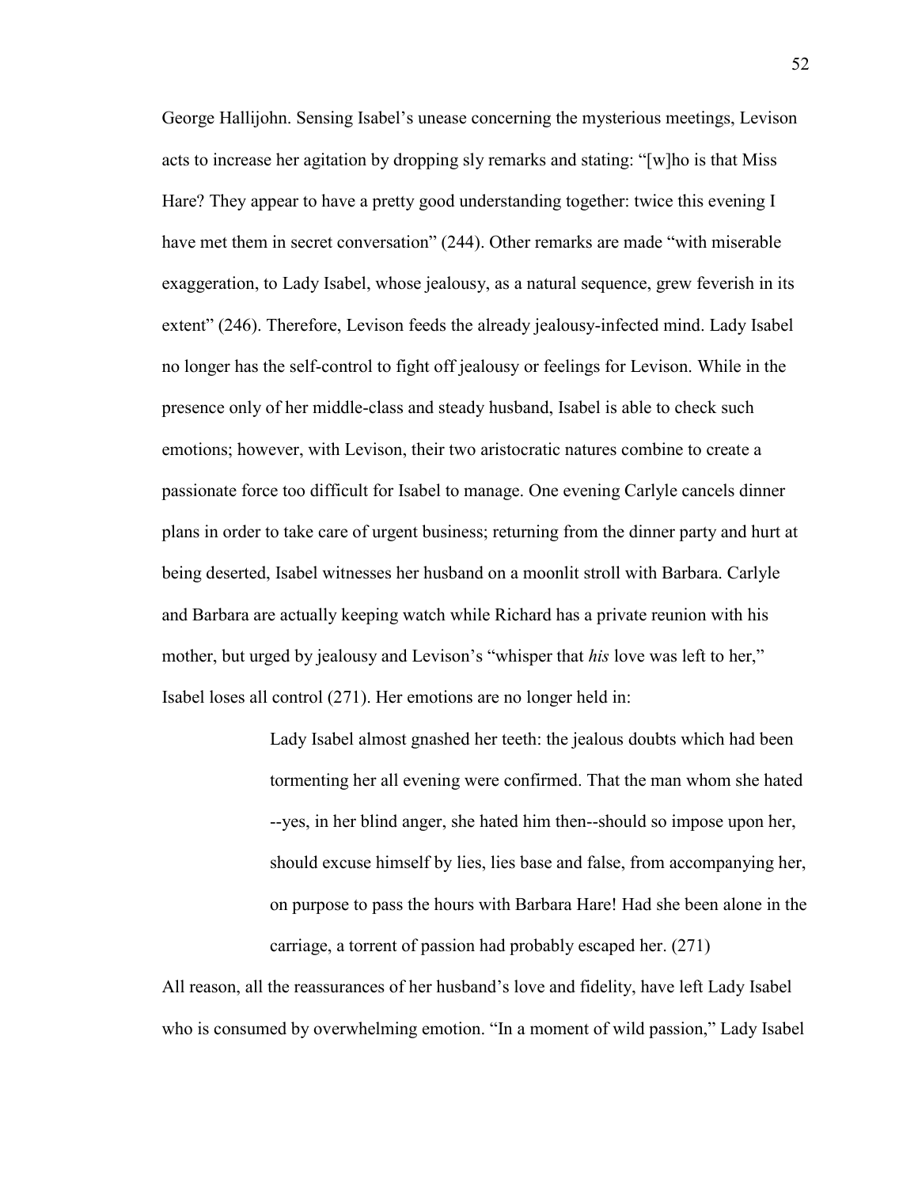George Hallijohn. Sensing Isabel's unease concerning the mysterious meetings, Levison acts to increase her agitation by dropping sly remarks and stating: "[w]ho is that Miss Hare? They appear to have a pretty good understanding together: twice this evening I have met them in secret conversation" (244). Other remarks are made "with miserable exaggeration, to Lady Isabel, whose jealousy, as a natural sequence, grew feverish in its extent" (246). Therefore, Levison feeds the already jealousy-infected mind. Lady Isabel no longer has the self-control to fight off jealousy or feelings for Levison. While in the presence only of her middle-class and steady husband, Isabel is able to check such emotions; however, with Levison, their two aristocratic natures combine to create a passionate force too difficult for Isabel to manage. One evening Carlyle cancels dinner plans in order to take care of urgent business; returning from the dinner party and hurt at being deserted, Isabel witnesses her husband on a moonlit stroll with Barbara. Carlyle and Barbara are actually keeping watch while Richard has a private reunion with his mother, but urged by jealousy and Levison's "whisper that *his* love was left to her," Isabel loses all control (271). Her emotions are no longer held in:

> Lady Isabel almost gnashed her teeth: the jealous doubts which had been tormenting her all evening were confirmed. That the man whom she hated --yes, in her blind anger, she hated him then--should so impose upon her, should excuse himself by lies, lies base and false, from accompanying her, on purpose to pass the hours with Barbara Hare! Had she been alone in the carriage, a torrent of passion had probably escaped her. (271)

All reason, all the reassurances of her husband's love and fidelity, have left Lady Isabel who is consumed by overwhelming emotion. "In a moment of wild passion," Lady Isabel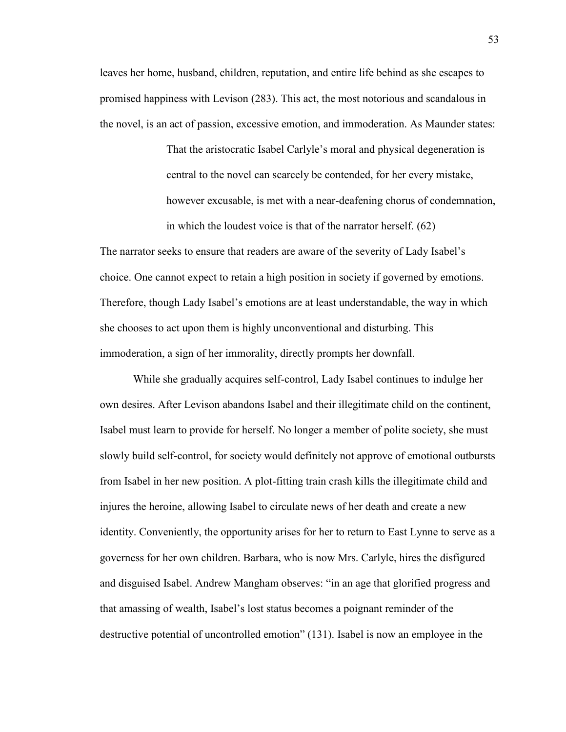leaves her home, husband, children, reputation, and entire life behind as she escapes to promised happiness with Levison (283). This act, the most notorious and scandalous in the novel, is an act of passion, excessive emotion, and immoderation. As Maunder states:

> That the aristocratic Isabel Carlyle's moral and physical degeneration is central to the novel can scarcely be contended, for her every mistake, however excusable, is met with a near-deafening chorus of condemnation, in which the loudest voice is that of the narrator herself. (62)

The narrator seeks to ensure that readers are aware of the severity of Lady Isabel's choice. One cannot expect to retain a high position in society if governed by emotions. Therefore, though Lady Isabel's emotions are at least understandable, the way in which she chooses to act upon them is highly unconventional and disturbing. This immoderation, a sign of her immorality, directly prompts her downfall.

While she gradually acquires self-control, Lady Isabel continues to indulge her own desires. After Levison abandons Isabel and their illegitimate child on the continent, Isabel must learn to provide for herself. No longer a member of polite society, she must slowly build self-control, for society would definitely not approve of emotional outbursts from Isabel in her new position. A plot-fitting train crash kills the illegitimate child and injures the heroine, allowing Isabel to circulate news of her death and create a new identity. Conveniently, the opportunity arises for her to return to East Lynne to serve as a governess for her own children. Barbara, who is now Mrs. Carlyle, hires the disfigured and disguised Isabel. Andrew Mangham observes: "in an age that glorified progress and that amassing of wealth, Isabel's lost status becomes a poignant reminder of the destructive potential of uncontrolled emotion" (131). Isabel is now an employee in the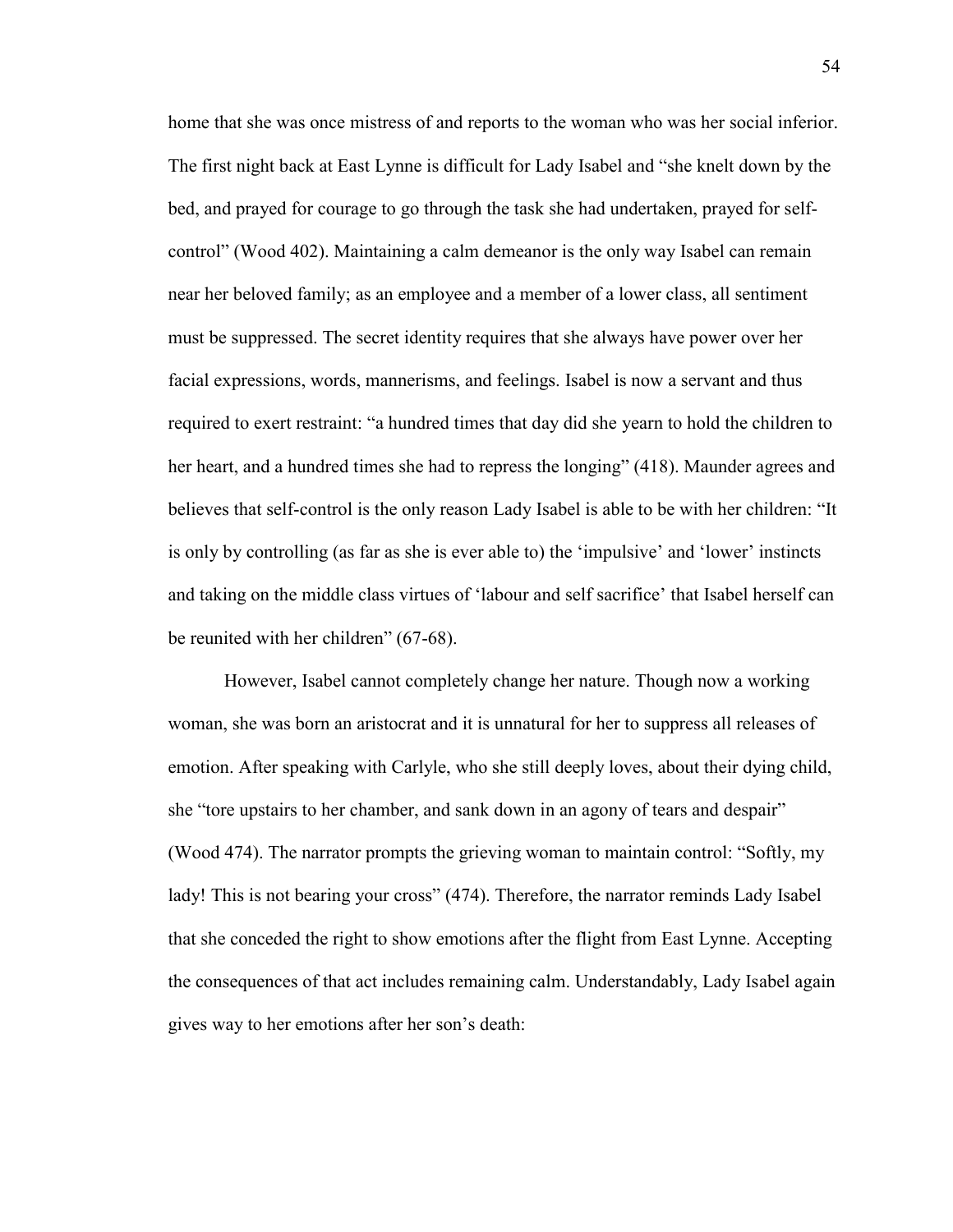home that she was once mistress of and reports to the woman who was her social inferior. The first night back at East Lynne is difficult for Lady Isabel and "she knelt down by the bed, and prayed for courage to go through the task she had undertaken, prayed for self-control" (Wood 402). Maintaining a calm demeanor is the only way Isabel can remain near her beloved family; as an employee and a member of a lower class, all sentiment must be suppressed. The secret identity requires that she always have power over her facial expressions, words, mannerisms, and feelings. Isabel is now a servant and thus required to exert restraint: "a hundred times that day did she yearn to hold the children to her heart, and a hundred times she had to repress the longing" (418). Maunder agrees and believes that self-control is the only reason Lady Isabel is able to be with her children: "It is only by controlling (as far as she is ever able to) the 'impulsive' and 'lower' instincts and taking on the middle class virtues of 'labour and self sacrifice' that Isabel herself can be reunited with her children" (67-68).

However, Isabel cannot completely change her nature. Though now a working woman, she was born an aristocrat and it is unnatural for her to suppress all releases of emotion. After speaking with Carlyle, who she still deeply loves, about their dying child, she "tore upstairs to her chamber, and sank down in an agony of tears and despair" (Wood 474). The narrator prompts the grieving woman to maintain control: "Softly, my lady! This is not bearing your cross" (474). Therefore, the narrator reminds Lady Isabel that she conceded the right to show emotions after the flight from East Lynne. Accepting the consequences of that act includes remaining calm. Understandably, Lady Isabel again gives way to her emotions after her son's death: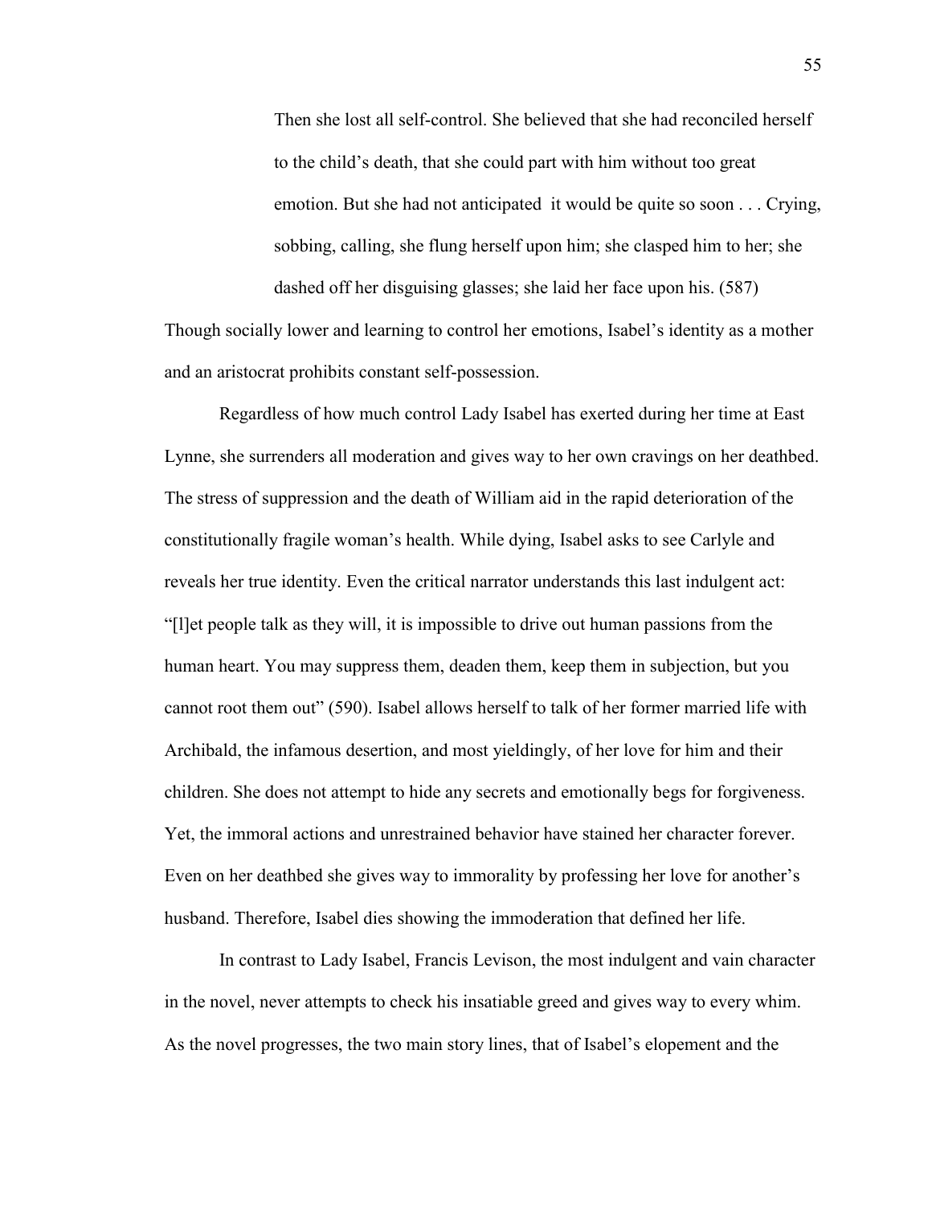> Then she lost all self-control. She believed that she had reconciled herself to the child's death, that she could part with him without too great emotion. But she had not anticipated it would be quite so soon . . . Crying, sobbing, calling, she flung herself upon him; she clasped him to her; she dashed off her disguising glasses; she laid her face upon his. (587)

Though socially lower and learning to control her emotions, Isabel's identity as a mother and an aristocrat prohibits constant self-possession.

Regardless of how much control Lady Isabel has exerted during her time at East Lynne, she surrenders all moderation and gives way to her own cravings on her deathbed. The stress of suppression and the death of William aid in the rapid deterioration of the constitutionally fragile woman's health. While dying, Isabel asks to see Carlyle and reveals her true identity. Even the critical narrator understands this last indulgent act: "[l]et people talk as they will, it is impossible to drive out human passions from the human heart. You may suppress them, deaden them, keep them in subjection, but you cannot root them out" (590). Isabel allows herself to talk of her former married life with Archibald, the infamous desertion, and most yieldingly, of her love for him and their children. She does not attempt to hide any secrets and emotionally begs for forgiveness. Yet, the immoral actions and unrestrained behavior have stained her character forever. Even on her deathbed she gives way to immorality by professing her love for another's husband. Therefore, Isabel dies showing the immoderation that defined her life.

In contrast to Lady Isabel, Francis Levison, the most indulgent and vain character in the novel, never attempts to check his insatiable greed and gives way to every whim. As the novel progresses, the two main story lines, that of Isabel's elopement and the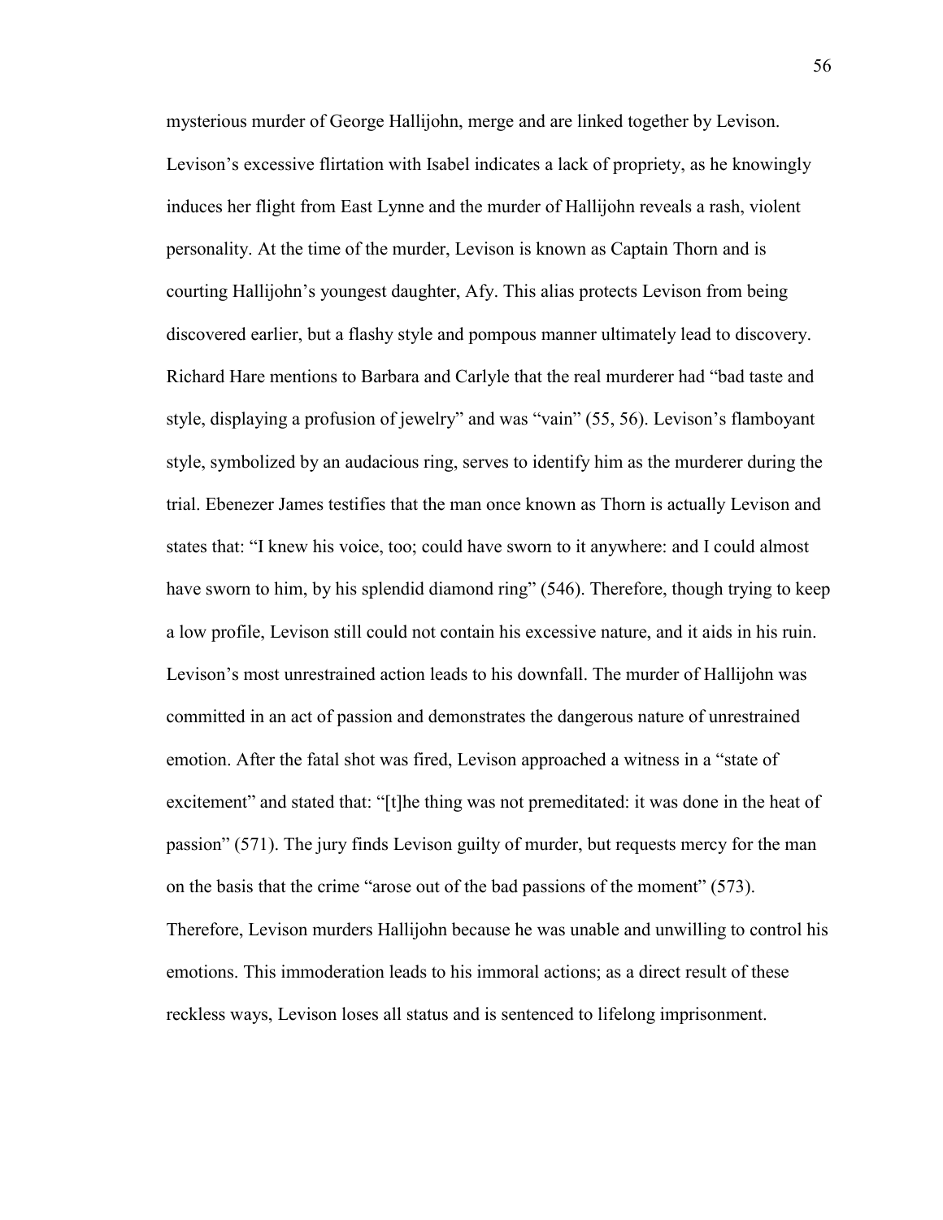mysterious murder of George Hallijohn, merge and are linked together by Levison. Levison's excessive flirtation with Isabel indicates a lack of propriety, as he knowingly induces her flight from East Lynne and the murder of Hallijohn reveals a rash, violent personality. At the time of the murder, Levison is known as Captain Thorn and is courting Hallijohn's youngest daughter, Afy. This alias protects Levison from being discovered earlier, but a flashy style and pompous manner ultimately lead to discovery. Richard Hare mentions to Barbara and Carlyle that the real murderer had "bad taste and style, displaying a profusion of jewelry" and was "vain" (55, 56). Levison's flamboyant style, symbolized by an audacious ring, serves to identify him as the murderer during the trial. Ebenezer James testifies that the man once known as Thorn is actually Levison and states that: "I knew his voice, too; could have sworn to it anywhere: and I could almost have sworn to him, by his splendid diamond ring" (546). Therefore, though trying to keep a low profile, Levison still could not contain his excessive nature, and it aids in his ruin. Levison's most unrestrained action leads to his downfall. The murder of Hallijohn was committed in an act of passion and demonstrates the dangerous nature of unrestrained emotion. After the fatal shot was fired, Levison approached a witness in a "state of excitement" and stated that: "[t]he thing was not premeditated: it was done in the heat of passion" (571). The jury finds Levison guilty of murder, but requests mercy for the man on the basis that the crime "arose out of the bad passions of the moment" (573). Therefore, Levison murders Hallijohn because he was unable and unwilling to control his emotions. This immoderation leads to his immoral actions; as a direct result of these reckless ways, Levison loses all status and is sentenced to lifelong imprisonment.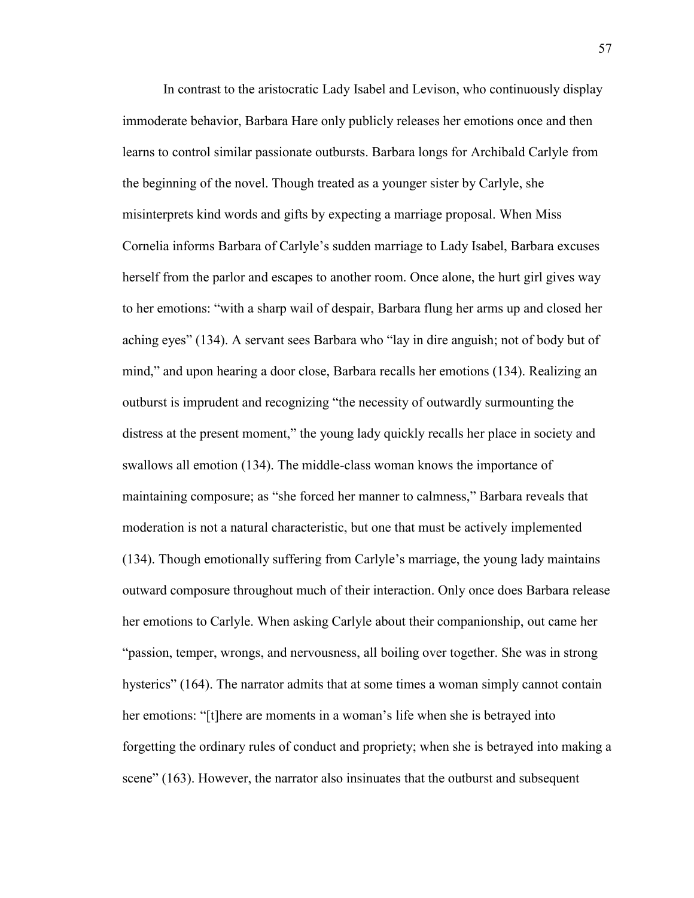In contrast to the aristocratic Lady Isabel and Levison, who continuously display immoderate behavior, Barbara Hare only publicly releases her emotions once and then learns to control similar passionate outbursts. Barbara longs for Archibald Carlyle from the beginning of the novel. Though treated as a younger sister by Carlyle, she misinterprets kind words and gifts by expecting a marriage proposal. When Miss Cornelia informs Barbara of Carlyle's sudden marriage to Lady Isabel, Barbara excuses herself from the parlor and escapes to another room. Once alone, the hurt girl gives way to her emotions: "with a sharp wail of despair, Barbara flung her arms up and closed her aching eyes" (134). A servant sees Barbara who "lay in dire anguish; not of body but of mind," and upon hearing a door close, Barbara recalls her emotions (134). Realizing an outburst is imprudent and recognizing "the necessity of outwardly surmounting the distress at the present moment," the young lady quickly recalls her place in society and swallows all emotion (134). The middle-class woman knows the importance of maintaining composure; as "she forced her manner to calmness," Barbara reveals that moderation is not a natural characteristic, but one that must be actively implemented (134). Though emotionally suffering from Carlyle's marriage, the young lady maintains outward composure throughout much of their interaction. Only once does Barbara release her emotions to Carlyle. When asking Carlyle about their companionship, out came her "passion, temper, wrongs, and nervousness, all boiling over together. She was in strong hysterics" (164). The narrator admits that at some times a woman simply cannot contain her emotions: "[t]here are moments in a woman's life when she is betrayed into forgetting the ordinary rules of conduct and propriety; when she is betrayed into making a scene" (163). However, the narrator also insinuates that the outburst and subsequent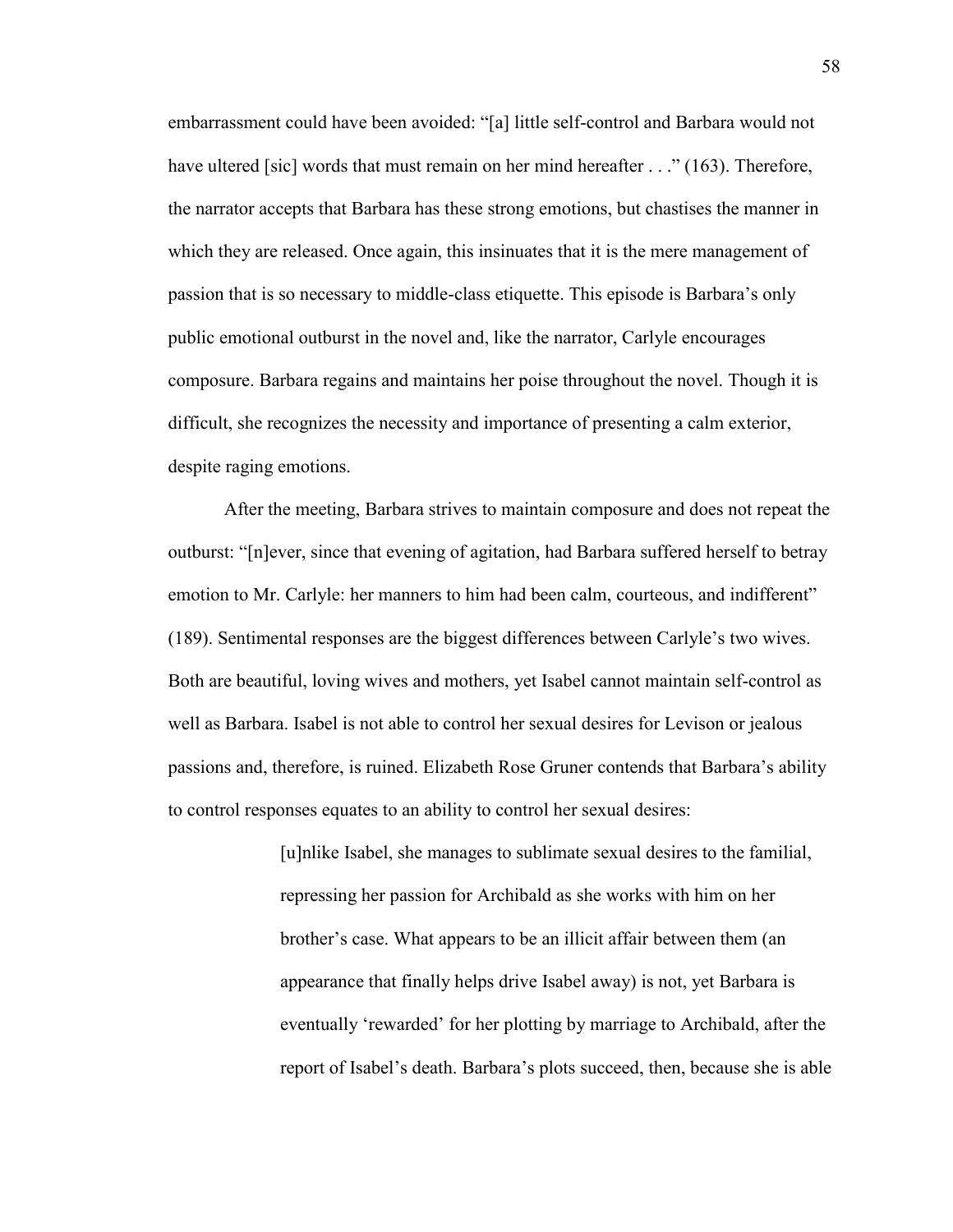embarrassment could have been avoided: "[a] little self-control and Barbara would not have ultered [sic] words that must remain on her mind hereafter . . ." (163). Therefore, the narrator accepts that Barbara has these strong emotions, but chastises the manner in which they are released. Once again, this insinuates that it is the mere management of passion that is so necessary to middle-class etiquette. This episode is Barbara's only public emotional outburst in the novel and, like the narrator, Carlyle encourages composure. Barbara regains and maintains her poise throughout the novel. Though it is difficult, she recognizes the necessity and importance of presenting a calm exterior, despite raging emotions.

After the meeting, Barbara strives to maintain composure and does not repeat the outburst: "[n]ever, since that evening of agitation, had Barbara suffered herself to betray emotion to Mr. Carlyle: her manners to him had been calm, courteous, and indifferent" (189). Sentimental responses are the biggest differences between Carlyle's two wives. Both are beautiful, loving wives and mothers, yet Isabel cannot maintain self-control as well as Barbara. Isabel is not able to control her sexual desires for Levison or jealous passions and, therefore, is ruined. Elizabeth Rose Gruner contends that Barbara's ability to control responses equates to an ability to control her sexual desires:

> [u]nlike Isabel, she manages to sublimate sexual desires to the familial, repressing her passion for Archibald as she works with him on her brother's case. What appears to be an illicit affair between them (an appearance that finally helps drive Isabel away) is not, yet Barbara is eventually 'rewarded' for her plotting by marriage to Archibald, after the report of Isabel's death. Barbara's plots succeed, then, because she is able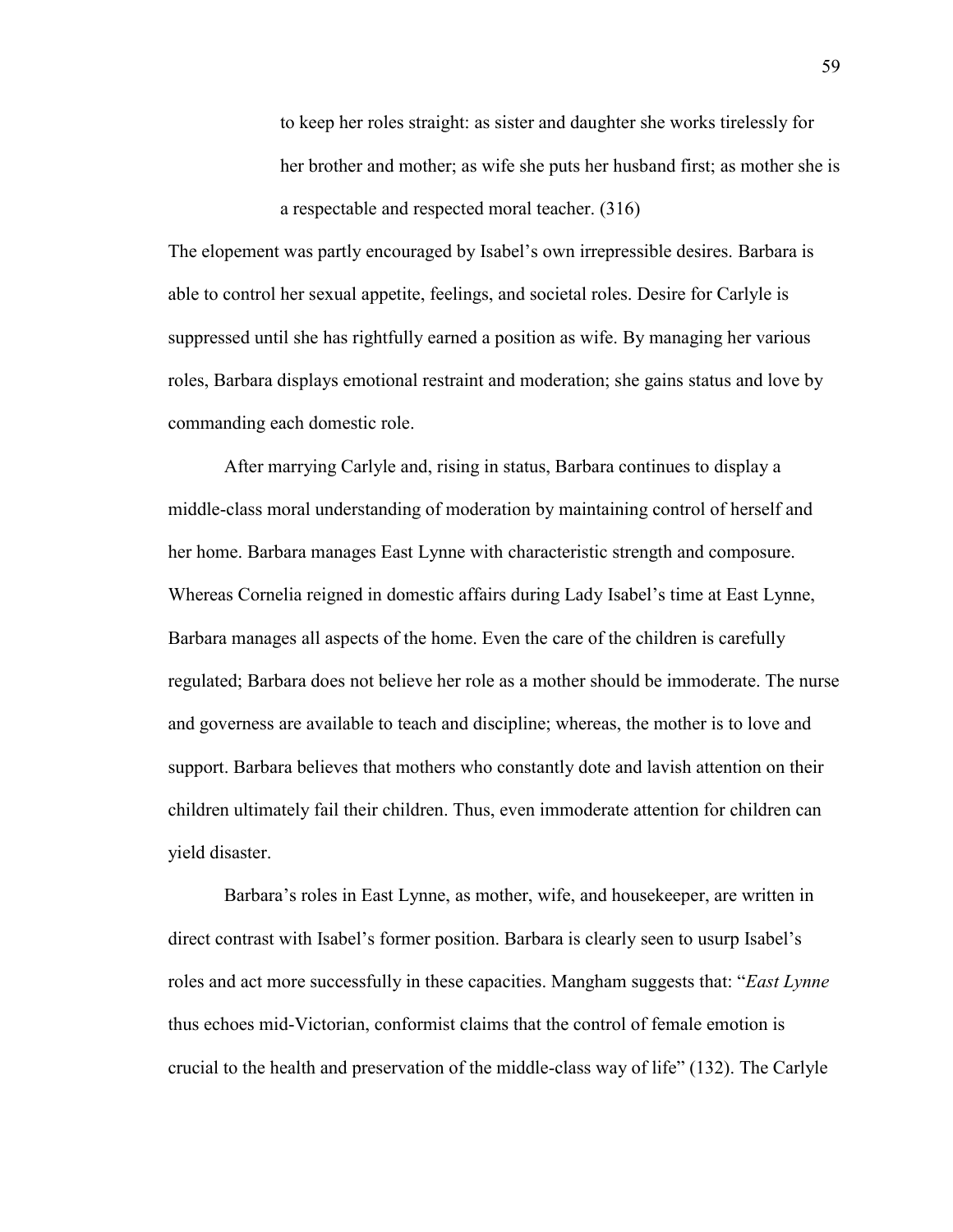> to keep her roles straight: as sister and daughter she works tirelessly for her brother and mother; as wife she puts her husband first; as mother she is a respectable and respected moral teacher. (316)

The elopement was partly encouraged by Isabel's own irrepressible desires. Barbara is able to control her sexual appetite, feelings, and societal roles. Desire for Carlyle is suppressed until she has rightfully earned a position as wife. By managing her various roles, Barbara displays emotional restraint and moderation; she gains status and love by commanding each domestic role.

After marrying Carlyle and, rising in status, Barbara continues to display a middle-class moral understanding of moderation by maintaining control of herself and her home. Barbara manages East Lynne with characteristic strength and composure. Whereas Cornelia reigned in domestic affairs during Lady Isabel's time at East Lynne, Barbara manages all aspects of the home. Even the care of the children is carefully regulated; Barbara does not believe her role as a mother should be immoderate. The nurse and governess are available to teach and discipline; whereas, the mother is to love and support. Barbara believes that mothers who constantly dote and lavish attention on their children ultimately fail their children. Thus, even immoderate attention for children can yield disaster.

Barbara's roles in East Lynne, as mother, wife, and housekeeper, are written in direct contrast with Isabel's former position. Barbara is clearly seen to usurp Isabel's roles and act more successfully in these capacities. Mangham suggests that: "*East Lynne* thus echoes mid-Victorian, conformist claims that the control of female emotion is crucial to the health and preservation of the middle-class way of life" (132). The Carlyle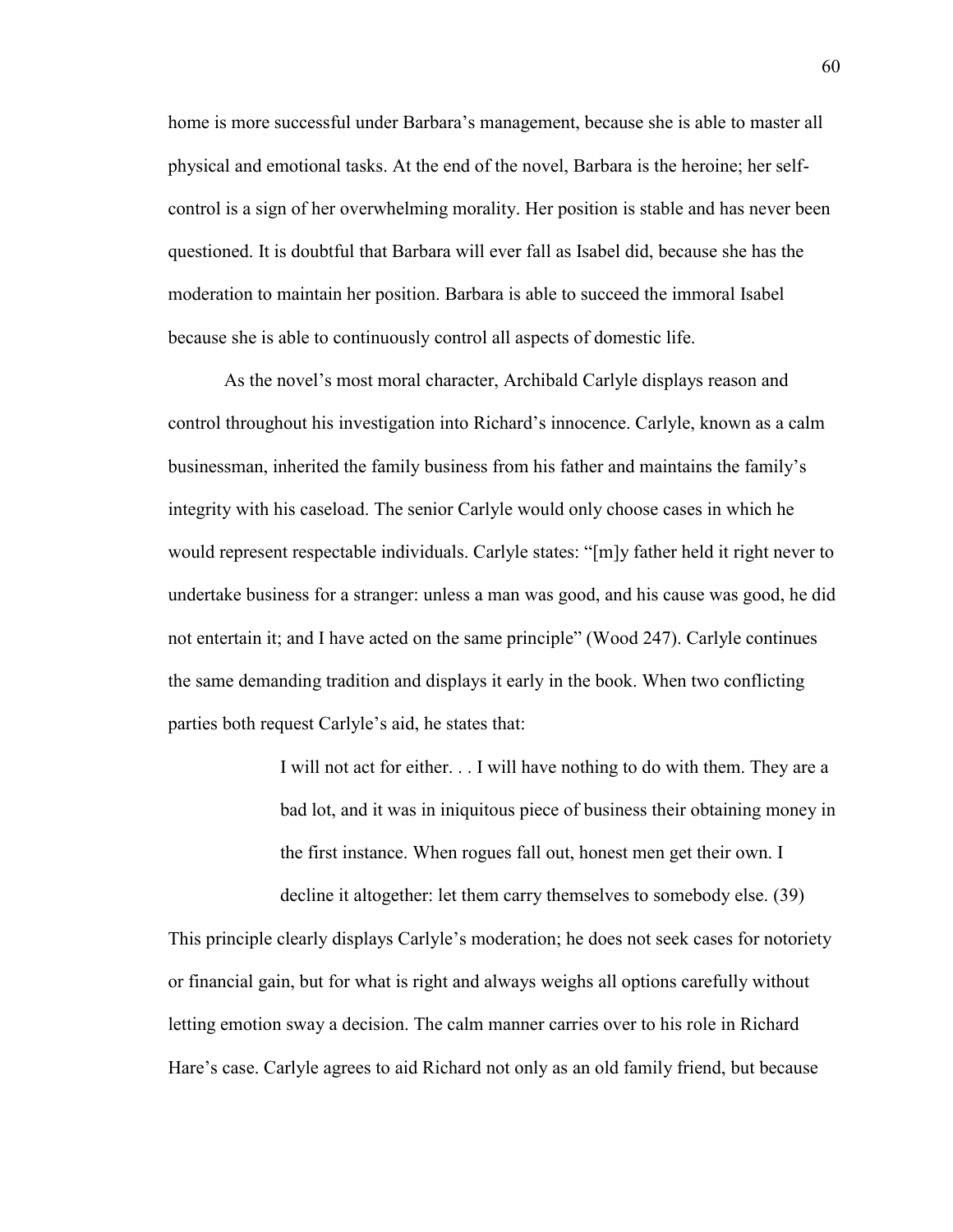home is more successful under Barbara's management, because she is able to master all physical and emotional tasks. At the end of the novel, Barbara is the heroine; her self-control is a sign of her overwhelming morality. Her position is stable and has never been questioned. It is doubtful that Barbara will ever fall as Isabel did, because she has the moderation to maintain her position. Barbara is able to succeed the immoral Isabel because she is able to continuously control all aspects of domestic life.

As the novel's most moral character, Archibald Carlyle displays reason and control throughout his investigation into Richard's innocence. Carlyle, known as a calm businessman, inherited the family business from his father and maintains the family's integrity with his caseload. The senior Carlyle would only choose cases in which he would represent respectable individuals. Carlyle states: "[m]y father held it right never to undertake business for a stranger: unless a man was good, and his cause was good, he did not entertain it; and I have acted on the same principle" (Wood 247). Carlyle continues the same demanding tradition and displays it early in the book. When two conflicting parties both request Carlyle's aid, he states that:

> I will not act for either. . . I will have nothing to do with them. They are a bad lot, and it was in iniquitous piece of business their obtaining money in the first instance. When rogues fall out, honest men get their own. I decline it altogether: let them carry themselves to somebody else. (39)

This principle clearly displays Carlyle's moderation; he does not seek cases for notoriety or financial gain, but for what is right and always weighs all options carefully without letting emotion sway a decision. The calm manner carries over to his role in Richard Hare's case. Carlyle agrees to aid Richard not only as an old family friend, but because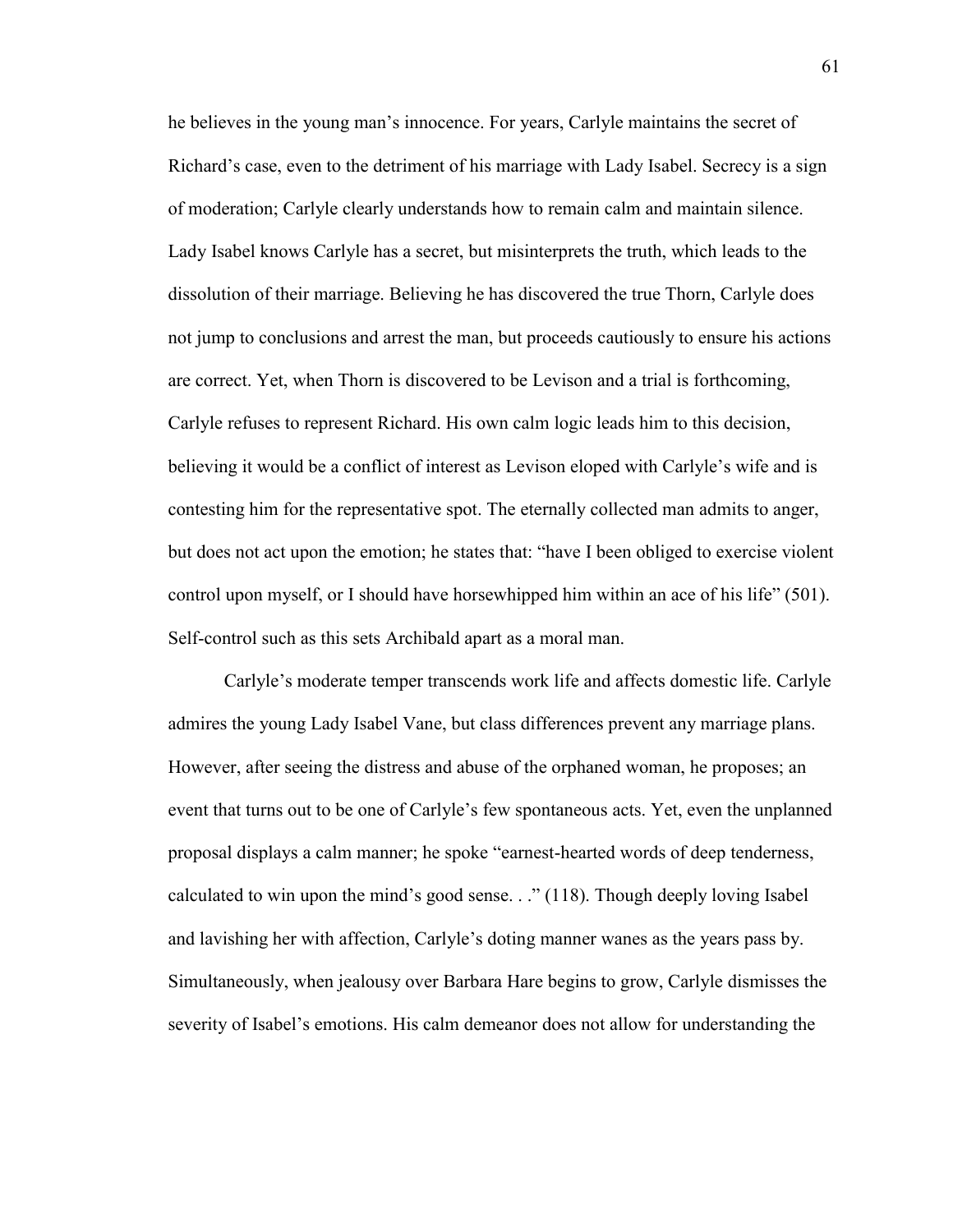he believes in the young man's innocence. For years, Carlyle maintains the secret of Richard's case, even to the detriment of his marriage with Lady Isabel. Secrecy is a sign of moderation; Carlyle clearly understands how to remain calm and maintain silence. Lady Isabel knows Carlyle has a secret, but misinterprets the truth, which leads to the dissolution of their marriage. Believing he has discovered the true Thorn, Carlyle does not jump to conclusions and arrest the man, but proceeds cautiously to ensure his actions are correct. Yet, when Thorn is discovered to be Levison and a trial is forthcoming, Carlyle refuses to represent Richard. His own calm logic leads him to this decision, believing it would be a conflict of interest as Levison eloped with Carlyle's wife and is contesting him for the representative spot. The eternally collected man admits to anger, but does not act upon the emotion; he states that: "have I been obliged to exercise violent control upon myself, or I should have horsewhipped him within an ace of his life" (501). Self-control such as this sets Archibald apart as a moral man.

Carlyle's moderate temper transcends work life and affects domestic life. Carlyle admires the young Lady Isabel Vane, but class differences prevent any marriage plans. However, after seeing the distress and abuse of the orphaned woman, he proposes; an event that turns out to be one of Carlyle's few spontaneous acts. Yet, even the unplanned proposal displays a calm manner; he spoke "earnest-hearted words of deep tenderness, calculated to win upon the mind's good sense. . ." (118). Though deeply loving Isabel and lavishing her with affection, Carlyle's doting manner wanes as the years pass by. Simultaneously, when jealousy over Barbara Hare begins to grow, Carlyle dismisses the severity of Isabel's emotions. His calm demeanor does not allow for understanding the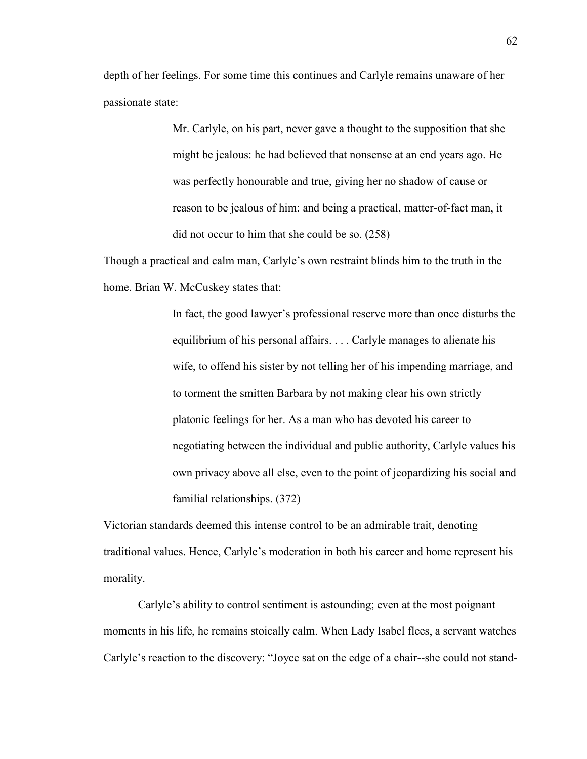depth of her feelings. For some time this continues and Carlyle remains unaware of her passionate state:

> Mr. Carlyle, on his part, never gave a thought to the supposition that she might be jealous: he had believed that nonsense at an end years ago. He was perfectly honourable and true, giving her no shadow of cause or reason to be jealous of him: and being a practical, matter-of-fact man, it did not occur to him that she could be so. (258)

Though a practical and calm man, Carlyle's own restraint blinds him to the truth in the home. Brian W. McCuskey states that:

> In fact, the good lawyer's professional reserve more than once disturbs the equilibrium of his personal affairs. . . . Carlyle manages to alienate his wife, to offend his sister by not telling her of his impending marriage, and to torment the smitten Barbara by not making clear his own strictly platonic feelings for her. As a man who has devoted his career to negotiating between the individual and public authority, Carlyle values his own privacy above all else, even to the point of jeopardizing his social and familial relationships. (372)

Victorian standards deemed this intense control to be an admirable trait, denoting traditional values. Hence, Carlyle's moderation in both his career and home represent his morality.

Carlyle's ability to control sentiment is astounding; even at the most poignant moments in his life, he remains stoically calm. When Lady Isabel flees, a servant watches Carlyle's reaction to the discovery: "Joyce sat on the edge of a chair--she could not stand-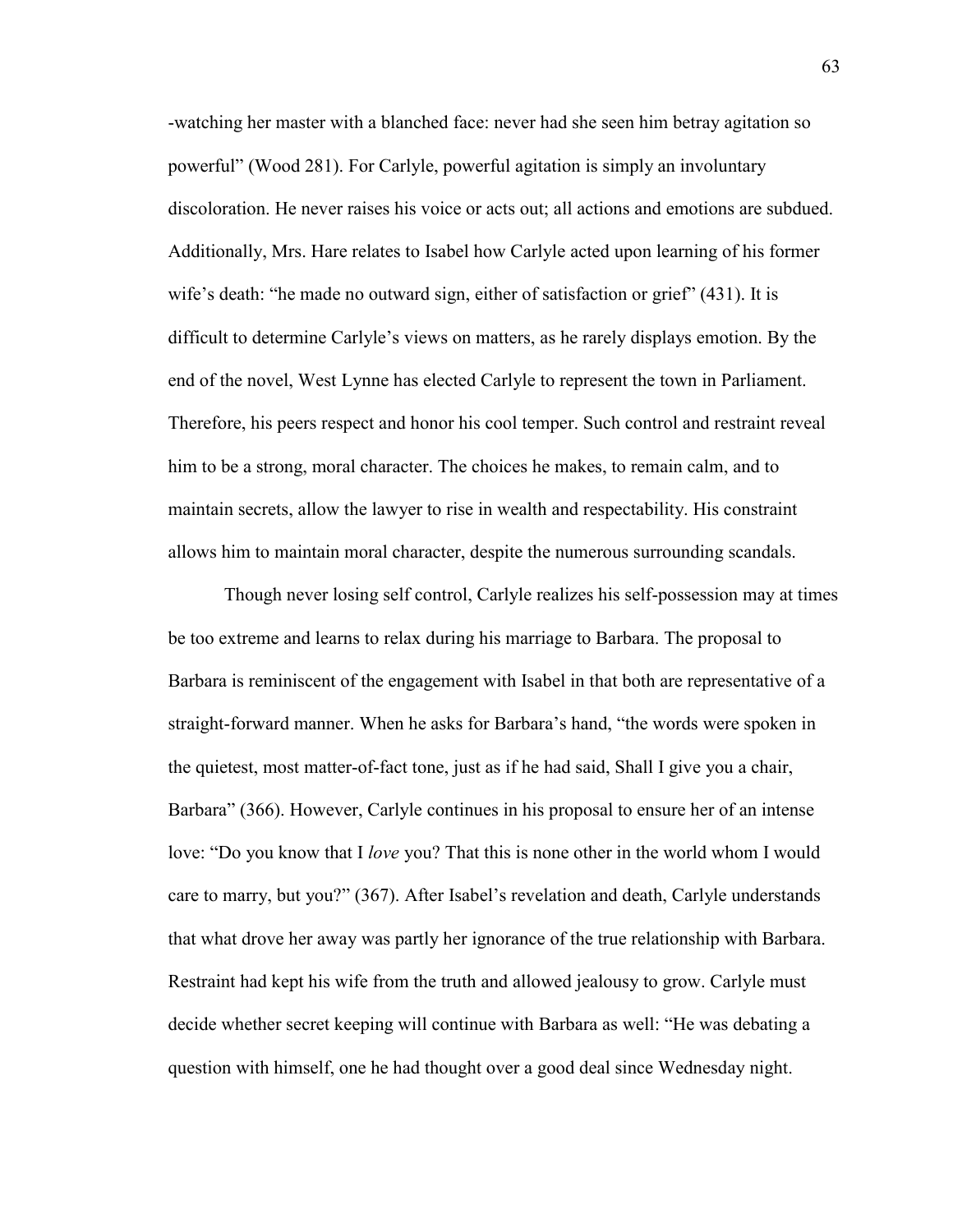-watching her master with a blanched face: never had she seen him betray agitation so powerful" (Wood 281). For Carlyle, powerful agitation is simply an involuntary discoloration. He never raises his voice or acts out; all actions and emotions are subdued. Additionally, Mrs. Hare relates to Isabel how Carlyle acted upon learning of his former wife's death: "he made no outward sign, either of satisfaction or grief" (431). It is difficult to determine Carlyle's views on matters, as he rarely displays emotion. By the end of the novel, West Lynne has elected Carlyle to represent the town in Parliament. Therefore, his peers respect and honor his cool temper. Such control and restraint reveal him to be a strong, moral character. The choices he makes, to remain calm, and to maintain secrets, allow the lawyer to rise in wealth and respectability. His constraint allows him to maintain moral character, despite the numerous surrounding scandals.

Though never losing self control, Carlyle realizes his self-possession may at times be too extreme and learns to relax during his marriage to Barbara. The proposal to Barbara is reminiscent of the engagement with Isabel in that both are representative of a straight-forward manner. When he asks for Barbara's hand, "the words were spoken in the quietest, most matter-of-fact tone, just as if he had said, Shall I give you a chair, Barbara" (366). However, Carlyle continues in his proposal to ensure her of an intense love: "Do you know that I *love* you? That this is none other in the world whom I would care to marry, but you?" (367). After Isabel's revelation and death, Carlyle understands that what drove her away was partly her ignorance of the true relationship with Barbara. Restraint had kept his wife from the truth and allowed jealousy to grow. Carlyle must decide whether secret keeping will continue with Barbara as well: "He was debating a question with himself, one he had thought over a good deal since Wednesday night.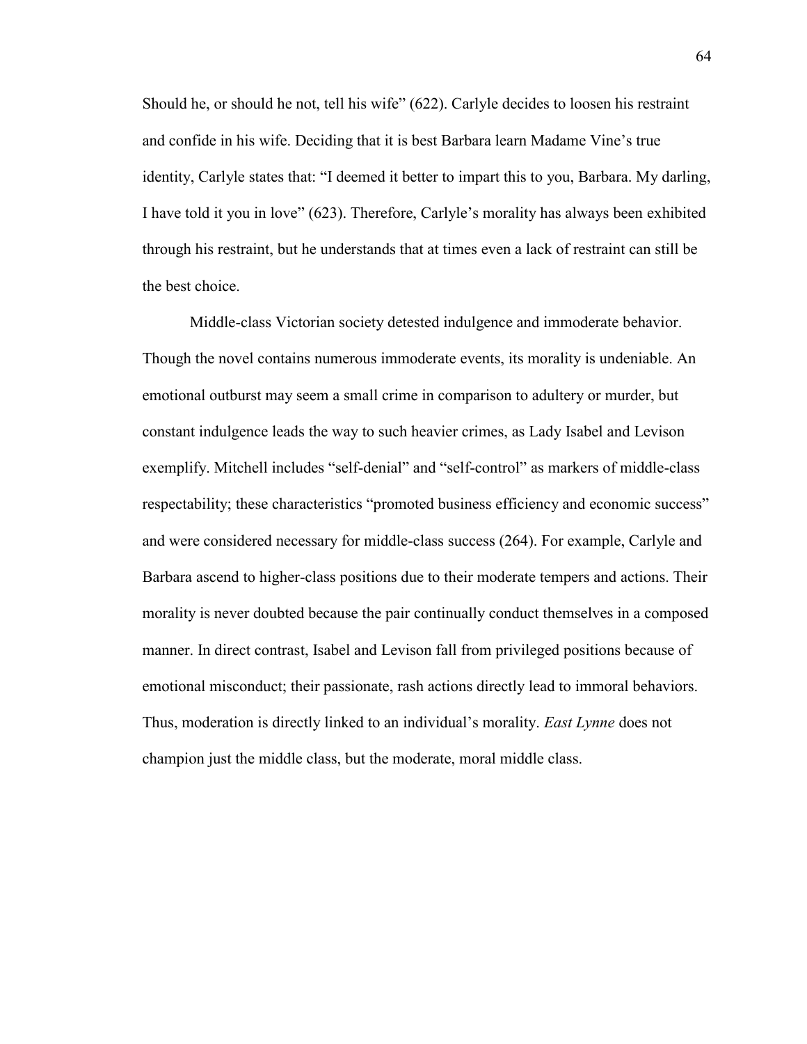Should he, or should he not, tell his wife" (622). Carlyle decides to loosen his restraint and confide in his wife. Deciding that it is best Barbara learn Madame Vine's true identity, Carlyle states that: "I deemed it better to impart this to you, Barbara. My darling, I have told it you in love" (623). Therefore, Carlyle's morality has always been exhibited through his restraint, but he understands that at times even a lack of restraint can still be the best choice.

Middle-class Victorian society detested indulgence and immoderate behavior. Though the novel contains numerous immoderate events, its morality is undeniable. An emotional outburst may seem a small crime in comparison to adultery or murder, but constant indulgence leads the way to such heavier crimes, as Lady Isabel and Levison exemplify. Mitchell includes "self-denial" and "self-control" as markers of middle-class respectability; these characteristics "promoted business efficiency and economic success" and were considered necessary for middle-class success (264). For example, Carlyle and Barbara ascend to higher-class positions due to their moderate tempers and actions. Their morality is never doubted because the pair continually conduct themselves in a composed manner. In direct contrast, Isabel and Levison fall from privileged positions because of emotional misconduct; their passionate, rash actions directly lead to immoral behaviors. Thus, moderation is directly linked to an individual's morality. *East Lynne* does not champion just the middle class, but the moderate, moral middle class.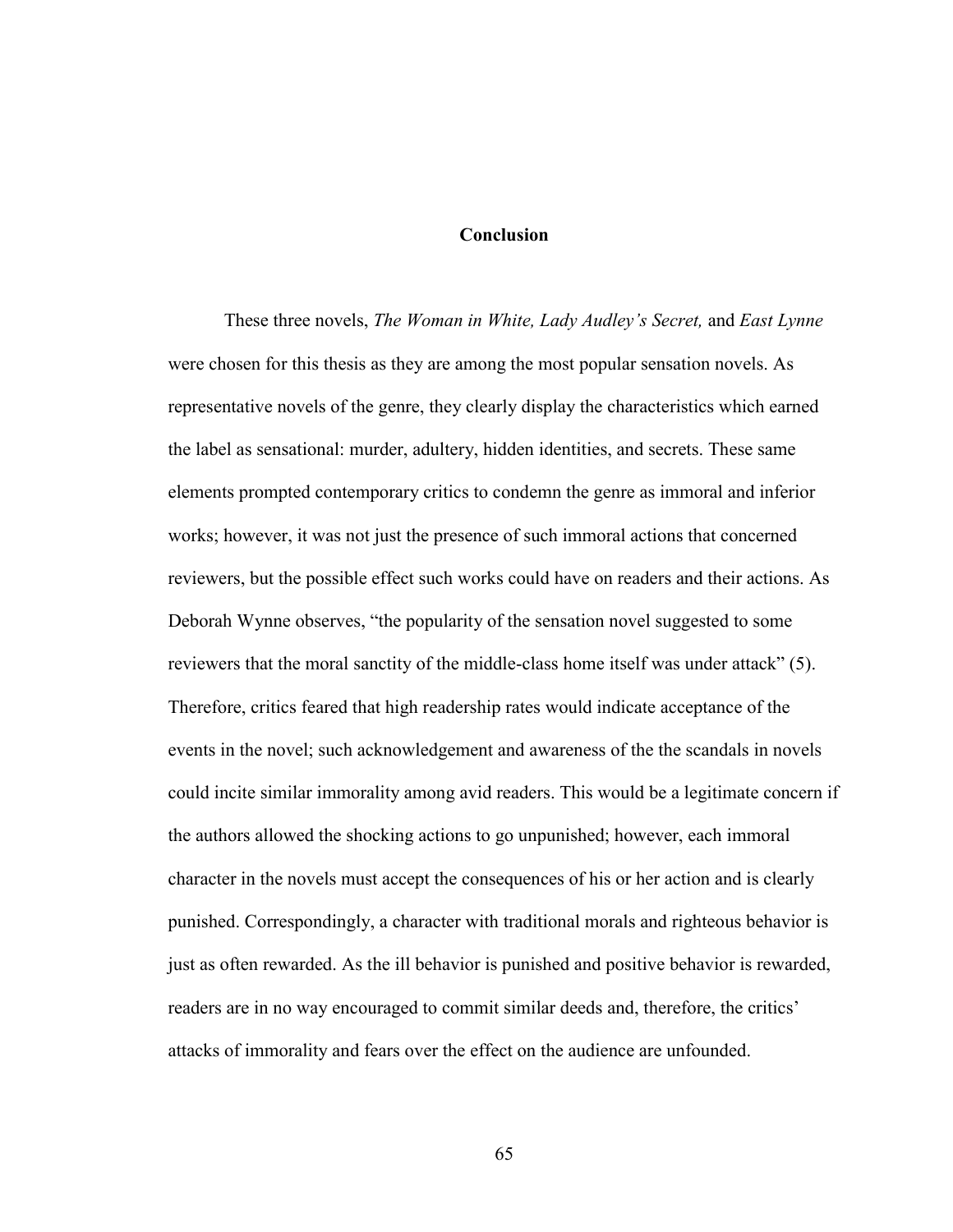# Conclusion

These three novels, *The Woman in White, Lady Audley's Secret,* and *East Lynne* were chosen for this thesis as they are among the most popular sensation novels. As representative novels of the genre, they clearly display the characteristics which earned the label as sensational: murder, adultery, hidden identities, and secrets. These same elements prompted contemporary critics to condemn the genre as immoral and inferior works; however, it was not just the presence of such immoral actions that concerned reviewers, but the possible effect such works could have on readers and their actions. As Deborah Wynne observes, "the popularity of the sensation novel suggested to some reviewers that the moral sanctity of the middle-class home itself was under attack" (5). Therefore, critics feared that high readership rates would indicate acceptance of the events in the novel; such acknowledgement and awareness of the the scandals in novels could incite similar immorality among avid readers. This would be a legitimate concern if the authors allowed the shocking actions to go unpunished; however, each immoral character in the novels must accept the consequences of his or her action and is clearly punished. Correspondingly, a character with traditional morals and righteous behavior is just as often rewarded. As the ill behavior is punished and positive behavior is rewarded, readers are in no way encouraged to commit similar deeds and, therefore, the critics' attacks of immorality and fears over the effect on the audience are unfounded.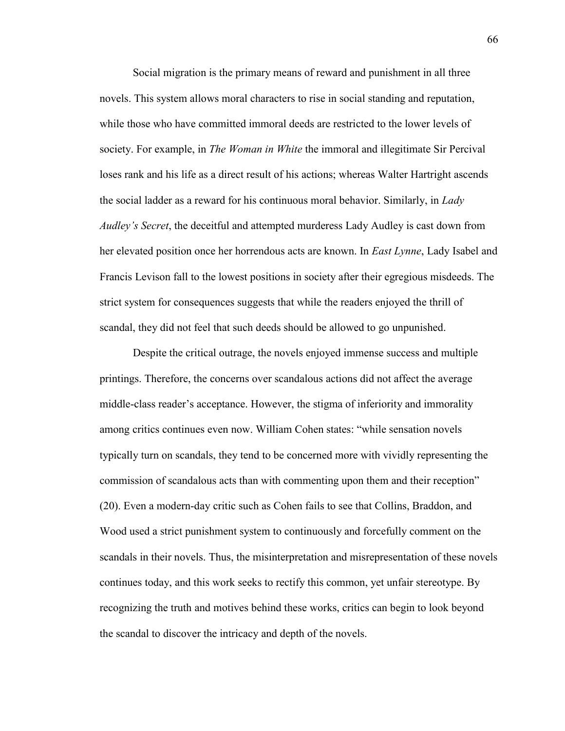Social migration is the primary means of reward and punishment in all three novels. This system allows moral characters to rise in social standing and reputation, while those who have committed immoral deeds are restricted to the lower levels of society. For example, in *The Woman in White* the immoral and illegitimate Sir Percival loses rank and his life as a direct result of his actions; whereas Walter Hartright ascends the social ladder as a reward for his continuous moral behavior. Similarly, in *Lady Audley's Secret*, the deceitful and attempted murderess Lady Audley is cast down from her elevated position once her horrendous acts are known. In *East Lynne*, Lady Isabel and Francis Levison fall to the lowest positions in society after their egregious misdeeds. The strict system for consequences suggests that while the readers enjoyed the thrill of scandal, they did not feel that such deeds should be allowed to go unpunished.

Despite the critical outrage, the novels enjoyed immense success and multiple printings. Therefore, the concerns over scandalous actions did not affect the average middle-class reader's acceptance. However, the stigma of inferiority and immorality among critics continues even now. William Cohen states: "while sensation novels typically turn on scandals, they tend to be concerned more with vividly representing the commission of scandalous acts than with commenting upon them and their reception" (20). Even a modern-day critic such as Cohen fails to see that Collins, Braddon, and Wood used a strict punishment system to continuously and forcefully comment on the scandals in their novels. Thus, the misinterpretation and misrepresentation of these novels continues today, and this work seeks to rectify this common, yet unfair stereotype. By recognizing the truth and motives behind these works, critics can begin to look beyond the scandal to discover the intricacy and depth of the novels.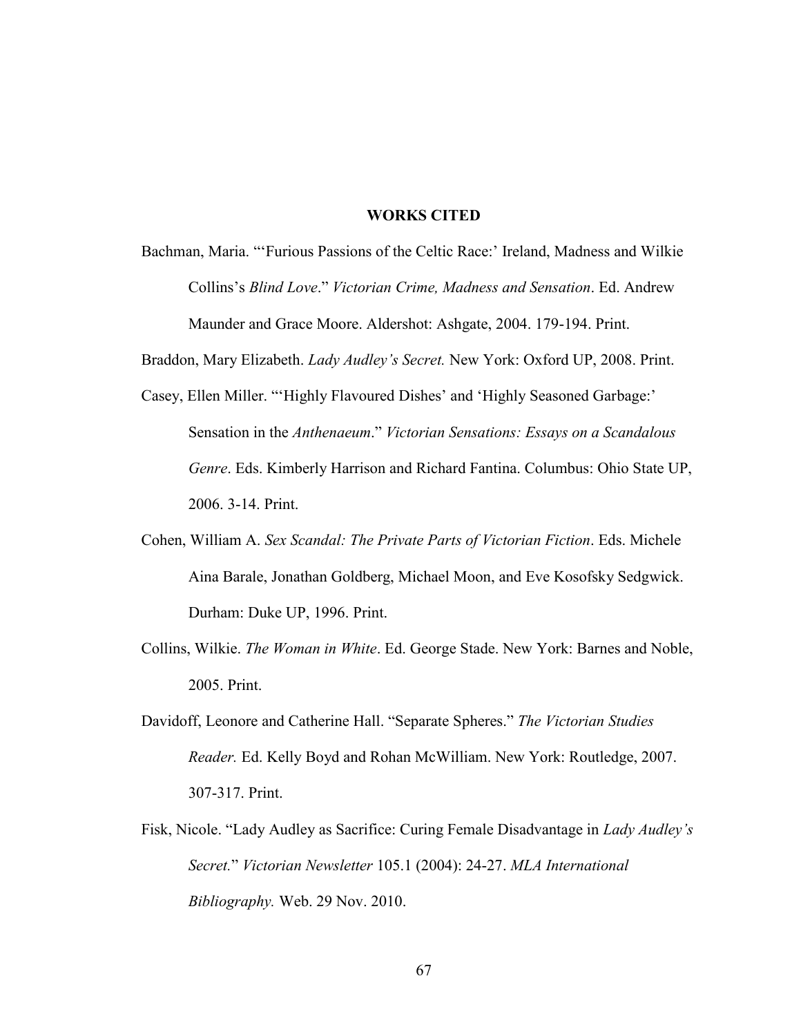# WORKS CITED

Bachman, Maria. "'Furious Passions of the Celtic Race:' Ireland, Madness and Wilkie Collins's *Blind Love*." *Victorian Crime, Madness and Sensation*. Ed. Andrew Maunder and Grace Moore. Aldershot: Ashgate, 2004. 179-194. Print.

Braddon, Mary Elizabeth. *Lady Audley's Secret.* New York: Oxford UP, 2008. Print.

Casey, Ellen Miller. "'Highly Flavoured Dishes' and 'Highly Seasoned Garbage:' Sensation in the *Anthenaeum*." *Victorian Sensations: Essays on a Scandalous Genre*. Eds. Kimberly Harrison and Richard Fantina. Columbus: Ohio State UP, 2006. 3-14. Print.

Cohen, William A. *Sex Scandal: The Private Parts of Victorian Fiction*. Eds. Michele Aina Barale, Jonathan Goldberg, Michael Moon, and Eve Kosofsky Sedgwick. Durham: Duke UP, 1996. Print.

Collins, Wilkie. *The Woman in White*. Ed. George Stade. New York: Barnes and Noble, 2005. Print.

Davidoff, Leonore and Catherine Hall. "Separate Spheres." *The Victorian Studies Reader.* Ed. Kelly Boyd and Rohan McWilliam. New York: Routledge, 2007. 307-317. Print.

Fisk, Nicole. "Lady Audley as Sacrifice: Curing Female Disadvantage in *Lady Audley's Secret.*" *Victorian Newsletter* 105.1 (2004): 24-27. *MLA International Bibliography.* Web. 29 Nov. 2010.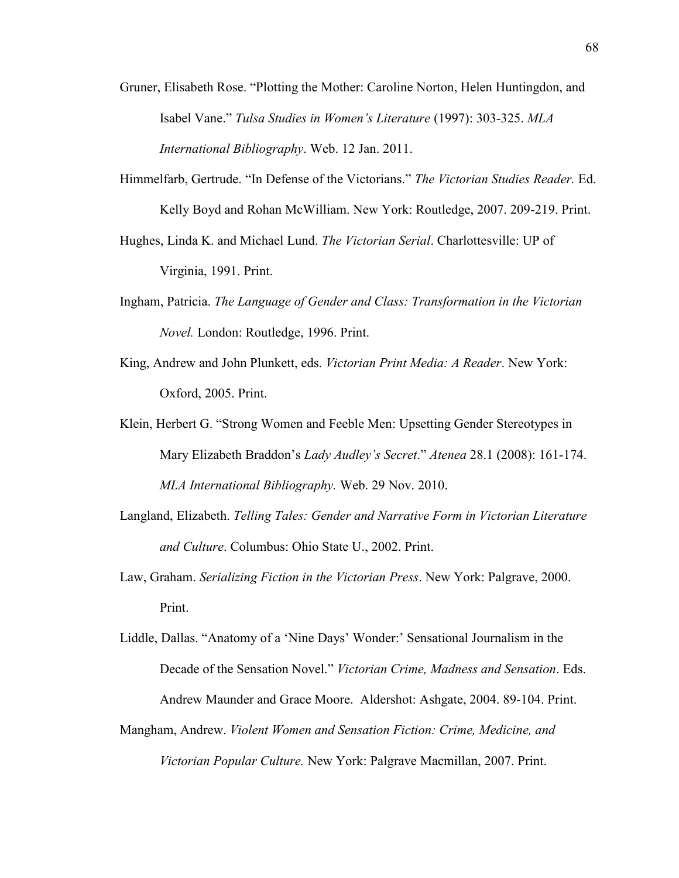Gruner, Elisabeth Rose. "Plotting the Mother: Caroline Norton, Helen Huntingdon, and Isabel Vane." *Tulsa Studies in Women's Literature* (1997): 303-325. *MLA International Bibliography*. Web. 12 Jan. 2011.

Himmelfarb, Gertrude. "In Defense of the Victorians." *The Victorian Studies Reader.* Ed. Kelly Boyd and Rohan McWilliam. New York: Routledge, 2007. 209-219. Print.

Hughes, Linda K. and Michael Lund. *The Victorian Serial*. Charlottesville: UP of Virginia, 1991. Print.

Ingham, Patricia. *The Language of Gender and Class: Transformation in the Victorian Novel.* London: Routledge, 1996. Print.

King, Andrew and John Plunkett, eds. *Victorian Print Media: A Reader*. New York: Oxford, 2005. Print.

Klein, Herbert G. "Strong Women and Feeble Men: Upsetting Gender Stereotypes in Mary Elizabeth Braddon's *Lady Audley's Secret*." *Atenea* 28.1 (2008): 161-174. *MLA International Bibliography.* Web. 29 Nov. 2010.

Langland, Elizabeth. *Telling Tales: Gender and Narrative Form in Victorian Literature and Culture*. Columbus: Ohio State U., 2002. Print.

Law, Graham. *Serializing Fiction in the Victorian Press*. New York: Palgrave, 2000. Print.

Liddle, Dallas. "Anatomy of a 'Nine Days' Wonder:' Sensational Journalism in the Decade of the Sensation Novel." *Victorian Crime, Madness and Sensation*. Eds. Andrew Maunder and Grace Moore. Aldershot: Ashgate, 2004. 89-104. Print.

Mangham, Andrew. *Violent Women and Sensation Fiction: Crime, Medicine, and Victorian Popular Culture.* New York: Palgrave Macmillan, 2007. Print.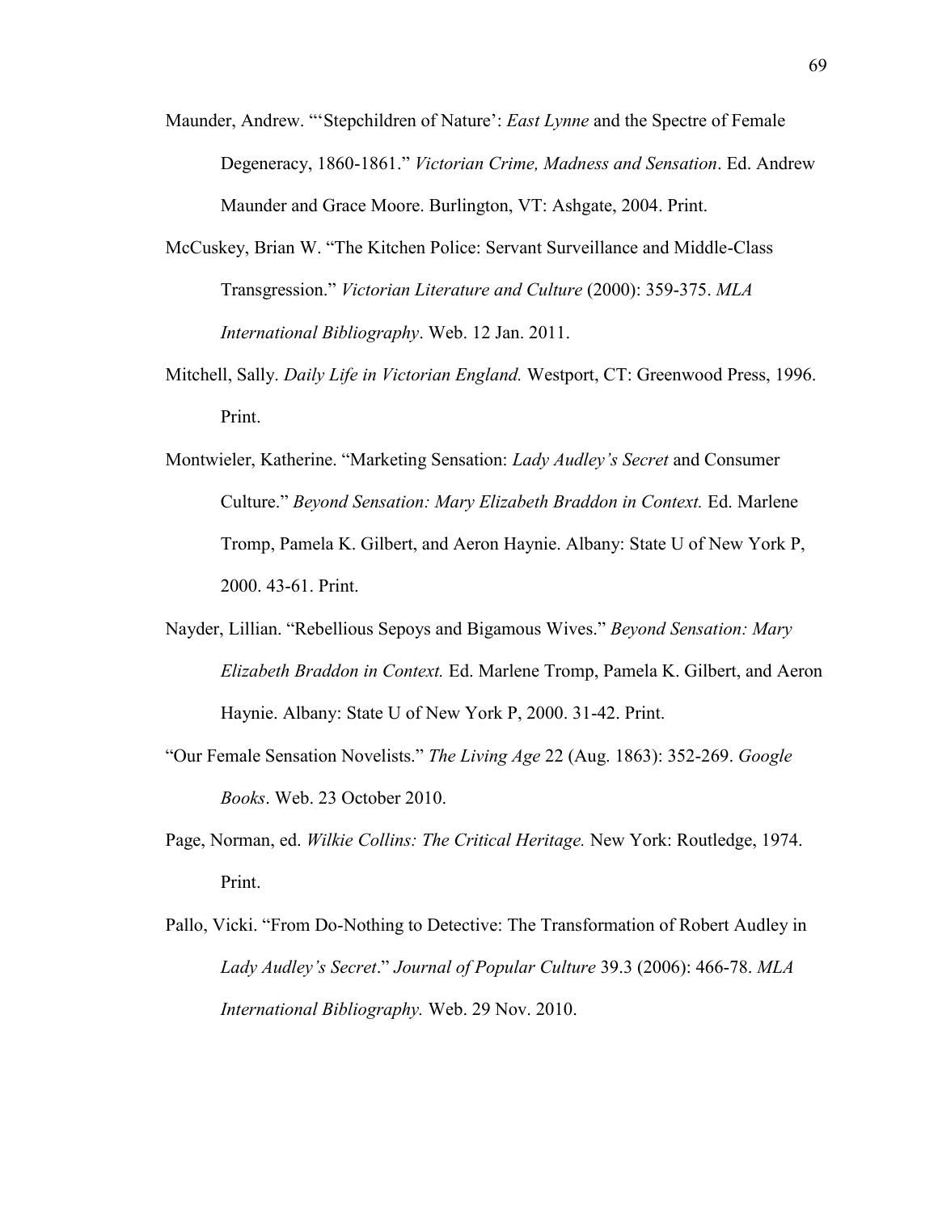Maunder, Andrew. "'Stepchildren of Nature': *East Lynne* and the Spectre of Female Degeneracy, 1860-1861." *Victorian Crime, Madness and Sensation*. Ed. Andrew Maunder and Grace Moore. Burlington, VT: Ashgate, 2004. Print.

McCuskey, Brian W. "The Kitchen Police: Servant Surveillance and Middle-Class Transgression." *Victorian Literature and Culture* (2000): 359-375. *MLA International Bibliography*. Web. 12 Jan. 2011.

Mitchell, Sally. *Daily Life in Victorian England.* Westport, CT: Greenwood Press, 1996. Print.

Montwieler, Katherine. "Marketing Sensation: *Lady Audley's Secret* and Consumer Culture." *Beyond Sensation: Mary Elizabeth Braddon in Context.* Ed. Marlene Tromp, Pamela K. Gilbert, and Aeron Haynie. Albany: State U of New York P, 2000. 43-61. Print.

Nayder, Lillian. "Rebellious Sepoys and Bigamous Wives." *Beyond Sensation: Mary Elizabeth Braddon in Context.* Ed. Marlene Tromp, Pamela K. Gilbert, and Aeron Haynie. Albany: State U of New York P, 2000. 31-42. Print.

"Our Female Sensation Novelists." *The Living Age* 22 (Aug. 1863): 352-269. *Google Books*. Web. 23 October 2010.

Page, Norman, ed. *Wilkie Collins: The Critical Heritage.* New York: Routledge, 1974. Print.

Pallo, Vicki. "From Do-Nothing to Detective: The Transformation of Robert Audley in *Lady Audley's Secret*." *Journal of Popular Culture* 39.3 (2006): 466-78. *MLA International Bibliography.* Web. 29 Nov. 2010.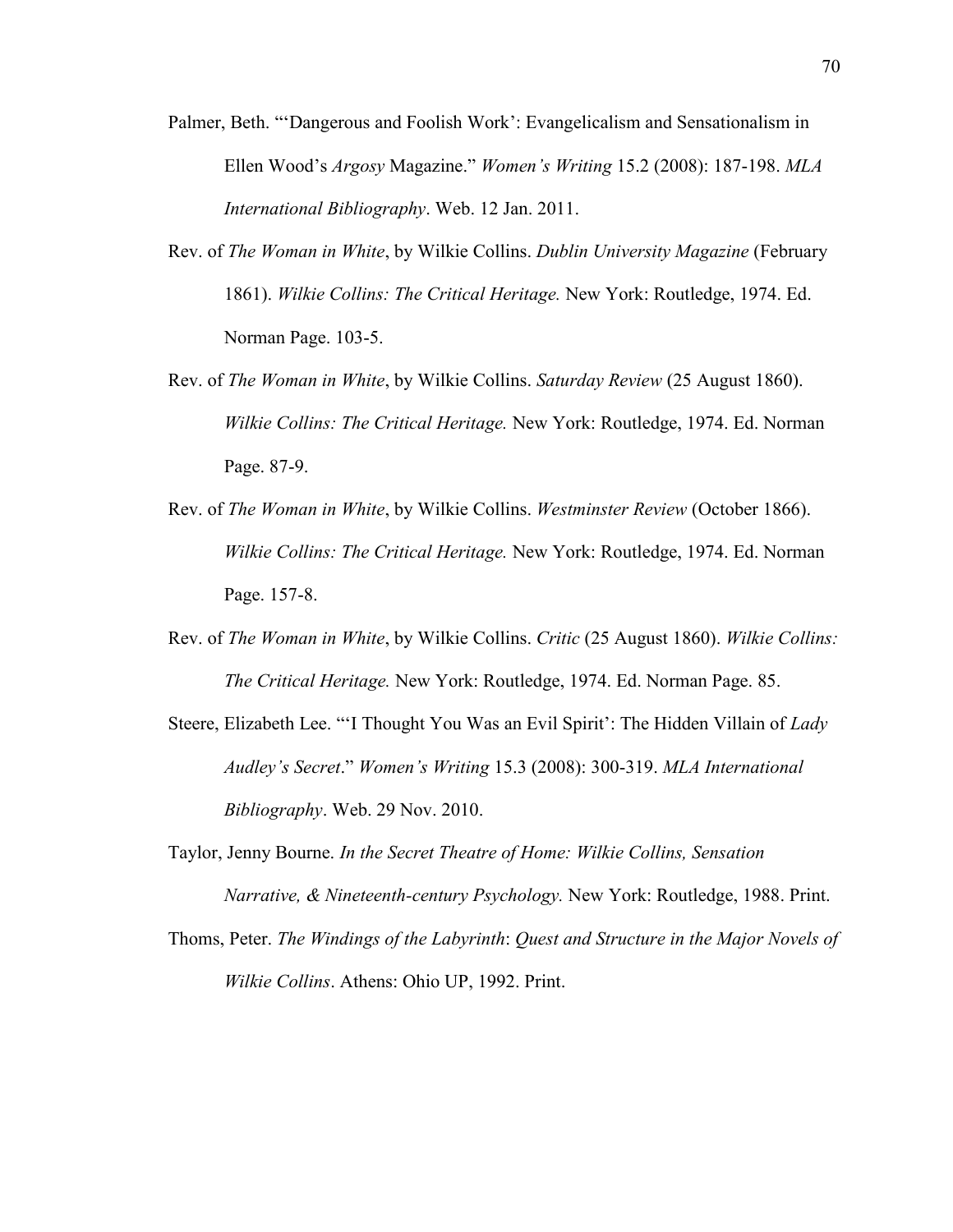Palmer, Beth. "'Dangerous and Foolish Work': Evangelicalism and Sensationalism in Ellen Wood's *Argosy* Magazine." *Women's Writing* 15.2 (2008): 187-198. *MLA International Bibliography*. Web. 12 Jan. 2011.

Rev. of *The Woman in White*, by Wilkie Collins. *Dublin University Magazine* (February 1861). *Wilkie Collins: The Critical Heritage.* New York: Routledge, 1974. Ed. Norman Page. 103-5.

Rev. of *The Woman in White*, by Wilkie Collins. *Saturday Review* (25 August 1860). *Wilkie Collins: The Critical Heritage.* New York: Routledge, 1974. Ed. Norman Page. 87-9.

Rev. of *The Woman in White*, by Wilkie Collins. *Westminster Review* (October 1866). *Wilkie Collins: The Critical Heritage.* New York: Routledge, 1974. Ed. Norman Page. 157-8.

Rev. of *The Woman in White*, by Wilkie Collins. *Critic* (25 August 1860). *Wilkie Collins: The Critical Heritage.* New York: Routledge, 1974. Ed. Norman Page. 85.

Steere, Elizabeth Lee. "'I Thought You Was an Evil Spirit': The Hidden Villain of *Lady Audley's Secret*." *Women's Writing* 15.3 (2008): 300-319. *MLA International Bibliography*. Web. 29 Nov. 2010.

Taylor, Jenny Bourne. *In the Secret Theatre of Home: Wilkie Collins, Sensation Narrative, & Nineteenth-century Psychology.* New York: Routledge, 1988. Print.

Thoms, Peter. *The Windings of the Labyrinth*: *Quest and Structure in the Major Novels of Wilkie Collins*. Athens: Ohio UP, 1992. Print.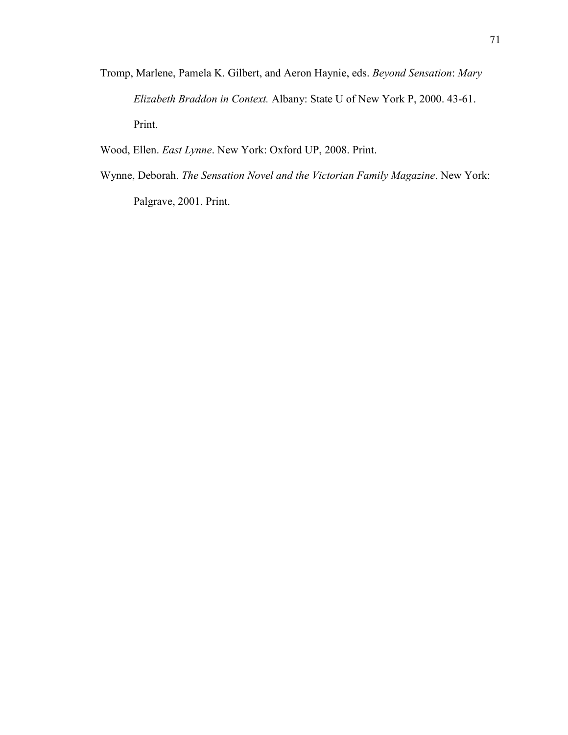Tromp, Marlene, Pamela K. Gilbert, and Aeron Haynie, eds. *Beyond Sensation*: *Mary Elizabeth Braddon in Context.* Albany: State U of New York P, 2000. 43-61. Print.

Wood, Ellen. *East Lynne*. New York: Oxford UP, 2008. Print.

Wynne, Deborah. *The Sensation Novel and the Victorian Family Magazine*. New York: Palgrave, 2001. Print.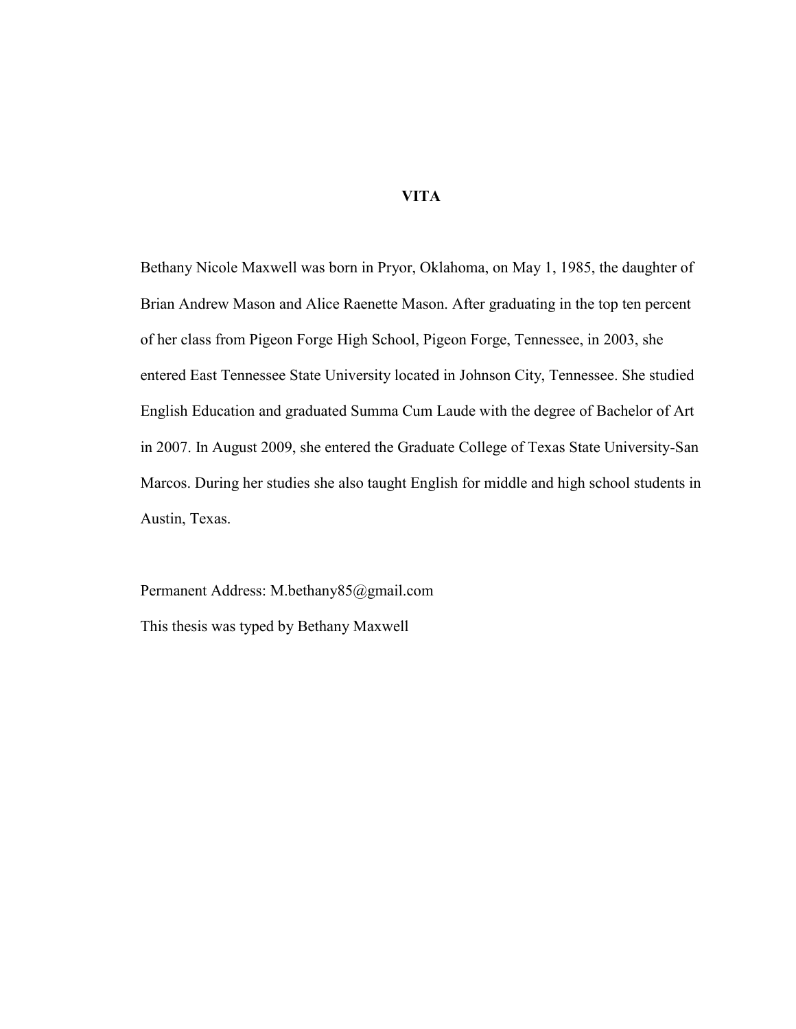# VITA

Bethany Nicole Maxwell was born in Pryor, Oklahoma, on May 1, 1985, the daughter of Brian Andrew Mason and Alice Raenette Mason. After graduating in the top ten percent of her class from Pigeon Forge High School, Pigeon Forge, Tennessee, in 2003, she entered East Tennessee State University located in Johnson City, Tennessee. She studied English Education and graduated Summa Cum Laude with the degree of Bachelor of Art in 2007. In August 2009, she entered the Graduate College of Texas State University-San Marcos. During her studies she also taught English for middle and high school students in Austin, Texas.

Permanent Address: M.bethany85@gmail.com

This thesis was typed by Bethany Maxwell